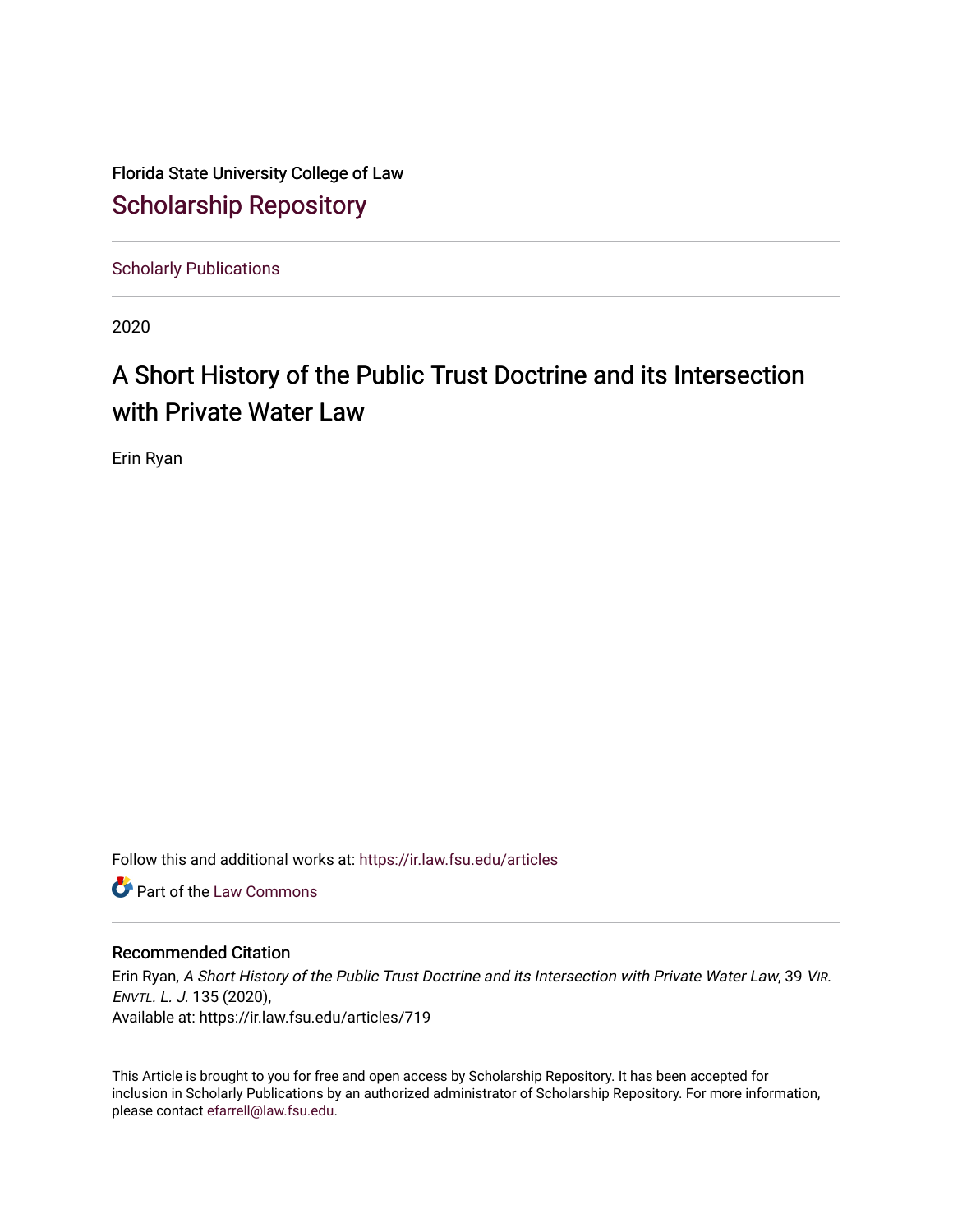Florida State University College of Law

# Scholarship Repository

Scholarly Publications

2020

# A Short History of the Public Trust Doctrine and its Intersection with Private Water Law

Erin Ryan

Follow this and additional works at: https://ir.law.fsu.edu/articles

Part of the Law Commons

## Recommended Citation

Erin Ryan, *A Short History of the Public Trust Doctrine and its Intersection with Private Water Law*, 39 *Vir. Envtl. L. J.* 135 (2020),
Available at: https://ir.law.fsu.edu/articles/719

This Article is brought to you for free and open access by Scholarship Repository. It has been accepted for inclusion in Scholarly Publications by an authorized administrator of Scholarship Repository. For more information, please contact efarrell@law.fsu.edu.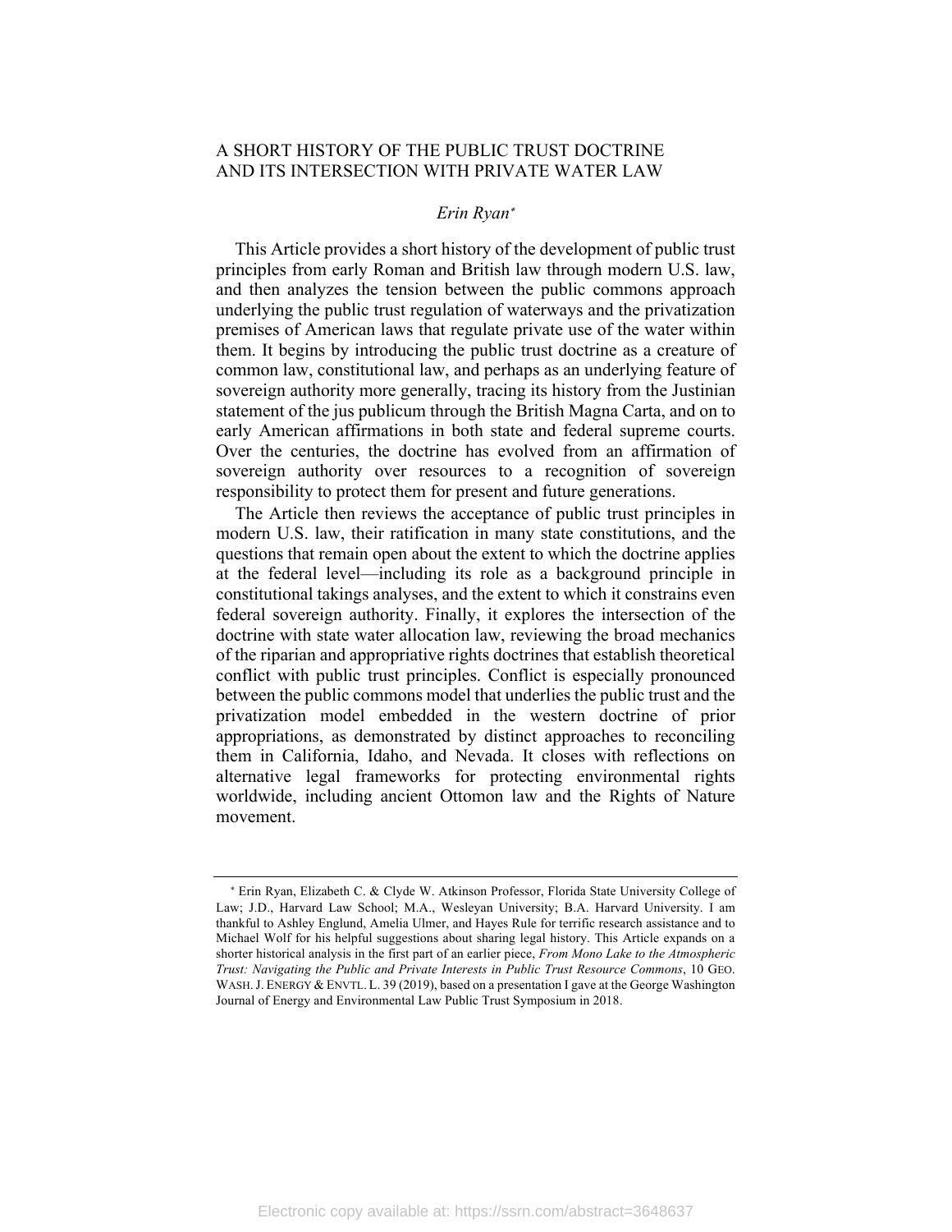# A SHORT HISTORY OF THE PUBLIC TRUST DOCTRINE AND ITS INTERSECTION WITH PRIVATE WATER LAW

*Erin Ryan*[*]

This Article provides a short history of the development of public trust principles from early Roman and British law through modern U.S. law, and then analyzes the tension between the public commons approach underlying the public trust regulation of waterways and the privatization premises of American laws that regulate private use of the water within them. It begins by introducing the public trust doctrine as a creature of common law, constitutional law, and perhaps as an underlying feature of sovereign authority more generally, tracing its history from the Justinian statement of the jus publicum through the British Magna Carta, and on to early American affirmations in both state and federal supreme courts. Over the centuries, the doctrine has evolved from an affirmation of sovereign authority over resources to a recognition of sovereign responsibility to protect them for present and future generations.

The Article then reviews the acceptance of public trust principles in modern U.S. law, their ratification in many state constitutions, and the questions that remain open about the extent to which the doctrine applies at the federal level—including its role as a background principle in constitutional takings analyses, and the extent to which it constrains even federal sovereign authority. Finally, it explores the intersection of the doctrine with state water allocation law, reviewing the broad mechanics of the riparian and appropriative rights doctrines that establish theoretical conflict with public trust principles. Conflict is especially pronounced between the public commons model that underlies the public trust and the privatization model embedded in the western doctrine of prior appropriations, as demonstrated by distinct approaches to reconciling them in California, Idaho, and Nevada. It closes with reflections on alternative legal frameworks for protecting environmental rights worldwide, including ancient Ottomon law and the Rights of Nature movement.

---

[*] Erin Ryan, Elizabeth C. & Clyde W. Atkinson Professor, Florida State University College of Law; J.D., Harvard Law School; M.A., Wesleyan University; B.A. Harvard University. I am thankful to Ashley Englund, Amelia Ulmer, and Hayes Rule for terrific research assistance and to Michael Wolf for his helpful suggestions about sharing legal history. This Article expands on a shorter historical analysis in the first part of an earlier piece, *From Mono Lake to the Atmospheric Trust: Navigating the Public and Private Interests in Public Trust Resource Commons*, 10 GEO. WASH. J. ENERGY & ENVTL. L. 39 (2019), based on a presentation I gave at the George Washington Journal of Energy and Environmental Law Public Trust Symposium in 2018.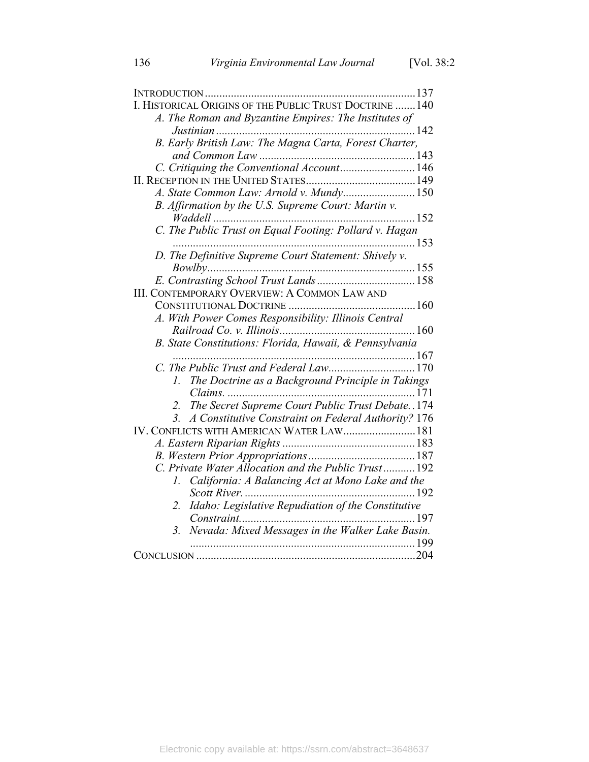INTRODUCTION ......................................................................... 137

I. HISTORICAL ORIGINS OF THE PUBLIC TRUST DOCTRINE ....... 140

- *A. The Roman and Byzantine Empires: The Institutes of Justinian* ..................................................................... 142
- *B. Early British Law: The Magna Carta, Forest Charter, and Common Law* ...................................................... 143
- *C. Critiquing the Conventional Account* .......................... 146

II. RECEPTION IN THE UNITED STATES ...................................... 149

- *A. State Common Law: Arnold v. Mundy* ......................... 150
- *B. Affirmation by the U.S. Supreme Court: Martin v. Waddell* ...................................................................... 152
- *C. The Public Trust on Equal Footing: Pollard v. Hagan* .................................................................................... 153
- *D. The Definitive Supreme Court Statement: Shively v. Bowlby* ........................................................................ 155
- *E. Contrasting School Trust Lands* .................................. 158

III. CONTEMPORARY OVERVIEW: A COMMON LAW AND CONSTITUTIONAL DOCTRINE ............................................ 160

- *A. With Power Comes Responsibility: Illinois Central Railroad Co. v. Illinois* ............................................... 160
- *B. State Constitutions: Florida, Hawaii, & Pennsylvania* .................................................................................... 167
- *C. The Public Trust and Federal Law* .............................. 170
  1. *The Doctrine as a Background Principle in Takings Claims.* .................................................................. 171
  2. *The Secret Supreme Court Public Trust Debate.* . 174
  3. *A Constitutive Constraint on Federal Authority?* 176

IV. CONFLICTS WITH AMERICAN WATER LAW ......................... 181

- *A. Eastern Riparian Rights* .............................................. 183
- *B. Western Prior Appropriations* ..................................... 187
- *C. Private Water Allocation and the Public Trust* ........... 192
  1. *California: A Balancing Act at Mono Lake and the Scott River.* ........................................................... 192
  2. *Idaho: Legislative Repudiation of the Constitutive Constraint.* ............................................................. 197
  3. *Nevada: Mixed Messages in the Walker Lake Basin.* .............................................................................. 199

CONCLUSION ........................................................................... 204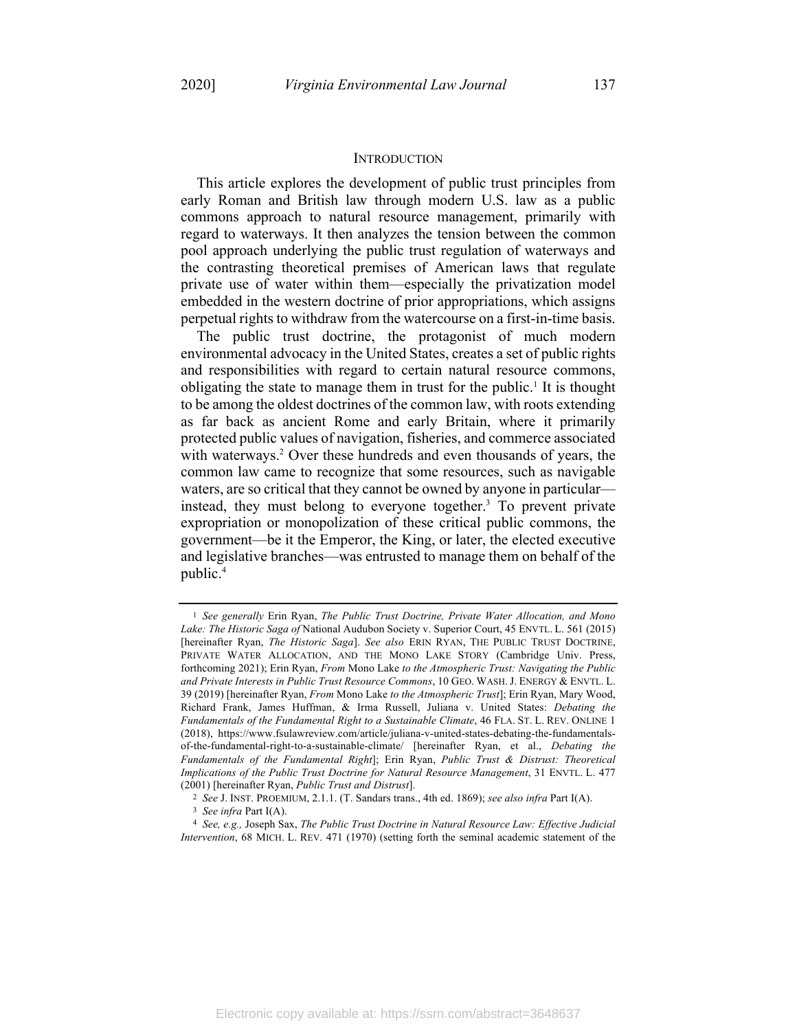## INTRODUCTION

This article explores the development of public trust principles from early Roman and British law through modern U.S. law as a public commons approach to natural resource management, primarily with regard to waterways. It then analyzes the tension between the common pool approach underlying the public trust regulation of waterways and the contrasting theoretical premises of American laws that regulate private use of water within them—especially the privatization model embedded in the western doctrine of prior appropriations, which assigns perpetual rights to withdraw from the watercourse on a first-in-time basis.

The public trust doctrine, the protagonist of much modern environmental advocacy in the United States, creates a set of public rights and responsibilities with regard to certain natural resource commons, obligating the state to manage them in trust for the public.[1] It is thought to be among the oldest doctrines of the common law, with roots extending as far back as ancient Rome and early Britain, where it primarily protected public values of navigation, fisheries, and commerce associated with waterways.[2] Over these hundreds and even thousands of years, the common law came to recognize that some resources, such as navigable waters, are so critical that they cannot be owned by anyone in particular—instead, they must belong to everyone together.[3] To prevent private expropriation or monopolization of these critical public commons, the government—be it the Emperor, the King, or later, the elected executive and legislative branches—was entrusted to manage them on behalf of the public.[4]

---

[1] *See generally* Erin Ryan, *The Public Trust Doctrine, Private Water Allocation, and Mono Lake: The Historic Saga of* National Audubon Society v. Superior Court, 45 ENVTL. L. 561 (2015) [hereinafter Ryan, *The Historic Saga*]. *See also* ERIN RYAN, THE PUBLIC TRUST DOCTRINE, PRIVATE WATER ALLOCATION, AND THE MONO LAKE STORY (Cambridge Univ. Press, forthcoming 2021); Erin Ryan, *From* Mono Lake *to the Atmospheric Trust: Navigating the Public and Private Interests in Public Trust Resource Commons*, 10 GEO. WASH. J. ENERGY & ENVTL. L. 39 (2019) [hereinafter Ryan, *From* Mono Lake *to the Atmospheric Trust*]; Erin Ryan, Mary Wood, Richard Frank, James Huffman, & Irma Russell, Juliana v. United States: *Debating the Fundamentals of the Fundamental Right to a Sustainable Climate*, 46 FLA. ST. L. REV. ONLINE 1 (2018), https://www.fsulawreview.com/article/juliana-v-united-states-debating-the-fundamentals-of-the-fundamental-right-to-a-sustainable-climate/ [hereinafter Ryan, et al., *Debating the Fundamentals of the Fundamental Right*]; Erin Ryan, *Public Trust & Distrust: Theoretical Implications of the Public Trust Doctrine for Natural Resource Management*, 31 ENVTL. L. 477 (2001) [hereinafter Ryan, *Public Trust and Distrust*].

[2] *See* J. INST. PROEMIUM, 2.1.1. (T. Sandars trans., 4th ed. 1869); *see also infra* Part I(A).

[3] *See infra* Part I(A).

[4] *See, e.g.,* Joseph Sax, *The Public Trust Doctrine in Natural Resource Law: Effective Judicial Intervention*, 68 MICH. L. REV. 471 (1970) (setting forth the seminal academic statement of the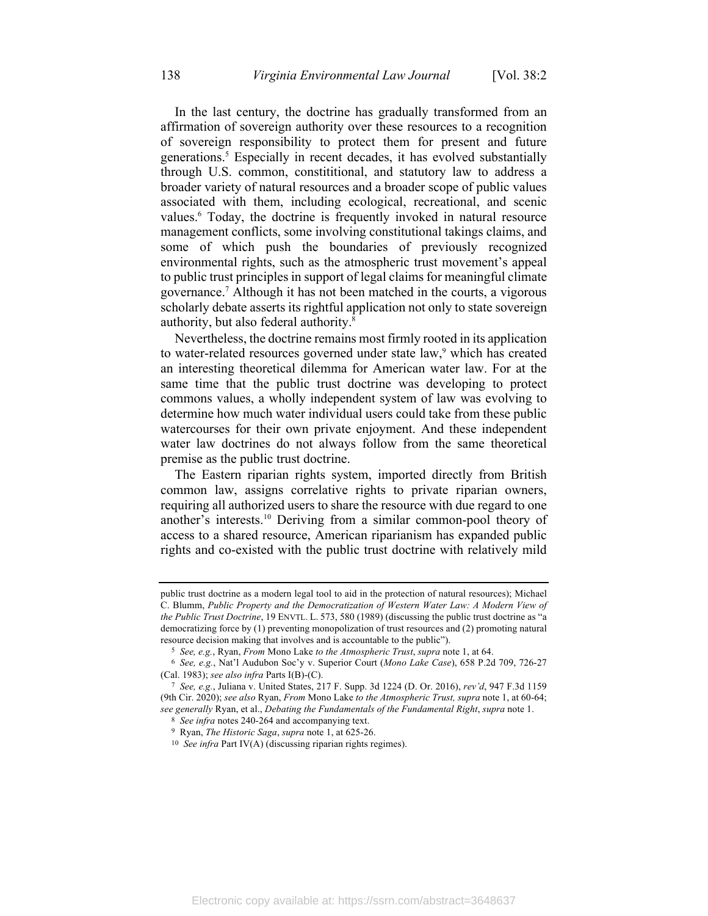In the last century, the doctrine has gradually transformed from an affirmation of sovereign authority over these resources to a recognition of sovereign responsibility to protect them for present and future generations.[5] Especially in recent decades, it has evolved substantially through U.S. common, constititional, and statutory law to address a broader variety of natural resources and a broader scope of public values associated with them, including ecological, recreational, and scenic values.[6] Today, the doctrine is frequently invoked in natural resource management conflicts, some involving constitutional takings claims, and some of which push the boundaries of previously recognized environmental rights, such as the atmospheric trust movement's appeal to public trust principles in support of legal claims for meaningful climate governance.[7] Although it has not been matched in the courts, a vigorous scholarly debate asserts its rightful application not only to state sovereign authority, but also federal authority.[8]

Nevertheless, the doctrine remains most firmly rooted in its application to water-related resources governed under state law,[9] which has created an interesting theoretical dilemma for American water law. For at the same time that the public trust doctrine was developing to protect commons values, a wholly independent system of law was evolving to determine how much water individual users could take from these public watercourses for their own private enjoyment. And these independent water law doctrines do not always follow from the same theoretical premise as the public trust doctrine.

The Eastern riparian rights system, imported directly from British common law, assigns correlative rights to private riparian owners, requiring all authorized users to share the resource with due regard to one another's interests.[10] Deriving from a similar common-pool theory of access to a shared resource, American riparianism has expanded public rights and co-existed with the public trust doctrine with relatively mild

---

public trust doctrine as a modern legal tool to aid in the protection of natural resources); Michael C. Blumm, *Public Property and the Democratization of Western Water Law: A Modern View of the Public Trust Doctrine*, 19 ENVTL. L. 573, 580 (1989) (discussing the public trust doctrine as "a democratizing force by (1) preventing monopolization of trust resources and (2) promoting natural resource decision making that involves and is accountable to the public").

[5] *See, e.g.*, Ryan, *From* Mono Lake *to the Atmospheric Trust*, *supra* note 1, at 64.

[6] *See, e.g.*, Nat'l Audubon Soc'y v. Superior Court (*Mono Lake Case*), 658 P.2d 709, 726-27 (Cal. 1983); *see also infra* Parts I(B)-(C).

[7] *See, e.g.*, Juliana v. United States, 217 F. Supp. 3d 1224 (D. Or. 2016), *rev'd*, 947 F.3d 1159 (9th Cir. 2020); *see also* Ryan, *From* Mono Lake *to the Atmospheric Trust, supra* note 1, at 60-64; *see generally* Ryan, et al., *Debating the Fundamentals of the Fundamental Right*, *supra* note 1.

[8] *See infra* notes 240-264 and accompanying text.

[9] Ryan, *The Historic Saga*, *supra* note 1, at 625-26.

[10] *See infra* Part IV(A) (discussing riparian rights regimes).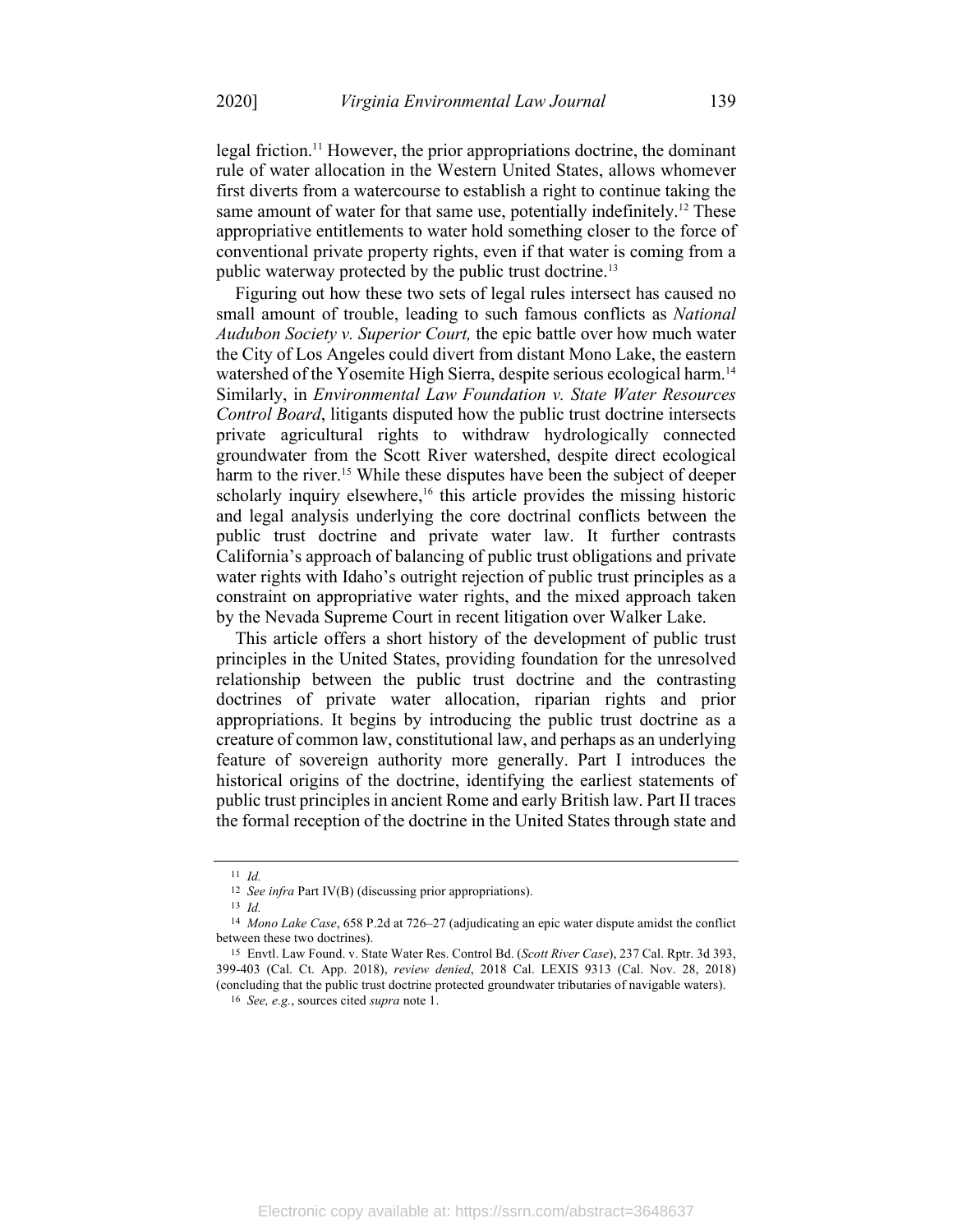legal friction.[11] However, the prior appropriations doctrine, the dominant rule of water allocation in the Western United States, allows whomever first diverts from a watercourse to establish a right to continue taking the same amount of water for that same use, potentially indefinitely.[12] These appropriative entitlements to water hold something closer to the force of conventional private property rights, even if that water is coming from a public waterway protected by the public trust doctrine.[13]

Figuring out how these two sets of legal rules intersect has caused no small amount of trouble, leading to such famous conflicts as *National Audubon Society v. Superior Court,* the epic battle over how much water the City of Los Angeles could divert from distant Mono Lake, the eastern watershed of the Yosemite High Sierra, despite serious ecological harm.[14] Similarly, in *Environmental Law Foundation v. State Water Resources Control Board*, litigants disputed how the public trust doctrine intersects private agricultural rights to withdraw hydrologically connected groundwater from the Scott River watershed, despite direct ecological harm to the river.[15] While these disputes have been the subject of deeper scholarly inquiry elsewhere,[16] this article provides the missing historic and legal analysis underlying the core doctrinal conflicts between the public trust doctrine and private water law. It further contrasts California's approach of balancing of public trust obligations and private water rights with Idaho's outright rejection of public trust principles as a constraint on appropriative water rights, and the mixed approach taken by the Nevada Supreme Court in recent litigation over Walker Lake.

This article offers a short history of the development of public trust principles in the United States, providing foundation for the unresolved relationship between the public trust doctrine and the contrasting doctrines of private water allocation, riparian rights and prior appropriations. It begins by introducing the public trust doctrine as a creature of common law, constitutional law, and perhaps as an underlying feature of sovereign authority more generally. Part I introduces the historical origins of the doctrine, identifying the earliest statements of public trust principles in ancient Rome and early British law. Part II traces the formal reception of the doctrine in the United States through state and

---

[11] *Id.*

[12] *See infra* Part IV(B) (discussing prior appropriations).

[13] *Id.*

[14] *Mono Lake Case*, 658 P.2d at 726–27 (adjudicating an epic water dispute amidst the conflict between these two doctrines).

[15] Envtl. Law Found. v. State Water Res. Control Bd. (*Scott River Case*), 237 Cal. Rptr. 3d 393, 399-403 (Cal. Ct. App. 2018), *review denied*, 2018 Cal. LEXIS 9313 (Cal. Nov. 28, 2018) (concluding that the public trust doctrine protected groundwater tributaries of navigable waters).

[16] *See, e.g.*, sources cited *supra* note 1.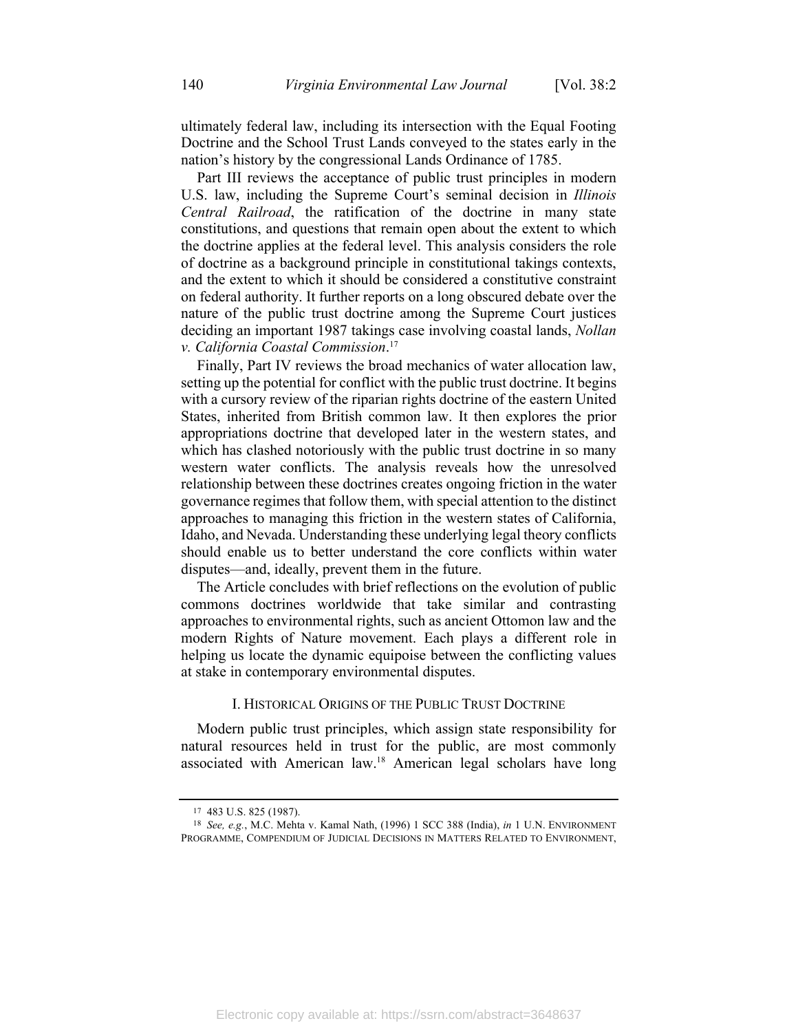ultimately federal law, including its intersection with the Equal Footing Doctrine and the School Trust Lands conveyed to the states early in the nation's history by the congressional Lands Ordinance of 1785.

Part III reviews the acceptance of public trust principles in modern U.S. law, including the Supreme Court's seminal decision in *Illinois Central Railroad*, the ratification of the doctrine in many state constitutions, and questions that remain open about the extent to which the doctrine applies at the federal level. This analysis considers the role of doctrine as a background principle in constitutional takings contexts, and the extent to which it should be considered a constitutive constraint on federal authority. It further reports on a long obscured debate over the nature of the public trust doctrine among the Supreme Court justices deciding an important 1987 takings case involving coastal lands, *Nollan v. California Coastal Commission*.[17]

Finally, Part IV reviews the broad mechanics of water allocation law, setting up the potential for conflict with the public trust doctrine. It begins with a cursory review of the riparian rights doctrine of the eastern United States, inherited from British common law. It then explores the prior appropriations doctrine that developed later in the western states, and which has clashed notoriously with the public trust doctrine in so many western water conflicts. The analysis reveals how the unresolved relationship between these doctrines creates ongoing friction in the water governance regimes that follow them, with special attention to the distinct approaches to managing this friction in the western states of California, Idaho, and Nevada. Understanding these underlying legal theory conflicts should enable us to better understand the core conflicts within water disputes—and, ideally, prevent them in the future.

The Article concludes with brief reflections on the evolution of public commons doctrines worldwide that take similar and contrasting approaches to environmental rights, such as ancient Ottomon law and the modern Rights of Nature movement. Each plays a different role in helping us locate the dynamic equipoise between the conflicting values at stake in contemporary environmental disputes.

## I. HISTORICAL ORIGINS OF THE PUBLIC TRUST DOCTRINE

Modern public trust principles, which assign state responsibility for natural resources held in trust for the public, are most commonly associated with American law.[18] American legal scholars have long

---

[17] 483 U.S. 825 (1987).

[18] *See, e.g.*, M.C. Mehta v. Kamal Nath, (1996) 1 SCC 388 (India), *in* 1 U.N. ENVIRONMENT PROGRAMME, COMPENDIUM OF JUDICIAL DECISIONS IN MATTERS RELATED TO ENVIRONMENT,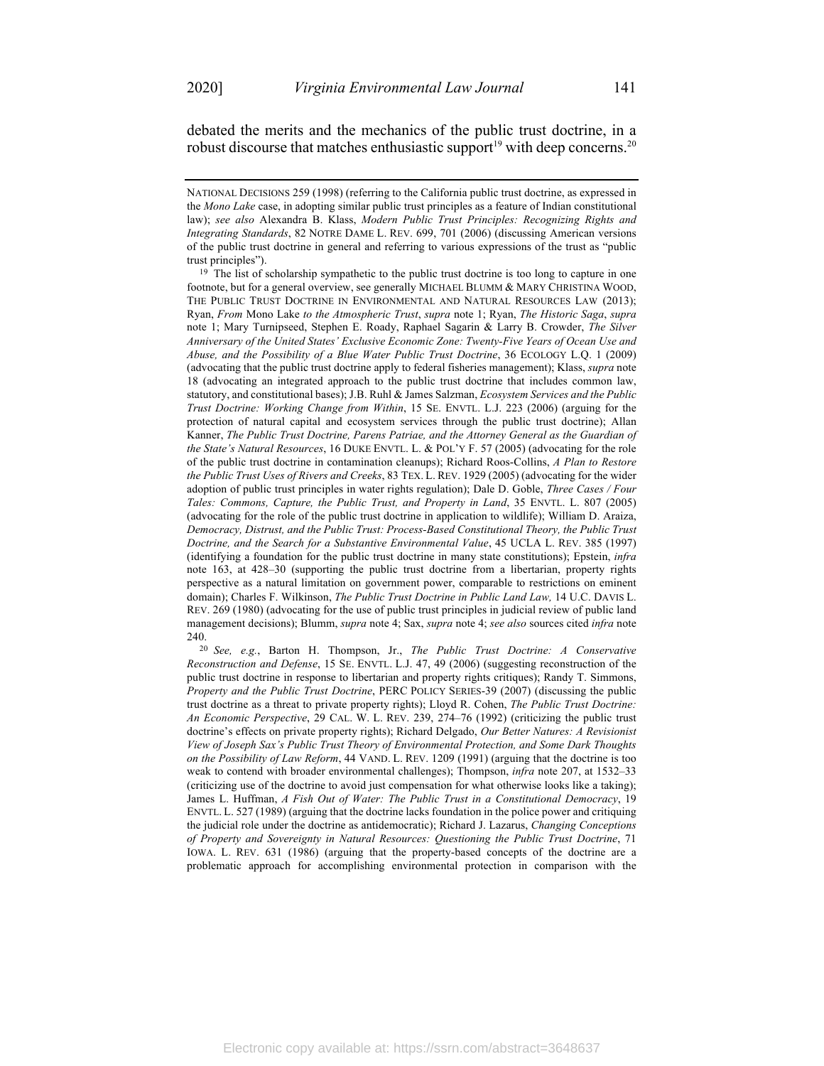debated the merits and the mechanics of the public trust doctrine, in a robust discourse that matches enthusiastic support[19] with deep concerns.[20]

---

NATIONAL DECISIONS 259 (1998) (referring to the California public trust doctrine, as expressed in the *Mono Lake* case, in adopting similar public trust principles as a feature of Indian constitutional law); *see also* Alexandra B. Klass, *Modern Public Trust Principles: Recognizing Rights and Integrating Standards*, 82 NOTRE DAME L. REV. 699, 701 (2006) (discussing American versions of the public trust doctrine in general and referring to various expressions of the trust as "public trust principles").

[19] The list of scholarship sympathetic to the public trust doctrine is too long to capture in one footnote, but for a general overview, see generally MICHAEL BLUMM & MARY CHRISTINA WOOD, THE PUBLIC TRUST DOCTRINE IN ENVIRONMENTAL AND NATURAL RESOURCES LAW (2013); Ryan, *From* Mono Lake *to the Atmospheric Trust*, *supra* note 1; Ryan, *The Historic Saga*, *supra* note 1; Mary Turnipseed, Stephen E. Roady, Raphael Sagarin & Larry B. Crowder, *The Silver Anniversary of the United States' Exclusive Economic Zone: Twenty-Five Years of Ocean Use and Abuse, and the Possibility of a Blue Water Public Trust Doctrine*, 36 ECOLOGY L.Q. 1 (2009) (advocating that the public trust doctrine apply to federal fisheries management); Klass, *supra* note 18 (advocating an integrated approach to the public trust doctrine that includes common law, statutory, and constitutional bases); J.B. Ruhl & James Salzman, *Ecosystem Services and the Public Trust Doctrine: Working Change from Within*, 15 SE. ENVTL. L.J. 223 (2006) (arguing for the protection of natural capital and ecosystem services through the public trust doctrine); Allan Kanner, *The Public Trust Doctrine, Parens Patriae, and the Attorney General as the Guardian of the State's Natural Resources*, 16 DUKE ENVTL. L. & POL'Y F. 57 (2005) (advocating for the role of the public trust doctrine in contamination cleanups); Richard Roos-Collins, *A Plan to Restore the Public Trust Uses of Rivers and Creeks*, 83 TEX. L. REV. 1929 (2005) (advocating for the wider adoption of public trust principles in water rights regulation); Dale D. Goble, *Three Cases / Four Tales: Commons, Capture, the Public Trust, and Property in Land*, 35 ENVTL. L. 807 (2005) (advocating for the role of the public trust doctrine in application to wildlife); William D. Araiza, *Democracy, Distrust, and the Public Trust: Process-Based Constitutional Theory, the Public Trust Doctrine, and the Search for a Substantive Environmental Value*, 45 UCLA L. REV. 385 (1997) (identifying a foundation for the public trust doctrine in many state constitutions); Epstein, *infra* note 163, at 428–30 (supporting the public trust doctrine from a libertarian, property rights perspective as a natural limitation on government power, comparable to restrictions on eminent domain); Charles F. Wilkinson, *The Public Trust Doctrine in Public Land Law,* 14 U.C. DAVIS L. REV. 269 (1980) (advocating for the use of public trust principles in judicial review of public land management decisions); Blumm, *supra* note 4; Sax, *supra* note 4; *see also* sources cited *infra* note 240.

[20] *See, e.g.*, Barton H. Thompson, Jr., *The Public Trust Doctrine: A Conservative Reconstruction and Defense*, 15 SE. ENVTL. L.J. 47, 49 (2006) (suggesting reconstruction of the public trust doctrine in response to libertarian and property rights critiques); Randy T. Simmons, *Property and the Public Trust Doctrine*, PERC POLICY SERIES-39 (2007) (discussing the public trust doctrine as a threat to private property rights); Lloyd R. Cohen, *The Public Trust Doctrine: An Economic Perspective*, 29 CAL. W. L. REV. 239, 274–76 (1992) (criticizing the public trust doctrine's effects on private property rights); Richard Delgado, *Our Better Natures: A Revisionist View of Joseph Sax's Public Trust Theory of Environmental Protection, and Some Dark Thoughts on the Possibility of Law Reform*, 44 VAND. L. REV. 1209 (1991) (arguing that the doctrine is too weak to contend with broader environmental challenges); Thompson, *infra* note 207, at 1532–33 (criticizing use of the doctrine to avoid just compensation for what otherwise looks like a taking); James L. Huffman, *A Fish Out of Water: The Public Trust in a Constitutional Democracy*, 19 ENVTL. L. 527 (1989) (arguing that the doctrine lacks foundation in the police power and critiquing the judicial role under the doctrine as antidemocratic); Richard J. Lazarus, *Changing Conceptions of Property and Sovereignty in Natural Resources: Questioning the Public Trust Doctrine*, 71 IOWA. L. REV. 631 (1986) (arguing that the property-based concepts of the doctrine are a problematic approach for accomplishing environmental protection in comparison with the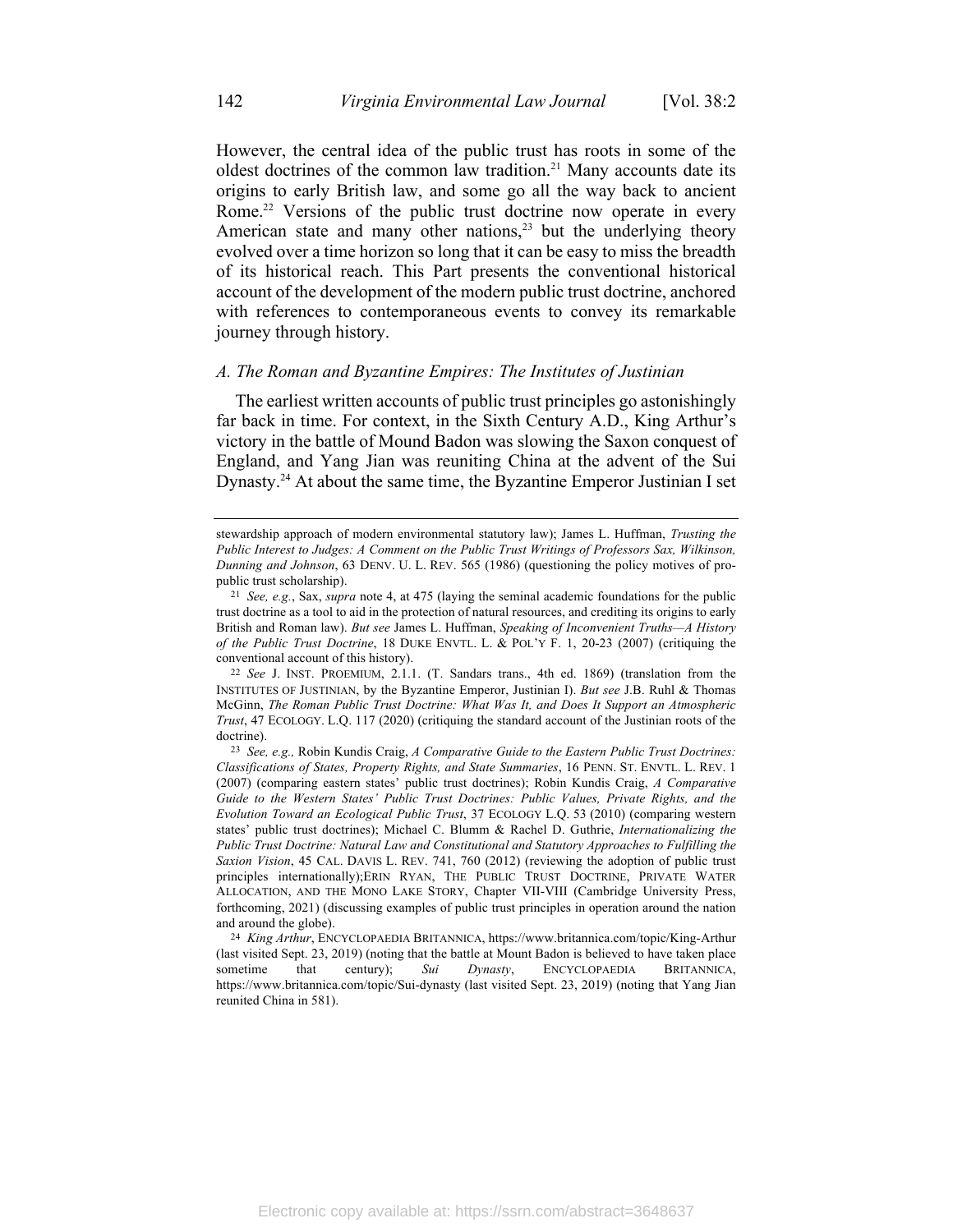However, the central idea of the public trust has roots in some of the oldest doctrines of the common law tradition.[21] Many accounts date its origins to early British law, and some go all the way back to ancient Rome.[22] Versions of the public trust doctrine now operate in every American state and many other nations,[23] but the underlying theory evolved over a time horizon so long that it can be easy to miss the breadth of its historical reach. This Part presents the conventional historical account of the development of the modern public trust doctrine, anchored with references to contemporaneous events to convey its remarkable journey through history.

### *A. The Roman and Byzantine Empires: The Institutes of Justinian*

The earliest written accounts of public trust principles go astonishingly far back in time. For context, in the Sixth Century A.D., King Arthur's victory in the battle of Mound Badon was slowing the Saxon conquest of England, and Yang Jian was reuniting China at the advent of the Sui Dynasty.[24] At about the same time, the Byzantine Emperor Justinian I set

---

stewardship approach of modern environmental statutory law); James L. Huffman, *Trusting the Public Interest to Judges: A Comment on the Public Trust Writings of Professors Sax, Wilkinson, Dunning and Johnson*, 63 DENV. U. L. REV. 565 (1986) (questioning the policy motives of pro-public trust scholarship).

[21] *See, e.g.*, Sax, *supra* note 4, at 475 (laying the seminal academic foundations for the public trust doctrine as a tool to aid in the protection of natural resources, and crediting its origins to early British and Roman law). *But see* James L. Huffman, *Speaking of Inconvenient Truths—A History of the Public Trust Doctrine*, 18 DUKE ENVTL. L. & POL'Y F. 1, 20-23 (2007) (critiquing the conventional account of this history).

[22] *See* J. INST. PROEMIUM, 2.1.1. (T. Sandars trans., 4th ed. 1869) (translation from the INSTITUTES OF JUSTINIAN, by the Byzantine Emperor, Justinian I). *But see* J.B. Ruhl & Thomas McGinn, *The Roman Public Trust Doctrine: What Was It, and Does It Support an Atmospheric Trust*, 47 ECOLOGY. L.Q. 117 (2020) (critiquing the standard account of the Justinian roots of the doctrine).

[23] *See, e.g.,* Robin Kundis Craig, *A Comparative Guide to the Eastern Public Trust Doctrines: Classifications of States, Property Rights, and State Summaries*, 16 PENN. ST. ENVTL. L. REV. 1 (2007) (comparing eastern states' public trust doctrines); Robin Kundis Craig, *A Comparative Guide to the Western States' Public Trust Doctrines: Public Values, Private Rights, and the Evolution Toward an Ecological Public Trust*, 37 ECOLOGY L.Q. 53 (2010) (comparing western states' public trust doctrines); Michael C. Blumm & Rachel D. Guthrie, *Internationalizing the Public Trust Doctrine: Natural Law and Constitutional and Statutory Approaches to Fulfilling the Saxion Vision*, 45 CAL. DAVIS L. REV. 741, 760 (2012) (reviewing the adoption of public trust principles internationally);ERIN RYAN, THE PUBLIC TRUST DOCTRINE, PRIVATE WATER ALLOCATION, AND THE MONO LAKE STORY, Chapter VII-VIII (Cambridge University Press, forthcoming, 2021) (discussing examples of public trust principles in operation around the nation and around the globe).

[24] *King Arthur*, ENCYCLOPAEDIA BRITANNICA, https://www.britannica.com/topic/King-Arthur (last visited Sept. 23, 2019) (noting that the battle at Mount Badon is believed to have taken place sometime that century); *Sui Dynasty*, ENCYCLOPAEDIA BRITANNICA, https://www.britannica.com/topic/Sui-dynasty (last visited Sept. 23, 2019) (noting that Yang Jian reunited China in 581).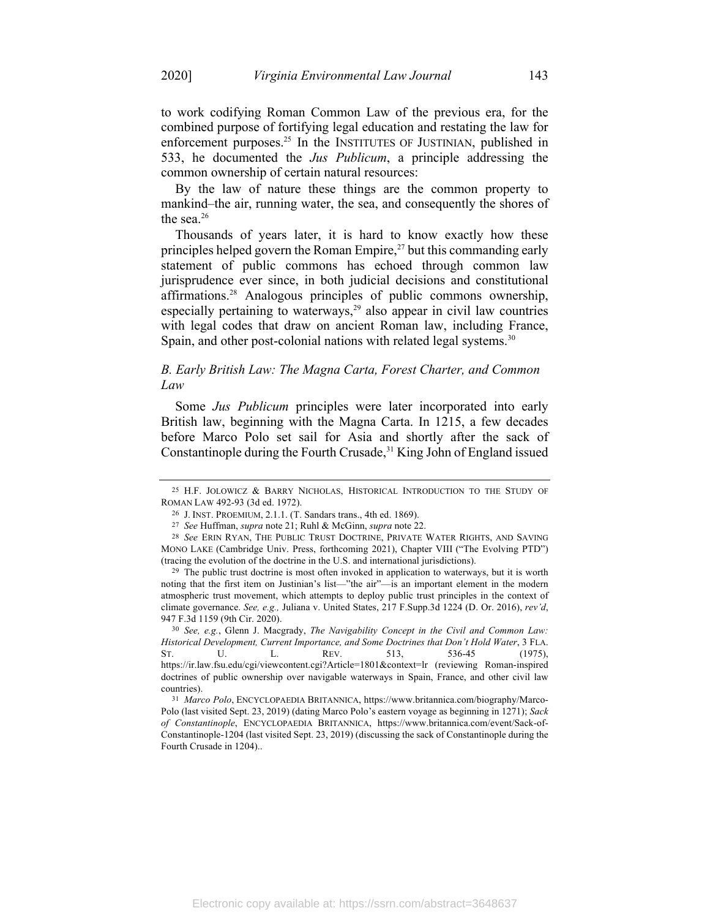to work codifying Roman Common Law of the previous era, for the combined purpose of fortifying legal education and restating the law for enforcement purposes.[25] In the INSTITUTES OF JUSTINIAN, published in 533, he documented the *Jus Publicum*, a principle addressing the common ownership of certain natural resources:

By the law of nature these things are the common property to mankind–the air, running water, the sea, and consequently the shores of the sea.[26]

Thousands of years later, it is hard to know exactly how these principles helped govern the Roman Empire,[27] but this commanding early statement of public commons has echoed through common law jurisprudence ever since, in both judicial decisions and constitutional affirmations.[28] Analogous principles of public commons ownership, especially pertaining to waterways,[29] also appear in civil law countries with legal codes that draw on ancient Roman law, including France, Spain, and other post-colonial nations with related legal systems.[30]

### *B. Early British Law: The Magna Carta, Forest Charter, and Common Law*

Some *Jus Publicum* principles were later incorporated into early British law, beginning with the Magna Carta. In 1215, a few decades before Marco Polo set sail for Asia and shortly after the sack of Constantinople during the Fourth Crusade,[31] King John of England issued

---

[25] H.F. JOLOWICZ & BARRY NICHOLAS, HISTORICAL INTRODUCTION TO THE STUDY OF ROMAN LAW 492-93 (3d ed. 1972).

[26] J. INST. PROEMIUM, 2.1.1. (T. Sandars trans., 4th ed. 1869).

[27] *See* Huffman, *supra* note 21; Ruhl & McGinn, *supra* note 22.

[28] *See* ERIN RYAN, THE PUBLIC TRUST DOCTRINE, PRIVATE WATER RIGHTS, AND SAVING MONO LAKE (Cambridge Univ. Press, forthcoming 2021), Chapter VIII ("The Evolving PTD") (tracing the evolution of the doctrine in the U.S. and international jurisdictions).

[29] The public trust doctrine is most often invoked in application to waterways, but it is worth noting that the first item on Justinian's list—"the air"—is an important element in the modern atmospheric trust movement, which attempts to deploy public trust principles in the context of climate governance. *See, e.g.,* Juliana v. United States, 217 F.Supp.3d 1224 (D. Or. 2016), *rev'd*, 947 F.3d 1159 (9th Cir. 2020).

[30] *See, e.g.*, Glenn J. Macgrady, *The Navigability Concept in the Civil and Common Law: Historical Development, Current Importance, and Some Doctrines that Don't Hold Water*, 3 FLA. ST. U. L. REV. 513, 536-45 (1975), https://ir.law.fsu.edu/cgi/viewcontent.cgi?Article=1801&context=lr (reviewing Roman-inspired doctrines of public ownership over navigable waterways in Spain, France, and other civil law countries).

[31] *Marco Polo*, ENCYCLOPAEDIA BRITANNICA, https://www.britannica.com/biography/Marco-Polo (last visited Sept. 23, 2019) (dating Marco Polo's eastern voyage as beginning in 1271); *Sack of Constantinople*, ENCYCLOPAEDIA BRITANNICA, https://www.britannica.com/event/Sack-of-Constantinople-1204 (last visited Sept. 23, 2019) (discussing the sack of Constantinople during the Fourth Crusade in 1204)..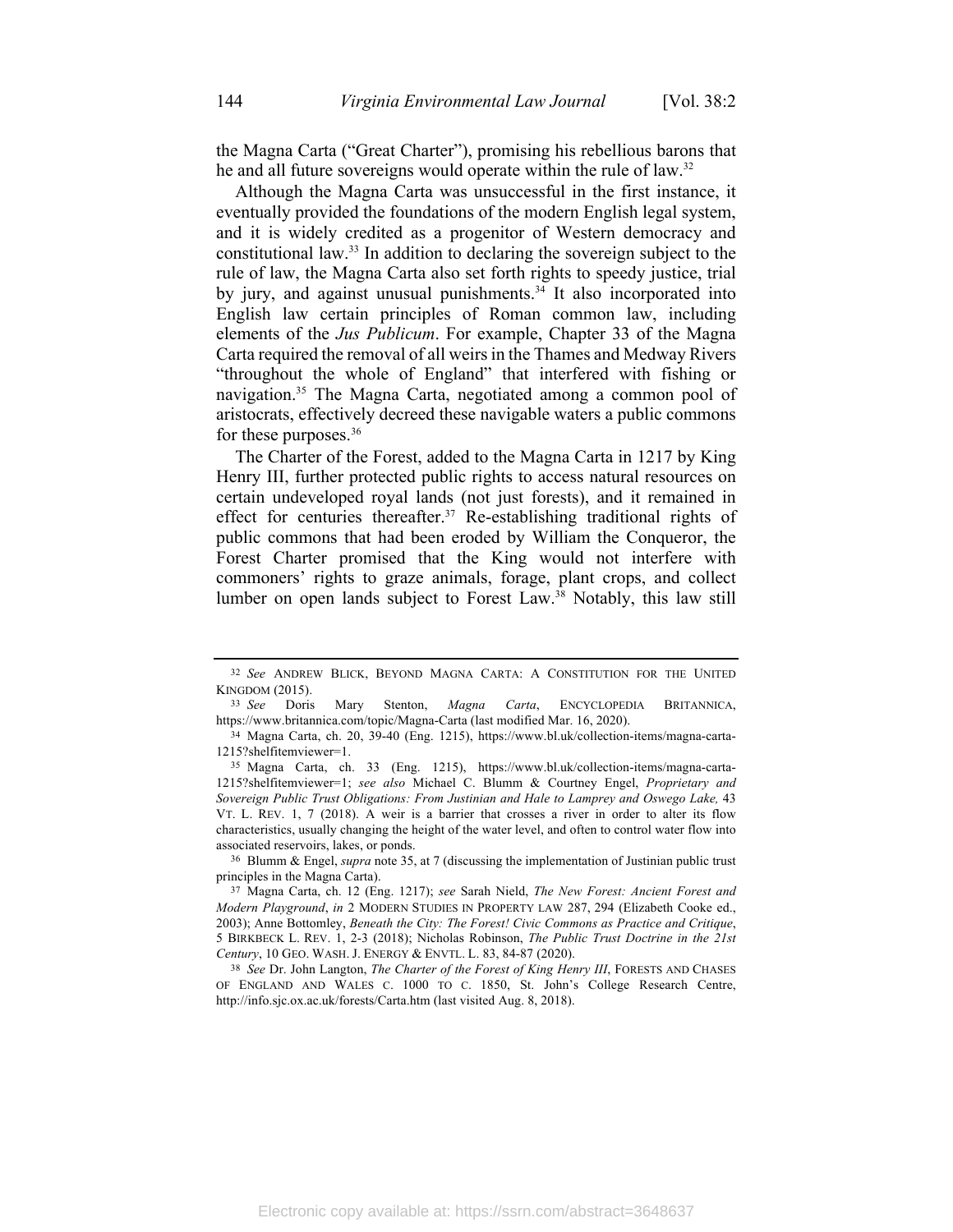the Magna Carta ("Great Charter"), promising his rebellious barons that he and all future sovereigns would operate within the rule of law.[32]

Although the Magna Carta was unsuccessful in the first instance, it eventually provided the foundations of the modern English legal system, and it is widely credited as a progenitor of Western democracy and constitutional law.[33] In addition to declaring the sovereign subject to the rule of law, the Magna Carta also set forth rights to speedy justice, trial by jury, and against unusual punishments.[34] It also incorporated into English law certain principles of Roman common law, including elements of the *Jus Publicum*. For example, Chapter 33 of the Magna Carta required the removal of all weirs in the Thames and Medway Rivers "throughout the whole of England" that interfered with fishing or navigation.[35] The Magna Carta, negotiated among a common pool of aristocrats, effectively decreed these navigable waters a public commons for these purposes.[36]

The Charter of the Forest, added to the Magna Carta in 1217 by King Henry III, further protected public rights to access natural resources on certain undeveloped royal lands (not just forests), and it remained in effect for centuries thereafter.[37] Re-establishing traditional rights of public commons that had been eroded by William the Conqueror, the Forest Charter promised that the King would not interfere with commoners' rights to graze animals, forage, plant crops, and collect lumber on open lands subject to Forest Law.[38] Notably, this law still

---

[32] *See* ANDREW BLICK, BEYOND MAGNA CARTA: A CONSTITUTION FOR THE UNITED KINGDOM (2015).

[33] *See* Doris Mary Stenton, *Magna Carta*, ENCYCLOPEDIA BRITANNICA, https://www.britannica.com/topic/Magna-Carta (last modified Mar. 16, 2020).

[34] Magna Carta, ch. 20, 39-40 (Eng. 1215), https://www.bl.uk/collection-items/magna-carta-1215?shelfitemviewer=1.

[35] Magna Carta, ch. 33 (Eng. 1215), https://www.bl.uk/collection-items/magna-carta-1215?shelfitemviewer=1; *see also* Michael C. Blumm & Courtney Engel, *Proprietary and Sovereign Public Trust Obligations: From Justinian and Hale to Lamprey and Oswego Lake,* 43 VT. L. REV. 1, 7 (2018). A weir is a barrier that crosses a river in order to alter its flow characteristics, usually changing the height of the water level, and often to control water flow into associated reservoirs, lakes, or ponds.

[36] Blumm & Engel, *supra* note 35, at 7 (discussing the implementation of Justinian public trust principles in the Magna Carta).

[37] Magna Carta, ch. 12 (Eng. 1217); *see* Sarah Nield, *The New Forest: Ancient Forest and Modern Playground*, *in* 2 MODERN STUDIES IN PROPERTY LAW 287, 294 (Elizabeth Cooke ed., 2003); Anne Bottomley, *Beneath the City: The Forest! Civic Commons as Practice and Critique*, 5 BIRKBECK L. REV. 1, 2-3 (2018); Nicholas Robinson, *The Public Trust Doctrine in the 21st Century*, 10 GEO. WASH. J. ENERGY & ENVTL. L. 83, 84-87 (2020).

[38] *See* Dr. John Langton, *The Charter of the Forest of King Henry III*, FORESTS AND CHASES OF ENGLAND AND WALES C. 1000 TO C. 1850, St. John's College Research Centre, http://info.sjc.ox.ac.uk/forests/Carta.htm (last visited Aug. 8, 2018).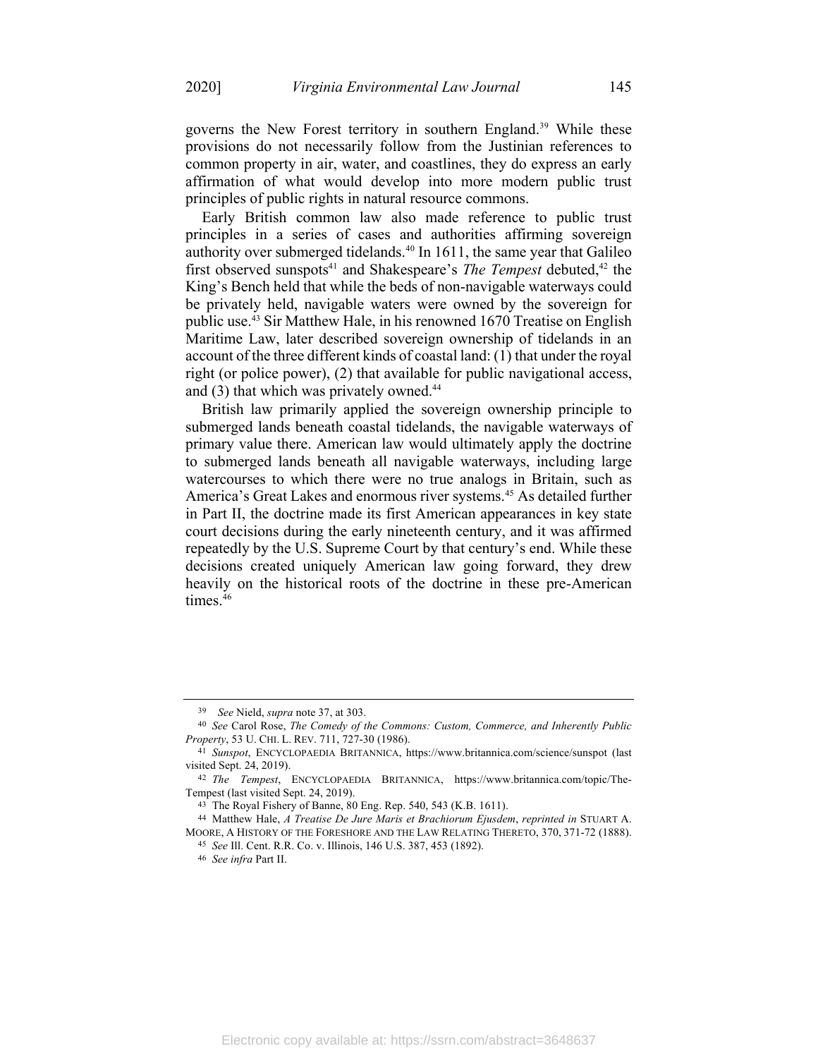governs the New Forest territory in southern England.[39] While these provisions do not necessarily follow from the Justinian references to common property in air, water, and coastlines, they do express an early affirmation of what would develop into more modern public trust principles of public rights in natural resource commons.

Early British common law also made reference to public trust principles in a series of cases and authorities affirming sovereign authority over submerged tidelands.[40] In 1611, the same year that Galileo first observed sunspots[41] and Shakespeare's *The Tempest* debuted,[42] the King's Bench held that while the beds of non-navigable waterways could be privately held, navigable waters were owned by the sovereign for public use.[43] Sir Matthew Hale, in his renowned 1670 Treatise on English Maritime Law, later described sovereign ownership of tidelands in an account of the three different kinds of coastal land: (1) that under the royal right (or police power), (2) that available for public navigational access, and (3) that which was privately owned.[44]

British law primarily applied the sovereign ownership principle to submerged lands beneath coastal tidelands, the navigable waterways of primary value there. American law would ultimately apply the doctrine to submerged lands beneath all navigable waterways, including large watercourses to which there were no true analogs in Britain, such as America's Great Lakes and enormous river systems.[45] As detailed further in Part II, the doctrine made its first American appearances in key state court decisions during the early nineteenth century, and it was affirmed repeatedly by the U.S. Supreme Court by that century's end. While these decisions created uniquely American law going forward, they drew heavily on the historical roots of the doctrine in these pre-American times.[46]

---

[39] *See* Nield, *supra* note 37, at 303.

[40] *See* Carol Rose, *The Comedy of the Commons: Custom, Commerce, and Inherently Public Property*, 53 U. CHI. L. REV. 711, 727-30 (1986).

[41] *Sunspot*, ENCYCLOPAEDIA BRITANNICA, https://www.britannica.com/science/sunspot (last visited Sept. 24, 2019).

[42] *The Tempest*, ENCYCLOPAEDIA BRITANNICA, https://www.britannica.com/topic/The-Tempest (last visited Sept. 24, 2019).

[43] The Royal Fishery of Banne, 80 Eng. Rep. 540, 543 (K.B. 1611).

[44] Matthew Hale, *A Treatise De Jure Maris et Brachiorum Ejusdem*, *reprinted in* STUART A. MOORE, A HISTORY OF THE FORESHORE AND THE LAW RELATING THERETO, 370, 371-72 (1888).

[45] *See* Ill. Cent. R.R. Co. v. Illinois, 146 U.S. 387, 453 (1892).

[46] *See infra* Part II.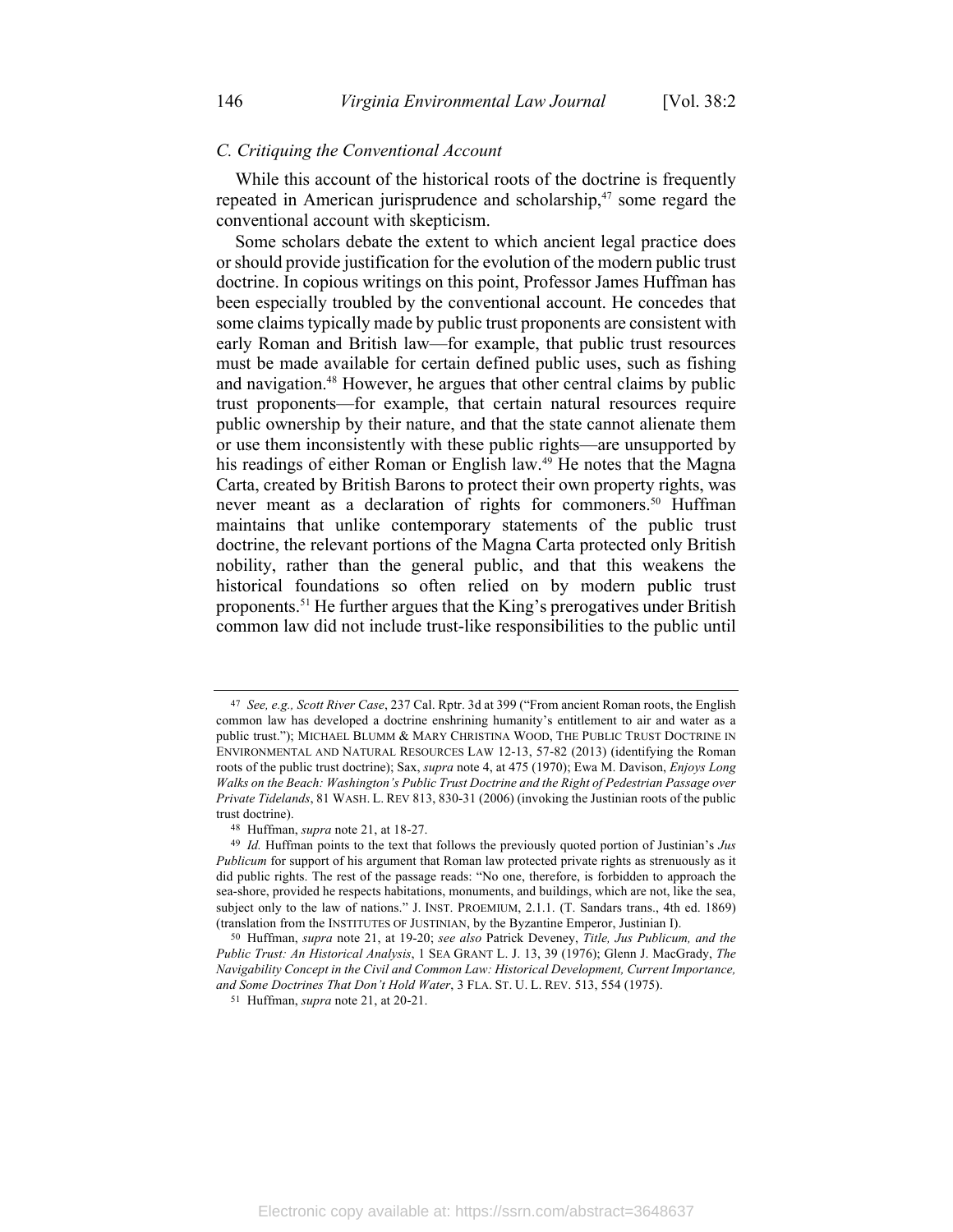### C. Critiquing the Conventional Account

While this account of the historical roots of the doctrine is frequently repeated in American jurisprudence and scholarship,[47] some regard the conventional account with skepticism.

Some scholars debate the extent to which ancient legal practice does or should provide justification for the evolution of the modern public trust doctrine. In copious writings on this point, Professor James Huffman has been especially troubled by the conventional account. He concedes that some claims typically made by public trust proponents are consistent with early Roman and British law—for example, that public trust resources must be made available for certain defined public uses, such as fishing and navigation.[48] However, he argues that other central claims by public trust proponents—for example, that certain natural resources require public ownership by their nature, and that the state cannot alienate them or use them inconsistently with these public rights—are unsupported by his readings of either Roman or English law.[49] He notes that the Magna Carta, created by British Barons to protect their own property rights, was never meant as a declaration of rights for commoners.[50] Huffman maintains that unlike contemporary statements of the public trust doctrine, the relevant portions of the Magna Carta protected only British nobility, rather than the general public, and that this weakens the historical foundations so often relied on by modern public trust proponents.[51] He further argues that the King's prerogatives under British common law did not include trust-like responsibilities to the public until

---

[47] *See, e.g., Scott River Case*, 237 Cal. Rptr. 3d at 399 ("From ancient Roman roots, the English common law has developed a doctrine enshrining humanity's entitlement to air and water as a public trust."); MICHAEL BLUMM & MARY CHRISTINA WOOD, THE PUBLIC TRUST DOCTRINE IN ENVIRONMENTAL AND NATURAL RESOURCES LAW 12-13, 57-82 (2013) (identifying the Roman roots of the public trust doctrine); Sax, *supra* note 4, at 475 (1970); Ewa M. Davison, *Enjoys Long Walks on the Beach: Washington's Public Trust Doctrine and the Right of Pedestrian Passage over Private Tidelands*, 81 WASH. L. REV 813, 830-31 (2006) (invoking the Justinian roots of the public trust doctrine).

[48] Huffman, *supra* note 21, at 18-27.

[49] *Id.* Huffman points to the text that follows the previously quoted portion of Justinian's *Jus Publicum* for support of his argument that Roman law protected private rights as strenuously as it did public rights. The rest of the passage reads: "No one, therefore, is forbidden to approach the sea-shore, provided he respects habitations, monuments, and buildings, which are not, like the sea, subject only to the law of nations." J. INST. PROEMIUM, 2.1.1. (T. Sandars trans., 4th ed. 1869) (translation from the INSTITUTES OF JUSTINIAN, by the Byzantine Emperor, Justinian I).

[50] Huffman, *supra* note 21, at 19-20; *see also* Patrick Deveney, *Title, Jus Publicum, and the Public Trust: An Historical Analysis*, 1 SEA GRANT L. J. 13, 39 (1976); Glenn J. MacGrady, *The Navigability Concept in the Civil and Common Law: Historical Development, Current Importance, and Some Doctrines That Don't Hold Water*, 3 FLA. ST. U. L. REV. 513, 554 (1975).

[51] Huffman, *supra* note 21, at 20-21.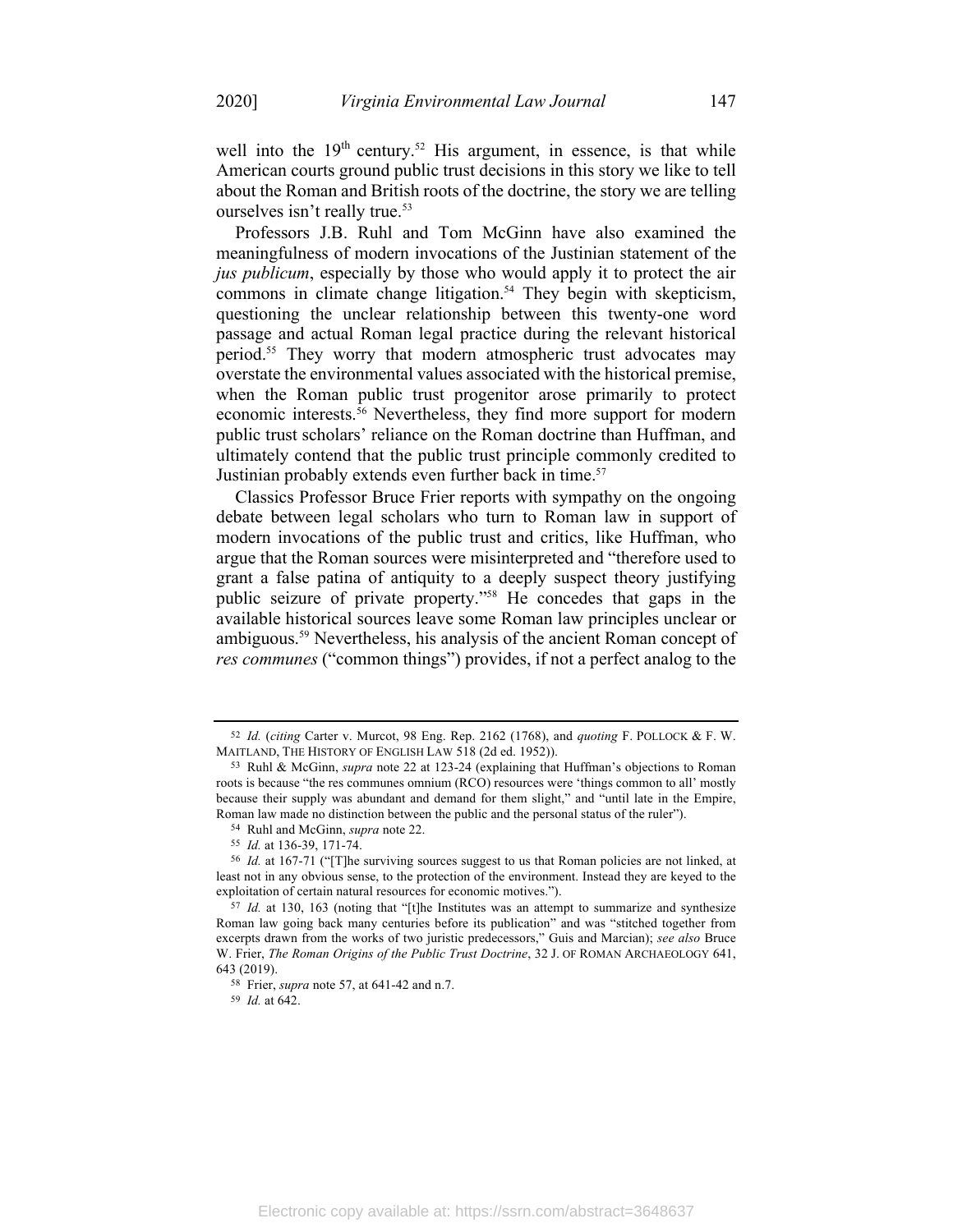well into the 19th century.[52] His argument, in essence, is that while American courts ground public trust decisions in this story we like to tell about the Roman and British roots of the doctrine, the story we are telling ourselves isn't really true.[53]

Professors J.B. Ruhl and Tom McGinn have also examined the meaningfulness of modern invocations of the Justinian statement of the *jus publicum*, especially by those who would apply it to protect the air commons in climate change litigation.[54] They begin with skepticism, questioning the unclear relationship between this twenty-one word passage and actual Roman legal practice during the relevant historical period.[55] They worry that modern atmospheric trust advocates may overstate the environmental values associated with the historical premise, when the Roman public trust progenitor arose primarily to protect economic interests.[56] Nevertheless, they find more support for modern public trust scholars' reliance on the Roman doctrine than Huffman, and ultimately contend that the public trust principle commonly credited to Justinian probably extends even further back in time.[57]

Classics Professor Bruce Frier reports with sympathy on the ongoing debate between legal scholars who turn to Roman law in support of modern invocations of the public trust and critics, like Huffman, who argue that the Roman sources were misinterpreted and "therefore used to grant a false patina of antiquity to a deeply suspect theory justifying public seizure of private property."[58] He concedes that gaps in the available historical sources leave some Roman law principles unclear or ambiguous.[59] Nevertheless, his analysis of the ancient Roman concept of *res communes* ("common things") provides, if not a perfect analog to the

---

[52] *Id.* (*citing* Carter v. Murcot, 98 Eng. Rep. 2162 (1768), and *quoting* F. POLLOCK & F. W. MAITLAND, THE HISTORY OF ENGLISH LAW 518 (2d ed. 1952)).

[53] Ruhl & McGinn, *supra* note 22 at 123-24 (explaining that Huffman's objections to Roman roots is because "the res communes omnium (RCO) resources were 'things common to all' mostly because their supply was abundant and demand for them slight," and "until late in the Empire, Roman law made no distinction between the public and the personal status of the ruler").

[54] Ruhl and McGinn, *supra* note 22.

[55] *Id.* at 136-39, 171-74.

[56] *Id.* at 167-71 ("[T]he surviving sources suggest to us that Roman policies are not linked, at least not in any obvious sense, to the protection of the environment. Instead they are keyed to the exploitation of certain natural resources for economic motives.").

[57] *Id.* at 130, 163 (noting that "[t]he Institutes was an attempt to summarize and synthesize Roman law going back many centuries before its publication" and was "stitched together from excerpts drawn from the works of two juristic predecessors," Guis and Marcian); *see also* Bruce W. Frier, *The Roman Origins of the Public Trust Doctrine*, 32 J. OF ROMAN ARCHAEOLOGY 641, 643 (2019).

[58] Frier, *supra* note 57, at 641-42 and n.7.

[59] *Id.* at 642.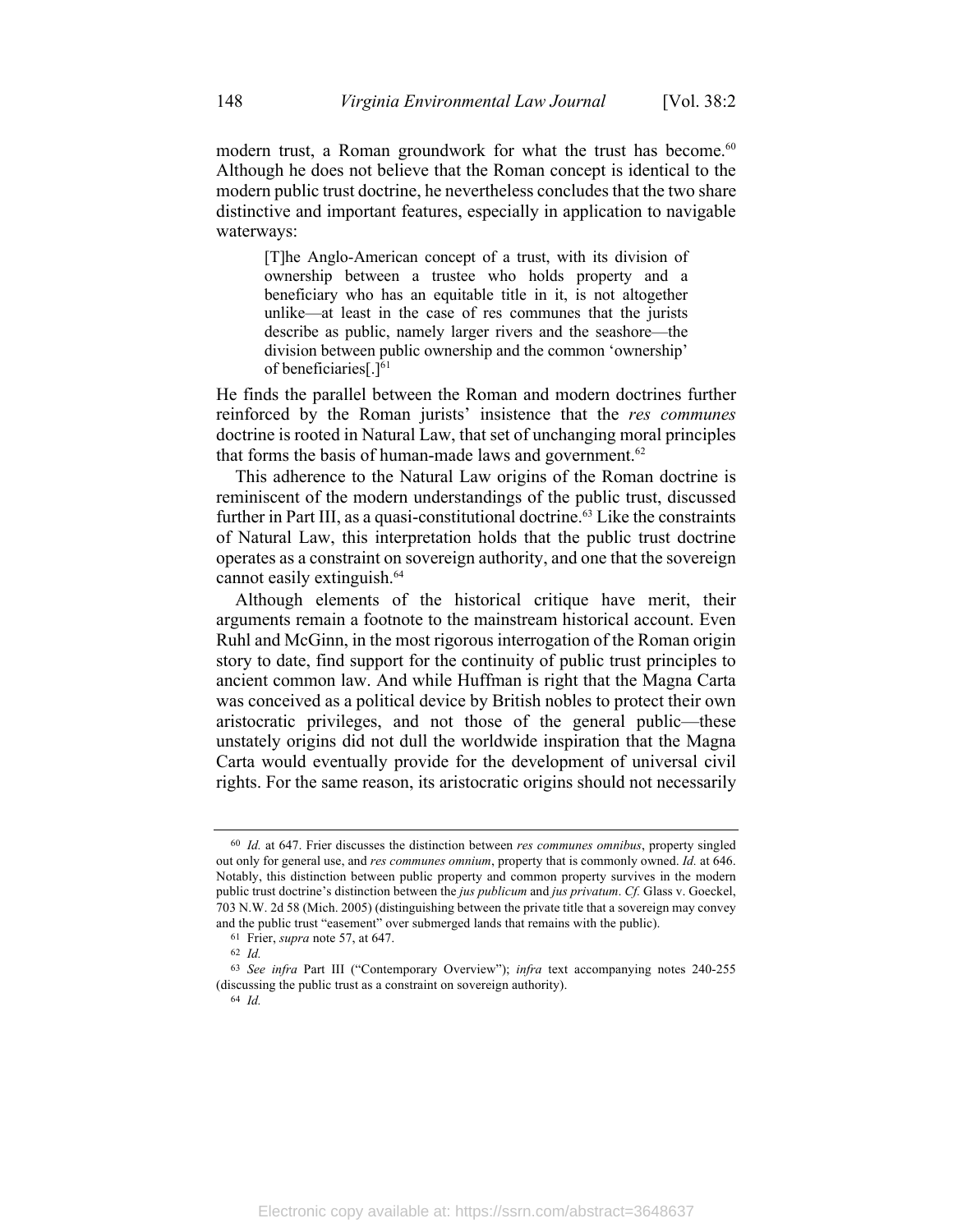modern trust, a Roman groundwork for what the trust has become.[60] Although he does not believe that the Roman concept is identical to the modern public trust doctrine, he nevertheless concludes that the two share distinctive and important features, especially in application to navigable waterways:

> [T]he Anglo-American concept of a trust, with its division of ownership between a trustee who holds property and a beneficiary who has an equitable title in it, is not altogether unlike—at least in the case of res communes that the jurists describe as public, namely larger rivers and the seashore—the division between public ownership and the common 'ownership' of beneficiaries[.][61]

He finds the parallel between the Roman and modern doctrines further reinforced by the Roman jurists' insistence that the *res communes* doctrine is rooted in Natural Law, that set of unchanging moral principles that forms the basis of human-made laws and government.[62]

This adherence to the Natural Law origins of the Roman doctrine is reminiscent of the modern understandings of the public trust, discussed further in Part III, as a quasi-constitutional doctrine.[63] Like the constraints of Natural Law, this interpretation holds that the public trust doctrine operates as a constraint on sovereign authority, and one that the sovereign cannot easily extinguish.[64]

Although elements of the historical critique have merit, their arguments remain a footnote to the mainstream historical account. Even Ruhl and McGinn, in the most rigorous interrogation of the Roman origin story to date, find support for the continuity of public trust principles to ancient common law. And while Huffman is right that the Magna Carta was conceived as a political device by British nobles to protect their own aristocratic privileges, and not those of the general public—these unstately origins did not dull the worldwide inspiration that the Magna Carta would eventually provide for the development of universal civil rights. For the same reason, its aristocratic origins should not necessarily

---

[60] *Id.* at 647. Frier discusses the distinction between *res communes omnibus*, property singled out only for general use, and *res communes omnium*, property that is commonly owned. *Id.* at 646. Notably, this distinction between public property and common property survives in the modern public trust doctrine's distinction between the *jus publicum* and *jus privatum*. *Cf.* Glass v. Goeckel, 703 N.W. 2d 58 (Mich. 2005) (distinguishing between the private title that a sovereign may convey and the public trust "easement" over submerged lands that remains with the public).

[61] Frier, *supra* note 57, at 647.

[62] *Id.*

[63] *See infra* Part III ("Contemporary Overview"); *infra* text accompanying notes 240-255 (discussing the public trust as a constraint on sovereign authority).

[64] *Id.*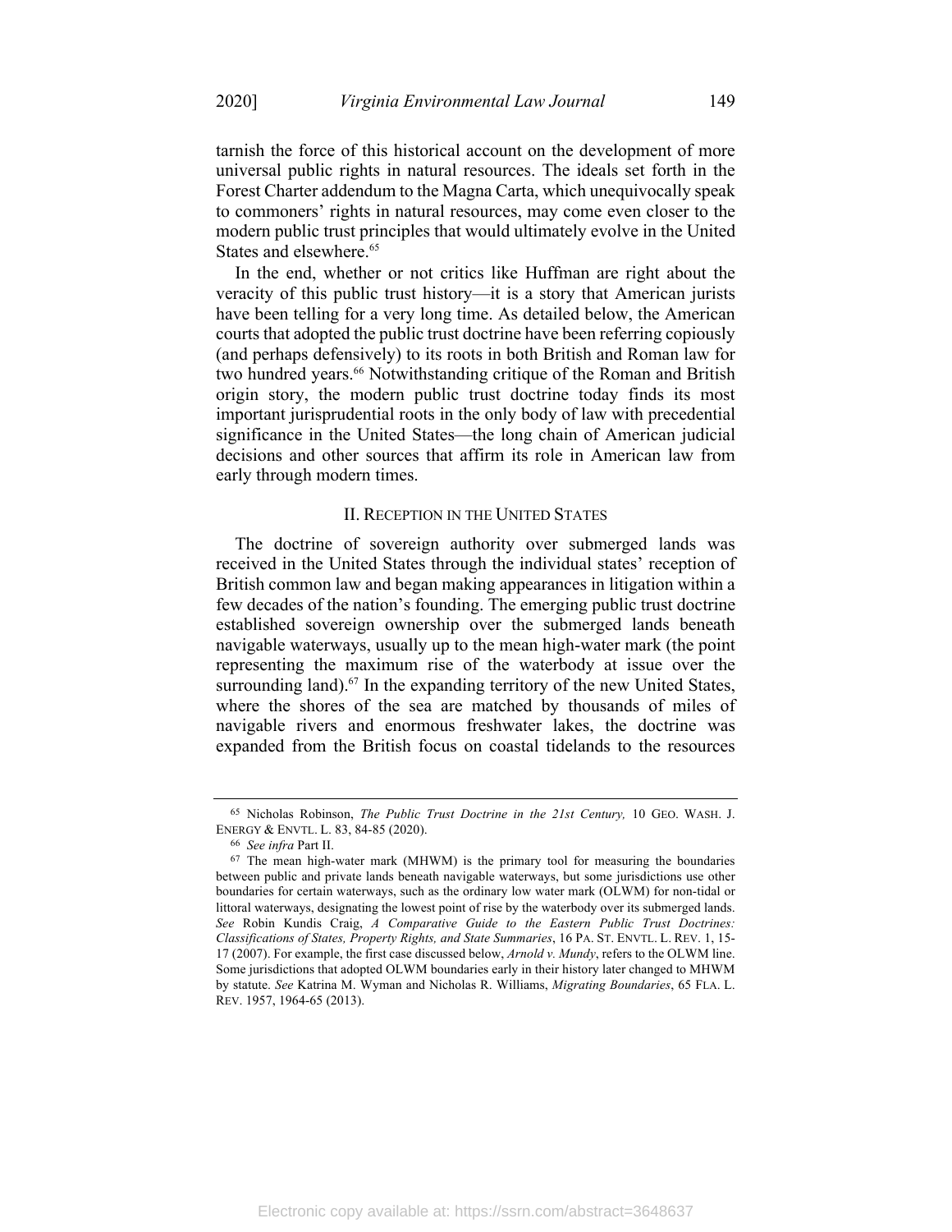tarnish the force of this historical account on the development of more universal public rights in natural resources. The ideals set forth in the Forest Charter addendum to the Magna Carta, which unequivocally speak to commoners' rights in natural resources, may come even closer to the modern public trust principles that would ultimately evolve in the United States and elsewhere.[65]

In the end, whether or not critics like Huffman are right about the veracity of this public trust history—it is a story that American jurists have been telling for a very long time. As detailed below, the American courts that adopted the public trust doctrine have been referring copiously (and perhaps defensively) to its roots in both British and Roman law for two hundred years.[66] Notwithstanding critique of the Roman and British origin story, the modern public trust doctrine today finds its most important jurisprudential roots in the only body of law with precedential significance in the United States—the long chain of American judicial decisions and other sources that affirm its role in American law from early through modern times.

## II. Reception in the United States

The doctrine of sovereign authority over submerged lands was received in the United States through the individual states' reception of British common law and began making appearances in litigation within a few decades of the nation's founding. The emerging public trust doctrine established sovereign ownership over the submerged lands beneath navigable waterways, usually up to the mean high-water mark (the point representing the maximum rise of the waterbody at issue over the surrounding land).[67] In the expanding territory of the new United States, where the shores of the sea are matched by thousands of miles of navigable rivers and enormous freshwater lakes, the doctrine was expanded from the British focus on coastal tidelands to the resources

---

[65] Nicholas Robinson, *The Public Trust Doctrine in the 21st Century,* 10 Geo. Wash. J. Energy & Envtl. L. 83, 84-85 (2020).

[66] *See infra* Part II.

[67] The mean high-water mark (MHWM) is the primary tool for measuring the boundaries between public and private lands beneath navigable waterways, but some jurisdictions use other boundaries for certain waterways, such as the ordinary low water mark (OLWM) for non-tidal or littoral waterways, designating the lowest point of rise by the waterbody over its submerged lands. *See* Robin Kundis Craig, *A Comparative Guide to the Eastern Public Trust Doctrines: Classifications of States, Property Rights, and State Summaries*, 16 Pa. St. Envtl. L. Rev. 1, 15-17 (2007). For example, the first case discussed below, *Arnold v. Mundy*, refers to the OLWM line. Some jurisdictions that adopted OLWM boundaries early in their history later changed to MHWM by statute. *See* Katrina M. Wyman and Nicholas R. Williams, *Migrating Boundaries*, 65 Fla. L. Rev. 1957, 1964-65 (2013).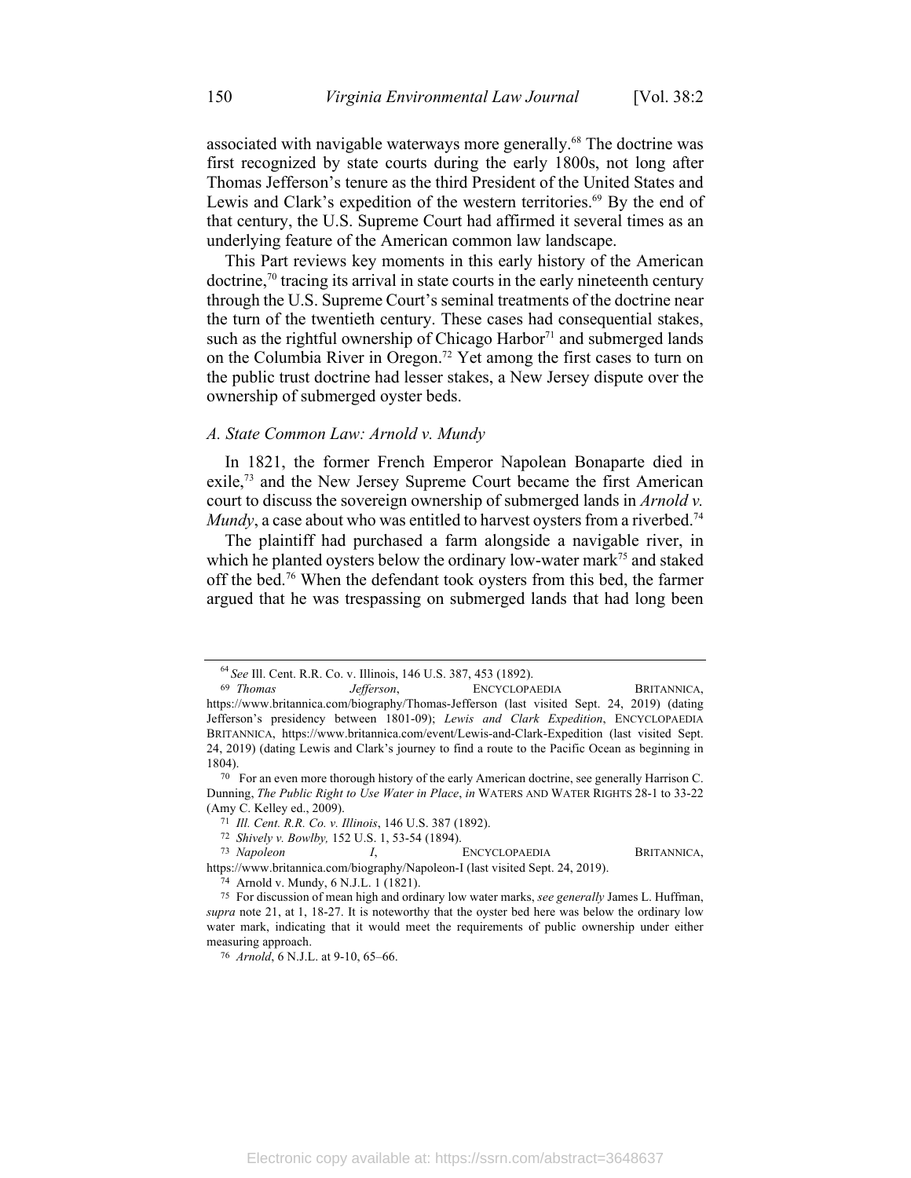associated with navigable waterways more generally.[68] The doctrine was first recognized by state courts during the early 1800s, not long after Thomas Jefferson's tenure as the third President of the United States and Lewis and Clark's expedition of the western territories.[69] By the end of that century, the U.S. Supreme Court had affirmed it several times as an underlying feature of the American common law landscape.

This Part reviews key moments in this early history of the American doctrine,[70] tracing its arrival in state courts in the early nineteenth century through the U.S. Supreme Court's seminal treatments of the doctrine near the turn of the twentieth century. These cases had consequential stakes, such as the rightful ownership of Chicago Harbor[71] and submerged lands on the Columbia River in Oregon.[72] Yet among the first cases to turn on the public trust doctrine had lesser stakes, a New Jersey dispute over the ownership of submerged oyster beds.

### *A. State Common Law: Arnold v. Mundy*

In 1821, the former French Emperor Napolean Bonaparte died in exile,[73] and the New Jersey Supreme Court became the first American court to discuss the sovereign ownership of submerged lands in *Arnold v. Mundy*, a case about who was entitled to harvest oysters from a riverbed.[74]

The plaintiff had purchased a farm alongside a navigable river, in which he planted oysters below the ordinary low-water mark[75] and staked off the bed.[76] When the defendant took oysters from this bed, the farmer argued that he was trespassing on submerged lands that had long been

---

[64] *See* Ill. Cent. R.R. Co. v. Illinois, 146 U.S. 387, 453 (1892).

[69] *Thomas Jefferson*, ENCYCLOPAEDIA BRITANNICA, https://www.britannica.com/biography/Thomas-Jefferson (last visited Sept. 24, 2019) (dating Jefferson's presidency between 1801-09); *Lewis and Clark Expedition*, ENCYCLOPAEDIA BRITANNICA, https://www.britannica.com/event/Lewis-and-Clark-Expedition (last visited Sept. 24, 2019) (dating Lewis and Clark's journey to find a route to the Pacific Ocean as beginning in 1804).

[70] For an even more thorough history of the early American doctrine, see generally Harrison C. Dunning, *The Public Right to Use Water in Place*, *in* WATERS AND WATER RIGHTS 28-1 to 33-22 (Amy C. Kelley ed., 2009).

[71] *Ill. Cent. R.R. Co. v. Illinois*, 146 U.S. 387 (1892).

[72] *Shively v. Bowlby,* 152 U.S. 1, 53-54 (1894).

[73] *Napoleon I*, ENCYCLOPAEDIA BRITANNICA, https://www.britannica.com/biography/Napoleon-I (last visited Sept. 24, 2019).

[74] Arnold v. Mundy, 6 N.J.L. 1 (1821).

[75] For discussion of mean high and ordinary low water marks, *see generally* James L. Huffman, *supra* note 21, at 1, 18-27. It is noteworthy that the oyster bed here was below the ordinary low water mark, indicating that it would meet the requirements of public ownership under either measuring approach.

[76] *Arnold*, 6 N.J.L. at 9-10, 65–66.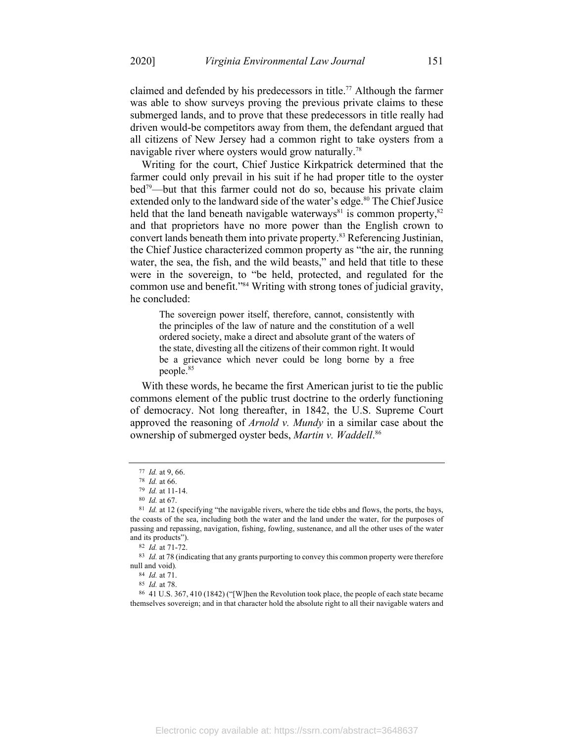claimed and defended by his predecessors in title.[77] Although the farmer was able to show surveys proving the previous private claims to these submerged lands, and to prove that these predecessors in title really had driven would-be competitors away from them, the defendant argued that all citizens of New Jersey had a common right to take oysters from a navigable river where oysters would grow naturally.[78]

Writing for the court, Chief Justice Kirkpatrick determined that the farmer could only prevail in his suit if he had proper title to the oyster bed[79]—but that this farmer could not do so, because his private claim extended only to the landward side of the water's edge.[80] The Chief Jusice held that the land beneath navigable waterways[81] is common property,[82] and that proprietors have no more power than the English crown to convert lands beneath them into private property.[83] Referencing Justinian, the Chief Justice characterized common property as "the air, the running water, the sea, the fish, and the wild beasts," and held that title to these were in the sovereign, to "be held, protected, and regulated for the common use and benefit."[84] Writing with strong tones of judicial gravity, he concluded:

> The sovereign power itself, therefore, cannot, consistently with the principles of the law of nature and the constitution of a well ordered society, make a direct and absolute grant of the waters of the state, divesting all the citizens of their common right. It would be a grievance which never could be long borne by a free people.[85]

With these words, he became the first American jurist to tie the public commons element of the public trust doctrine to the orderly functioning of democracy. Not long thereafter, in 1842, the U.S. Supreme Court approved the reasoning of *Arnold v. Mundy* in a similar case about the ownership of submerged oyster beds, *Martin v. Waddell*.[86]

---

[77] *Id.* at 9, 66.

[78] *Id.* at 66.

[79] *Id.* at 11-14.

[80] *Id.* at 67.

[81] *Id.* at 12 (specifying "the navigable rivers, where the tide ebbs and flows, the ports, the bays, the coasts of the sea, including both the water and the land under the water, for the purposes of passing and repassing, navigation, fishing, fowling, sustenance, and all the other uses of the water and its products").

[82] *Id.* at 71-72.

[83] *Id.* at 78 (indicating that any grants purporting to convey this common property were therefore null and void).

[84] *Id.* at 71.

[85] *Id.* at 78.

[86] 41 U.S. 367, 410 (1842) ("[W]hen the Revolution took place, the people of each state became themselves sovereign; and in that character hold the absolute right to all their navigable waters and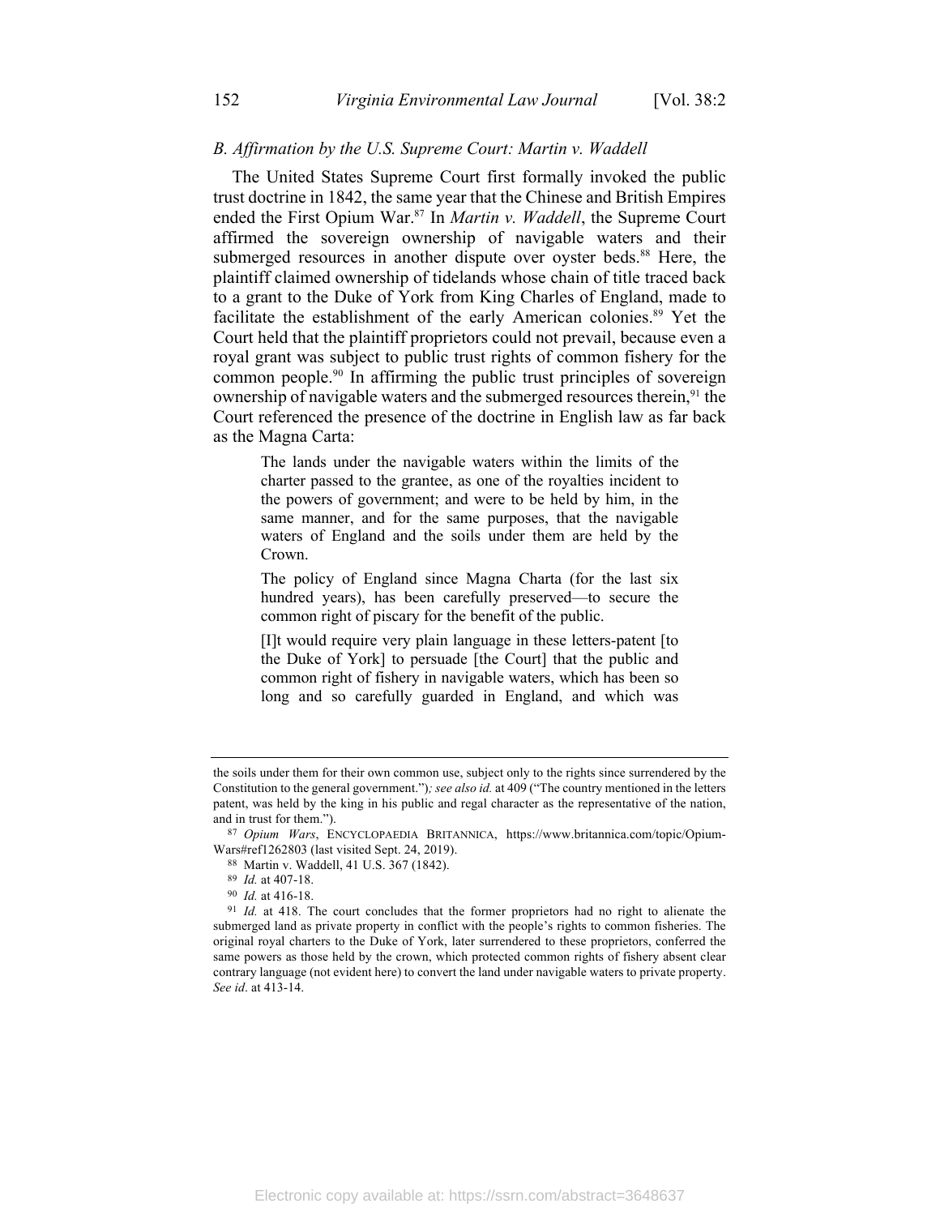### B. Affirmation by the U.S. Supreme Court: Martin v. Waddell

The United States Supreme Court first formally invoked the public trust doctrine in 1842, the same year that the Chinese and British Empires ended the First Opium War.[87] In *Martin v. Waddell*, the Supreme Court affirmed the sovereign ownership of navigable waters and their submerged resources in another dispute over oyster beds.[88] Here, the plaintiff claimed ownership of tidelands whose chain of title traced back to a grant to the Duke of York from King Charles of England, made to facilitate the establishment of the early American colonies.[89] Yet the Court held that the plaintiff proprietors could not prevail, because even a royal grant was subject to public trust rights of common fishery for the common people.[90] In affirming the public trust principles of sovereign ownership of navigable waters and the submerged resources therein,[91] the Court referenced the presence of the doctrine in English law as far back as the Magna Carta:

> The lands under the navigable waters within the limits of the charter passed to the grantee, as one of the royalties incident to the powers of government; and were to be held by him, in the same manner, and for the same purposes, that the navigable waters of England and the soils under them are held by the Crown.
>
> The policy of England since Magna Charta (for the last six hundred years), has been carefully preserved—to secure the common right of piscary for the benefit of the public.
>
> [I]t would require very plain language in these letters-patent [to the Duke of York] to persuade [the Court] that the public and common right of fishery in navigable waters, which has been so long and so carefully guarded in England, and which was

---

the soils under them for their own common use, subject only to the rights since surrendered by the Constitution to the general government."); *see also id.* at 409 ("The country mentioned in the letters patent, was held by the king in his public and regal character as the representative of the nation, and in trust for them.").

[87] *Opium Wars*, ENCYCLOPAEDIA BRITANNICA, https://www.britannica.com/topic/Opium-Wars#ref1262803 (last visited Sept. 24, 2019).

[88] Martin v. Waddell, 41 U.S. 367 (1842).

[89] *Id.* at 407-18.

[90] *Id.* at 416-18.

[91] *Id.* at 418. The court concludes that the former proprietors had no right to alienate the submerged land as private property in conflict with the people's rights to common fisheries. The original royal charters to the Duke of York, later surrendered to these proprietors, conferred the same powers as those held by the crown, which protected common rights of fishery absent clear contrary language (not evident here) to convert the land under navigable waters to private property. *See id*. at 413-14.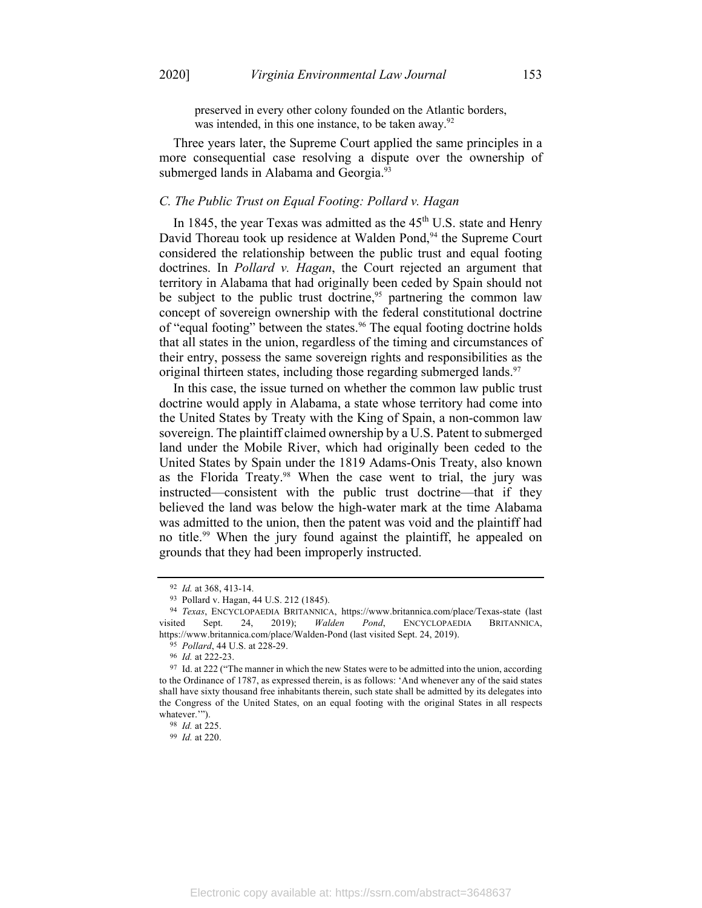> preserved in every other colony founded on the Atlantic borders, was intended, in this one instance, to be taken away.[92]

Three years later, the Supreme Court applied the same principles in a more consequential case resolving a dispute over the ownership of submerged lands in Alabama and Georgia.[93]

### *C. The Public Trust on Equal Footing: Pollard v. Hagan*

In 1845, the year Texas was admitted as the 45th U.S. state and Henry David Thoreau took up residence at Walden Pond,[94] the Supreme Court considered the relationship between the public trust and equal footing doctrines. In *Pollard v. Hagan*, the Court rejected an argument that territory in Alabama that had originally been ceded by Spain should not be subject to the public trust doctrine,[95] partnering the common law concept of sovereign ownership with the federal constitutional doctrine of "equal footing" between the states.[96] The equal footing doctrine holds that all states in the union, regardless of the timing and circumstances of their entry, possess the same sovereign rights and responsibilities as the original thirteen states, including those regarding submerged lands.[97]

In this case, the issue turned on whether the common law public trust doctrine would apply in Alabama, a state whose territory had come into the United States by Treaty with the King of Spain, a non-common law sovereign. The plaintiff claimed ownership by a U.S. Patent to submerged land under the Mobile River, which had originally been ceded to the United States by Spain under the 1819 Adams-Onis Treaty, also known as the Florida Treaty.[98] When the case went to trial, the jury was instructed—consistent with the public trust doctrine—that if they believed the land was below the high-water mark at the time Alabama was admitted to the union, then the patent was void and the plaintiff had no title.[99] When the jury found against the plaintiff, he appealed on grounds that they had been improperly instructed.

---

[92] *Id.* at 368, 413-14.

[93] Pollard v. Hagan, 44 U.S. 212 (1845).

[94] *Texas*, ENCYCLOPAEDIA BRITANNICA, https://www.britannica.com/place/Texas-state (last visited Sept. 24, 2019); *Walden Pond*, ENCYCLOPAEDIA BRITANNICA, https://www.britannica.com/place/Walden-Pond (last visited Sept. 24, 2019).

[95] *Pollard*, 44 U.S. at 228-29.

[96] *Id.* at 222-23.

[97] Id. at 222 ("The manner in which the new States were to be admitted into the union, according to the Ordinance of 1787, as expressed therein, is as follows: 'And whenever any of the said states shall have sixty thousand free inhabitants therein, such state shall be admitted by its delegates into the Congress of the United States, on an equal footing with the original States in all respects whatever.'").

[98] *Id.* at 225.

[99] *Id.* at 220.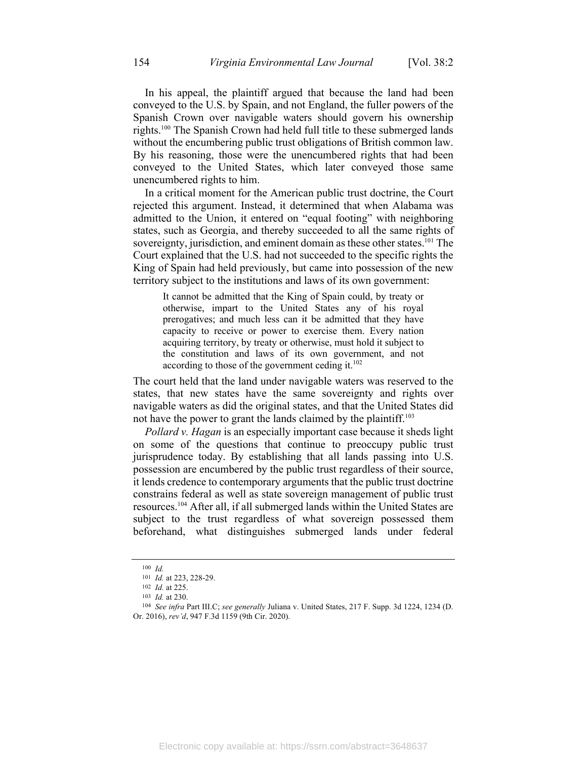In his appeal, the plaintiff argued that because the land had been conveyed to the U.S. by Spain, and not England, the fuller powers of the Spanish Crown over navigable waters should govern his ownership rights.[100] The Spanish Crown had held full title to these submerged lands without the encumbering public trust obligations of British common law. By his reasoning, those were the unencumbered rights that had been conveyed to the United States, which later conveyed those same unencumbered rights to him.

In a critical moment for the American public trust doctrine, the Court rejected this argument. Instead, it determined that when Alabama was admitted to the Union, it entered on "equal footing" with neighboring states, such as Georgia, and thereby succeeded to all the same rights of sovereignty, jurisdiction, and eminent domain as these other states.[101] The Court explained that the U.S. had not succeeded to the specific rights the King of Spain had held previously, but came into possession of the new territory subject to the institutions and laws of its own government:

> It cannot be admitted that the King of Spain could, by treaty or otherwise, impart to the United States any of his royal prerogatives; and much less can it be admitted that they have capacity to receive or power to exercise them. Every nation acquiring territory, by treaty or otherwise, must hold it subject to the constitution and laws of its own government, and not according to those of the government ceding it.[102]

The court held that the land under navigable waters was reserved to the states, that new states have the same sovereignty and rights over navigable waters as did the original states, and that the United States did not have the power to grant the lands claimed by the plaintiff.[103]

*Pollard v. Hagan* is an especially important case because it sheds light on some of the questions that continue to preoccupy public trust jurisprudence today. By establishing that all lands passing into U.S. possession are encumbered by the public trust regardless of their source, it lends credence to contemporary arguments that the public trust doctrine constrains federal as well as state sovereign management of public trust resources.[104] After all, if all submerged lands within the United States are subject to the trust regardless of what sovereign possessed them beforehand, what distinguishes submerged lands under federal

---

[100] *Id.*

[101] *Id.* at 223, 228-29.

[102] *Id.* at 225.

[103] *Id.* at 230.

[104] *See infra* Part III.C; *see generally* Juliana v. United States, 217 F. Supp. 3d 1224, 1234 (D. Or. 2016), *rev'd*, 947 F.3d 1159 (9th Cir. 2020).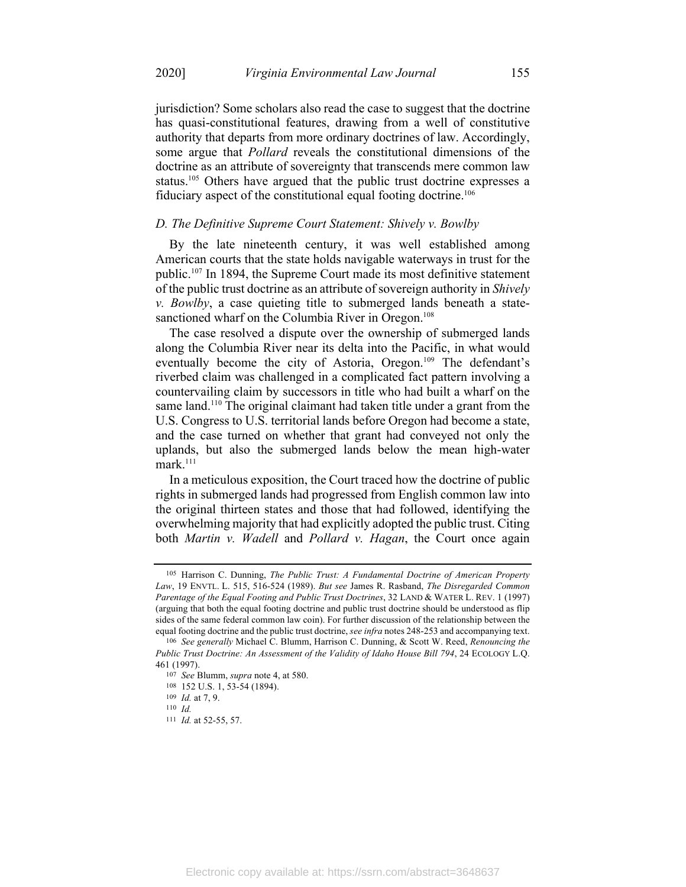jurisdiction? Some scholars also read the case to suggest that the doctrine has quasi-constitutional features, drawing from a well of constitutive authority that departs from more ordinary doctrines of law. Accordingly, some argue that *Pollard* reveals the constitutional dimensions of the doctrine as an attribute of sovereignty that transcends mere common law status.[105] Others have argued that the public trust doctrine expresses a fiduciary aspect of the constitutional equal footing doctrine.[106]

### *D. The Definitive Supreme Court Statement: Shively v. Bowlby*

By the late nineteenth century, it was well established among American courts that the state holds navigable waterways in trust for the public.[107] In 1894, the Supreme Court made its most definitive statement of the public trust doctrine as an attribute of sovereign authority in *Shively v. Bowlby*, a case quieting title to submerged lands beneath a state-sanctioned wharf on the Columbia River in Oregon.[108]

The case resolved a dispute over the ownership of submerged lands along the Columbia River near its delta into the Pacific, in what would eventually become the city of Astoria, Oregon.[109] The defendant's riverbed claim was challenged in a complicated fact pattern involving a countervailing claim by successors in title who had built a wharf on the same land.[110] The original claimant had taken title under a grant from the U.S. Congress to U.S. territorial lands before Oregon had become a state, and the case turned on whether that grant had conveyed not only the uplands, but also the submerged lands below the mean high-water mark.[111]

In a meticulous exposition, the Court traced how the doctrine of public rights in submerged lands had progressed from English common law into the original thirteen states and those that had followed, identifying the overwhelming majority that had explicitly adopted the public trust. Citing both *Martin v. Wadell* and *Pollard v. Hagan*, the Court once again

---

[105] Harrison C. Dunning, *The Public Trust: A Fundamental Doctrine of American Property Law*, 19 ENVTL. L. 515, 516-524 (1989). *But see* James R. Rasband, *The Disregarded Common Parentage of the Equal Footing and Public Trust Doctrines*, 32 LAND & WATER L. REV. 1 (1997) (arguing that both the equal footing doctrine and public trust doctrine should be understood as flip sides of the same federal common law coin). For further discussion of the relationship between the equal footing doctrine and the public trust doctrine, *see infra* notes 248-253 and accompanying text.

[106] *See generally* Michael C. Blumm, Harrison C. Dunning, & Scott W. Reed, *Renouncing the Public Trust Doctrine: An Assessment of the Validity of Idaho House Bill 794*, 24 ECOLOGY L.Q. 461 (1997).

[107] *See* Blumm, *supra* note 4, at 580.

[108] 152 U.S. 1, 53-54 (1894).

[109] *Id.* at 7, 9.

[110] *Id.*

[111] *Id.* at 52-55, 57.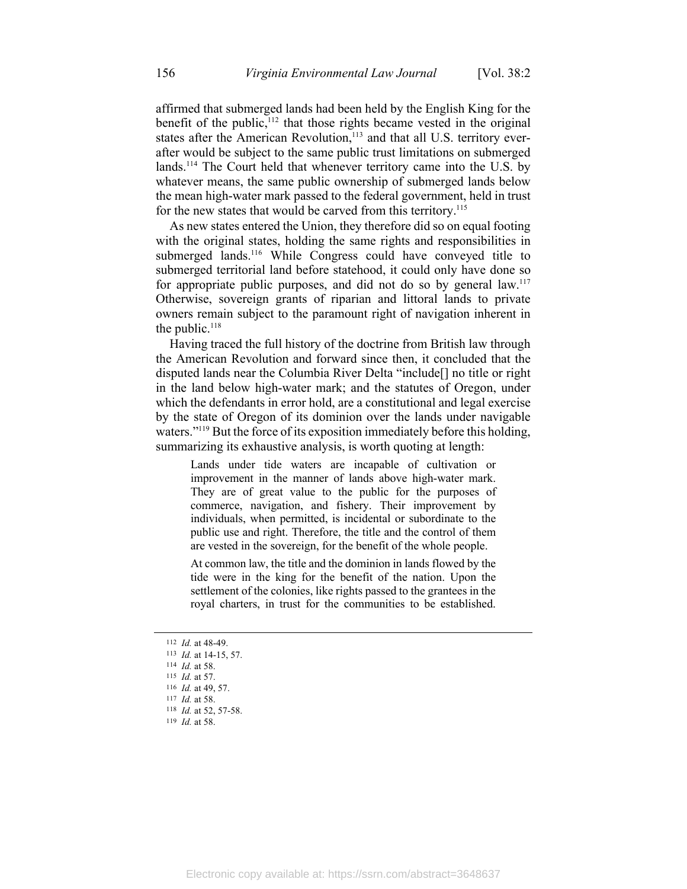affirmed that submerged lands had been held by the English King for the benefit of the public,[112] that those rights became vested in the original states after the American Revolution,[113] and that all U.S. territory ever-after would be subject to the same public trust limitations on submerged lands.[114] The Court held that whenever territory came into the U.S. by whatever means, the same public ownership of submerged lands below the mean high-water mark passed to the federal government, held in trust for the new states that would be carved from this territory.[115]

As new states entered the Union, they therefore did so on equal footing with the original states, holding the same rights and responsibilities in submerged lands.[116] While Congress could have conveyed title to submerged territorial land before statehood, it could only have done so for appropriate public purposes, and did not do so by general law.[117] Otherwise, sovereign grants of riparian and littoral lands to private owners remain subject to the paramount right of navigation inherent in the public.[118]

Having traced the full history of the doctrine from British law through the American Revolution and forward since then, it concluded that the disputed lands near the Columbia River Delta "include[] no title or right in the land below high-water mark; and the statutes of Oregon, under which the defendants in error hold, are a constitutional and legal exercise by the state of Oregon of its dominion over the lands under navigable waters."[119] But the force of its exposition immediately before this holding, summarizing its exhaustive analysis, is worth quoting at length:

> Lands under tide waters are incapable of cultivation or improvement in the manner of lands above high-water mark. They are of great value to the public for the purposes of commerce, navigation, and fishery. Their improvement by individuals, when permitted, is incidental or subordinate to the public use and right. Therefore, the title and the control of them are vested in the sovereign, for the benefit of the whole people.
>
> At common law, the title and the dominion in lands flowed by the tide were in the king for the benefit of the nation. Upon the settlement of the colonies, like rights passed to the grantees in the royal charters, in trust for the communities to be established.

---

112 *Id.* at 48-49.
113 *Id.* at 14-15, 57.
114 *Id.* at 58.
115 *Id.* at 57.
116 *Id.* at 49, 57.
117 *Id.* at 58.
118 *Id.* at 52, 57-58.
119 *Id.* at 58.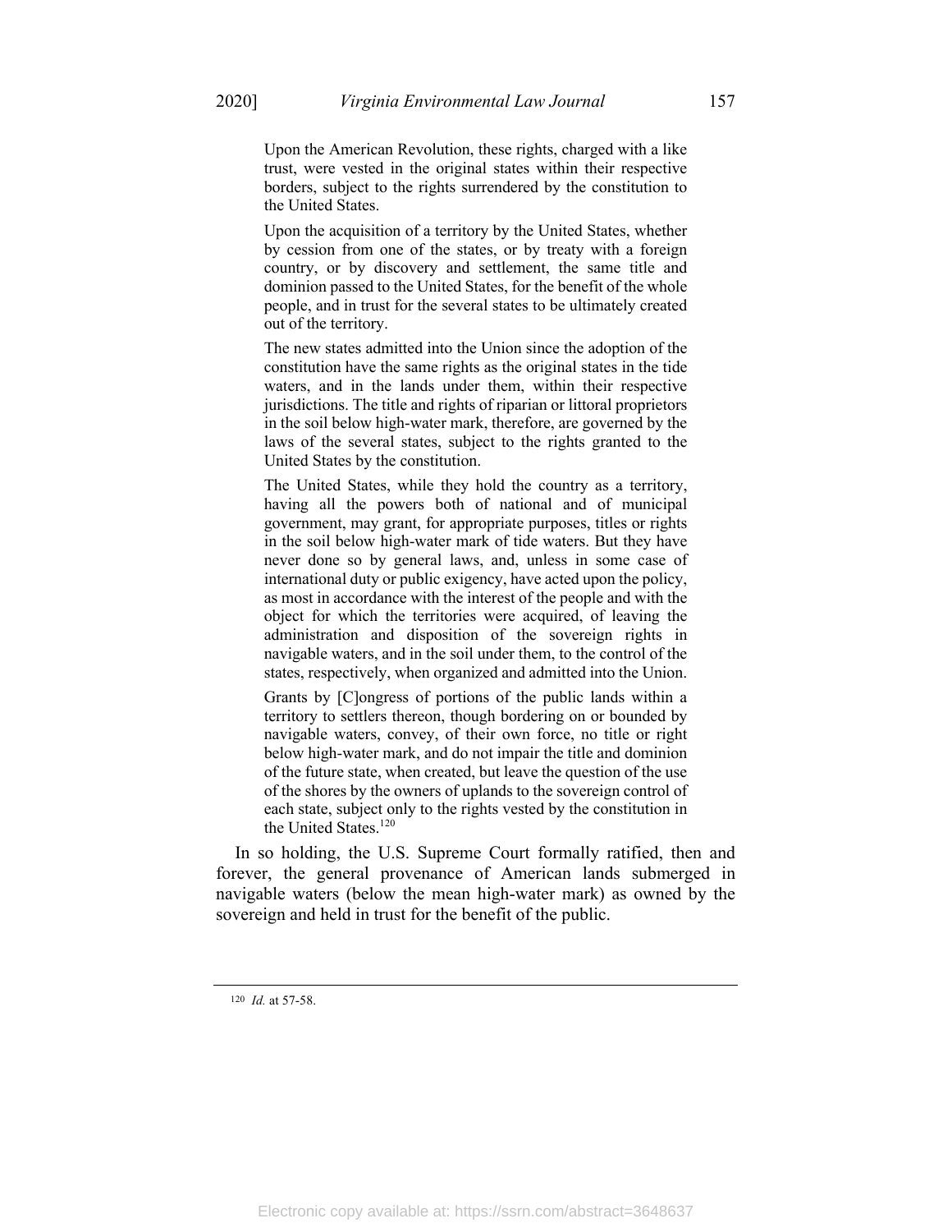> Upon the American Revolution, these rights, charged with a like trust, were vested in the original states within their respective borders, subject to the rights surrendered by the constitution to the United States.
>
> Upon the acquisition of a territory by the United States, whether by cession from one of the states, or by treaty with a foreign country, or by discovery and settlement, the same title and dominion passed to the United States, for the benefit of the whole people, and in trust for the several states to be ultimately created out of the territory.
>
> The new states admitted into the Union since the adoption of the constitution have the same rights as the original states in the tide waters, and in the lands under them, within their respective jurisdictions. The title and rights of riparian or littoral proprietors in the soil below high-water mark, therefore, are governed by the laws of the several states, subject to the rights granted to the United States by the constitution.
>
> The United States, while they hold the country as a territory, having all the powers both of national and of municipal government, may grant, for appropriate purposes, titles or rights in the soil below high-water mark of tide waters. But they have never done so by general laws, and, unless in some case of international duty or public exigency, have acted upon the policy, as most in accordance with the interest of the people and with the object for which the territories were acquired, of leaving the administration and disposition of the sovereign rights in navigable waters, and in the soil under them, to the control of the states, respectively, when organized and admitted into the Union.
>
> Grants by [C]ongress of portions of the public lands within a territory to settlers thereon, though bordering on or bounded by navigable waters, convey, of their own force, no title or right below high-water mark, and do not impair the title and dominion of the future state, when created, but leave the question of the use of the shores by the owners of uplands to the sovereign control of each state, subject only to the rights vested by the constitution in the United States.[120]

In so holding, the U.S. Supreme Court formally ratified, then and forever, the general provenance of American lands submerged in navigable waters (below the mean high-water mark) as owned by the sovereign and held in trust for the benefit of the public.

---

[120] *Id.* at 57-58.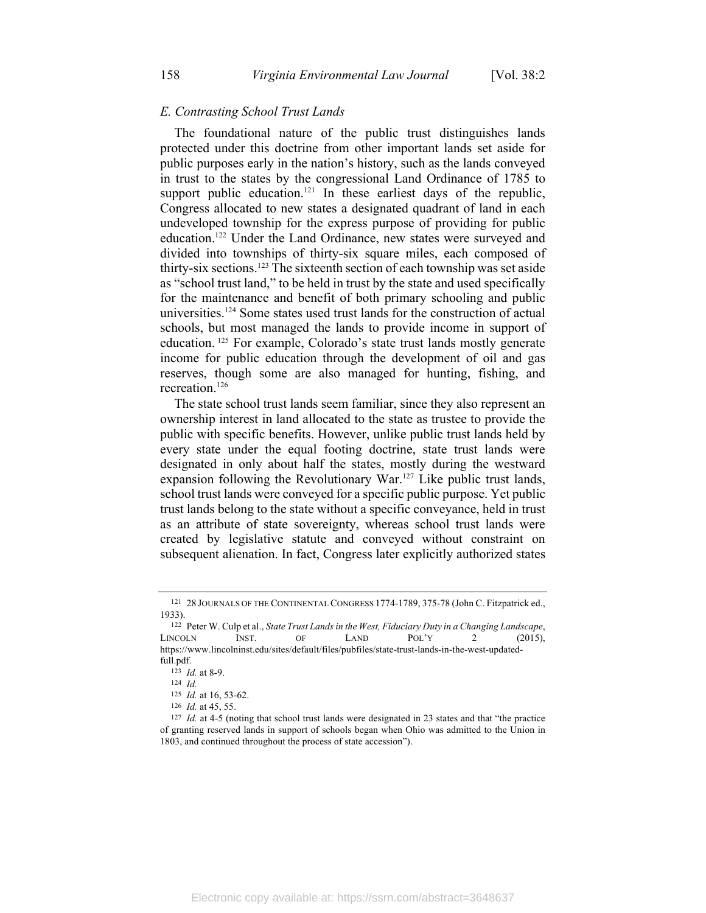### *E. Contrasting School Trust Lands*

The foundational nature of the public trust distinguishes lands protected under this doctrine from other important lands set aside for public purposes early in the nation's history, such as the lands conveyed in trust to the states by the congressional Land Ordinance of 1785 to support public education.[121] In these earliest days of the republic, Congress allocated to new states a designated quadrant of land in each undeveloped township for the express purpose of providing for public education.[122] Under the Land Ordinance, new states were surveyed and divided into townships of thirty-six square miles, each composed of thirty-six sections.[123] The sixteenth section of each township was set aside as "school trust land," to be held in trust by the state and used specifically for the maintenance and benefit of both primary schooling and public universities.[124] Some states used trust lands for the construction of actual schools, but most managed the lands to provide income in support of education.[125] For example, Colorado's state trust lands mostly generate income for public education through the development of oil and gas reserves, though some are also managed for hunting, fishing, and recreation.[126]

The state school trust lands seem familiar, since they also represent an ownership interest in land allocated to the state as trustee to provide the public with specific benefits. However, unlike public trust lands held by every state under the equal footing doctrine, state trust lands were designated in only about half the states, mostly during the westward expansion following the Revolutionary War.[127] Like public trust lands, school trust lands were conveyed for a specific public purpose. Yet public trust lands belong to the state without a specific conveyance, held in trust as an attribute of state sovereignty, whereas school trust lands were created by legislative statute and conveyed without constraint on subsequent alienation. In fact, Congress later explicitly authorized states

---

[121] 28 JOURNALS OF THE CONTINENTAL CONGRESS 1774-1789, 375-78 (John C. Fitzpatrick ed., 1933).

[122] Peter W. Culp et al., *State Trust Lands in the West, Fiduciary Duty in a Changing Landscape*, LINCOLN INST. OF LAND POL'Y 2 (2015), https://www.lincolninst.edu/sites/default/files/pubfiles/state-trust-lands-in-the-west-updated-full.pdf.

[123] *Id.* at 8-9.

[124] *Id.*

[125] *Id.* at 16, 53-62.

[126] *Id.* at 45, 55.

[127] *Id.* at 4-5 (noting that school trust lands were designated in 23 states and that "the practice of granting reserved lands in support of schools began when Ohio was admitted to the Union in 1803, and continued throughout the process of state accession").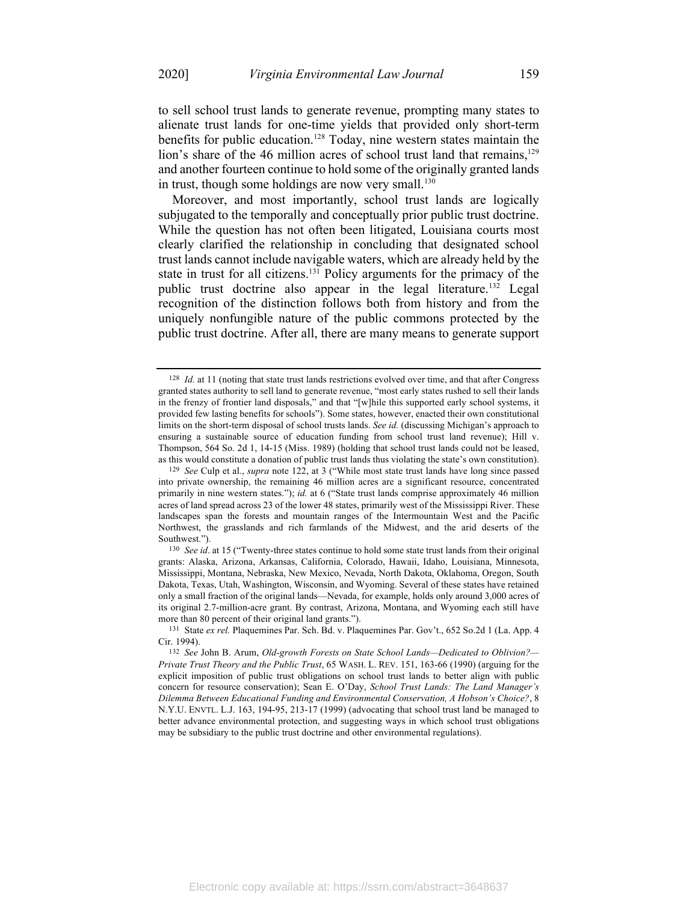to sell school trust lands to generate revenue, prompting many states to alienate trust lands for one-time yields that provided only short-term benefits for public education.[128] Today, nine western states maintain the lion's share of the 46 million acres of school trust land that remains,[129] and another fourteen continue to hold some of the originally granted lands in trust, though some holdings are now very small.[130]

Moreover, and most importantly, school trust lands are logically subjugated to the temporally and conceptually prior public trust doctrine. While the question has not often been litigated, Louisiana courts most clearly clarified the relationship in concluding that designated school trust lands cannot include navigable waters, which are already held by the state in trust for all citizens.[131] Policy arguments for the primacy of the public trust doctrine also appear in the legal literature.[132] Legal recognition of the distinction follows both from history and from the uniquely nonfungible nature of the public commons protected by the public trust doctrine. After all, there are many means to generate support

---

[128] *Id.* at 11 (noting that state trust lands restrictions evolved over time, and that after Congress granted states authority to sell land to generate revenue, "most early states rushed to sell their lands in the frenzy of frontier land disposals," and that "[w]hile this supported early school systems, it provided few lasting benefits for schools"). Some states, however, enacted their own constitutional limits on the short-term disposal of school trusts lands. *See id.* (discussing Michigan's approach to ensuring a sustainable source of education funding from school trust land revenue); Hill v. Thompson, 564 So. 2d 1, 14-15 (Miss. 1989) (holding that school trust lands could not be leased, as this would constitute a donation of public trust lands thus violating the state's own constitution).

[129] *See* Culp et al., *supra* note 122, at 3 ("While most state trust lands have long since passed into private ownership, the remaining 46 million acres are a significant resource, concentrated primarily in nine western states."); *id.* at 6 ("State trust lands comprise approximately 46 million acres of land spread across 23 of the lower 48 states, primarily west of the Mississippi River. These landscapes span the forests and mountain ranges of the Intermountain West and the Pacific Northwest, the grasslands and rich farmlands of the Midwest, and the arid deserts of the Southwest.").

[130] *See id*. at 15 ("Twenty-three states continue to hold some state trust lands from their original grants: Alaska, Arizona, Arkansas, California, Colorado, Hawaii, Idaho, Louisiana, Minnesota, Mississippi, Montana, Nebraska, New Mexico, Nevada, North Dakota, Oklahoma, Oregon, South Dakota, Texas, Utah, Washington, Wisconsin, and Wyoming. Several of these states have retained only a small fraction of the original lands—Nevada, for example, holds only around 3,000 acres of its original 2.7-million-acre grant. By contrast, Arizona, Montana, and Wyoming each still have more than 80 percent of their original land grants.").

[131] State *ex rel.* Plaquemines Par. Sch. Bd. v. Plaquemines Par. Gov't., 652 So.2d 1 (La. App. 4 Cir. 1994).

[132] *See* John B. Arum, *Old-growth Forests on State School Lands—Dedicated to Oblivion?—Private Trust Theory and the Public Trust*, 65 WASH. L. REV. 151, 163-66 (1990) (arguing for the explicit imposition of public trust obligations on school trust lands to better align with public concern for resource conservation); Sean E. O'Day, *School Trust Lands: The Land Manager's Dilemma Between Educational Funding and Environmental Conservation, A Hobson's Choice?*, 8 N.Y.U. ENVTL. L.J. 163, 194-95, 213-17 (1999) (advocating that school trust land be managed to better advance environmental protection, and suggesting ways in which school trust obligations may be subsidiary to the public trust doctrine and other environmental regulations).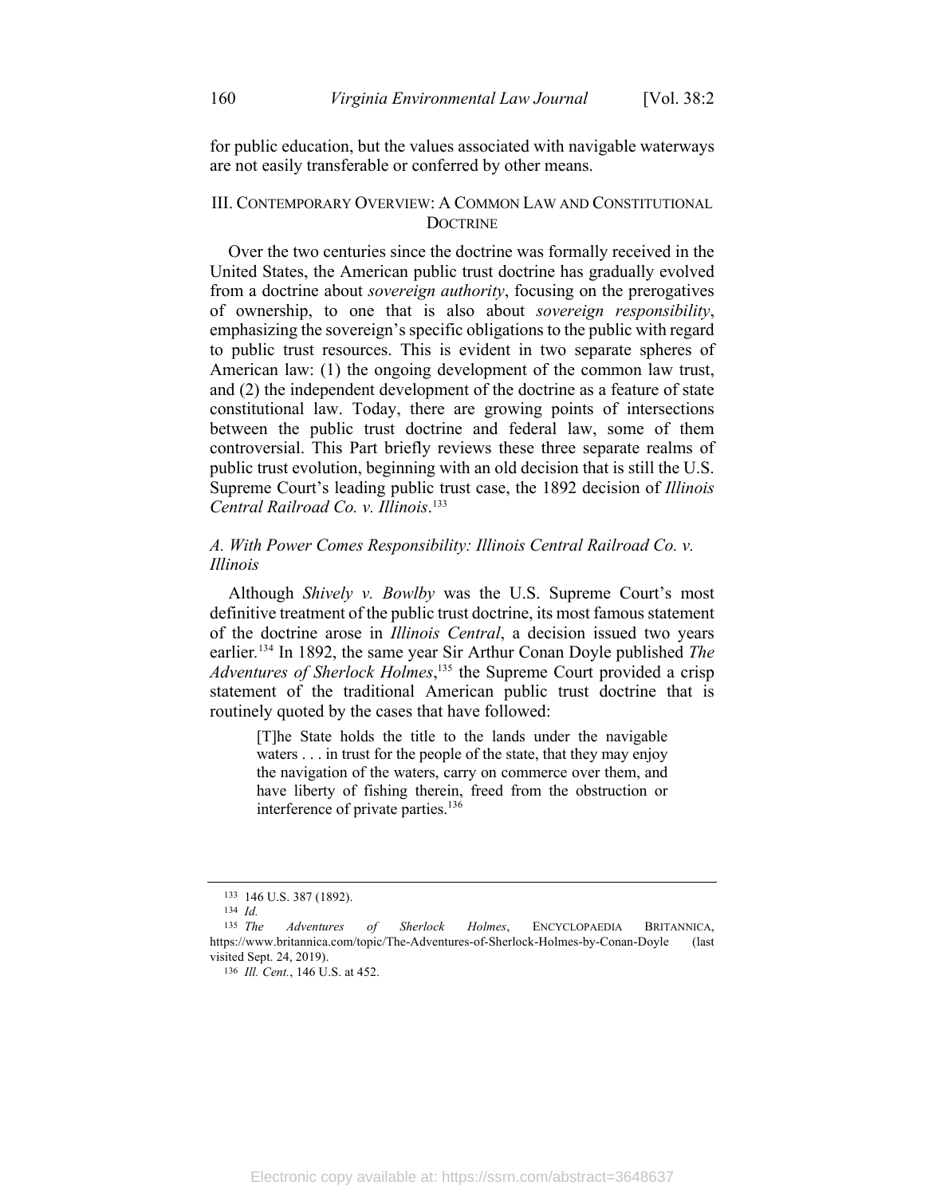for public education, but the values associated with navigable waterways are not easily transferable or conferred by other means.

## III. Contemporary Overview: A Common Law and Constitutional Doctrine

Over the two centuries since the doctrine was formally received in the United States, the American public trust doctrine has gradually evolved from a doctrine about *sovereign authority*, focusing on the prerogatives of ownership, to one that is also about *sovereign responsibility*, emphasizing the sovereign's specific obligations to the public with regard to public trust resources. This is evident in two separate spheres of American law: (1) the ongoing development of the common law trust, and (2) the independent development of the doctrine as a feature of state constitutional law. Today, there are growing points of intersections between the public trust doctrine and federal law, some of them controversial. This Part briefly reviews these three separate realms of public trust evolution, beginning with an old decision that is still the U.S. Supreme Court's leading public trust case, the 1892 decision of *Illinois Central Railroad Co. v. Illinois*.[133]

### *A. With Power Comes Responsibility: Illinois Central Railroad Co. v. Illinois*

Although *Shively v. Bowlby* was the U.S. Supreme Court's most definitive treatment of the public trust doctrine, its most famous statement of the doctrine arose in *Illinois Central*, a decision issued two years earlier.[134] In 1892, the same year Sir Arthur Conan Doyle published *The Adventures of Sherlock Holmes*,[135] the Supreme Court provided a crisp statement of the traditional American public trust doctrine that is routinely quoted by the cases that have followed:

> [T]he State holds the title to the lands under the navigable waters . . . in trust for the people of the state, that they may enjoy the navigation of the waters, carry on commerce over them, and have liberty of fishing therein, freed from the obstruction or interference of private parties.[136]

---

[133] 146 U.S. 387 (1892).

[134] *Id.*

[135] *The Adventures of Sherlock Holmes*, ENCYCLOPAEDIA BRITANNICA, https://www.britannica.com/topic/The-Adventures-of-Sherlock-Holmes-by-Conan-Doyle (last visited Sept. 24, 2019).

[136] *Ill. Cent.*, 146 U.S. at 452.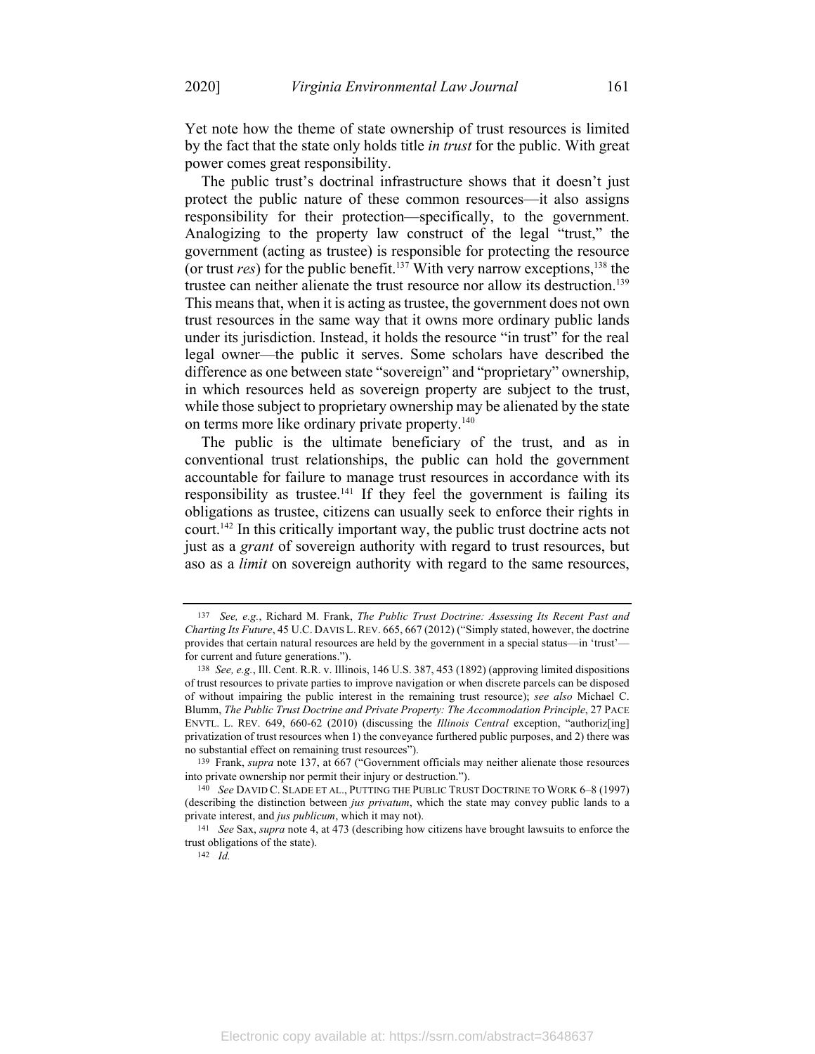Yet note how the theme of state ownership of trust resources is limited by the fact that the state only holds title *in trust* for the public. With great power comes great responsibility.

The public trust's doctrinal infrastructure shows that it doesn't just protect the public nature of these common resources—it also assigns responsibility for their protection—specifically, to the government. Analogizing to the property law construct of the legal "trust," the government (acting as trustee) is responsible for protecting the resource (or trust *res*) for the public benefit.[137] With very narrow exceptions,[138] the trustee can neither alienate the trust resource nor allow its destruction.[139] This means that, when it is acting as trustee, the government does not own trust resources in the same way that it owns more ordinary public lands under its jurisdiction. Instead, it holds the resource "in trust" for the real legal owner—the public it serves. Some scholars have described the difference as one between state "sovereign" and "proprietary" ownership, in which resources held as sovereign property are subject to the trust, while those subject to proprietary ownership may be alienated by the state on terms more like ordinary private property.[140]

The public is the ultimate beneficiary of the trust, and as in conventional trust relationships, the public can hold the government accountable for failure to manage trust resources in accordance with its responsibility as trustee.[141] If they feel the government is failing its obligations as trustee, citizens can usually seek to enforce their rights in court.[142] In this critically important way, the public trust doctrine acts not just as a *grant* of sovereign authority with regard to trust resources, but also as a *limit* on sovereign authority with regard to the same resources,

---

[137] *See, e.g.*, Richard M. Frank, *The Public Trust Doctrine: Assessing Its Recent Past and Charting Its Future*, 45 U.C. DAVIS L. REV. 665, 667 (2012) ("Simply stated, however, the doctrine provides that certain natural resources are held by the government in a special status—in 'trust'—for current and future generations.").

[138] *See, e.g.*, Ill. Cent. R.R. v. Illinois, 146 U.S. 387, 453 (1892) (approving limited dispositions of trust resources to private parties to improve navigation or when discrete parcels can be disposed of without impairing the public interest in the remaining trust resource); *see also* Michael C. Blumm, *The Public Trust Doctrine and Private Property: The Accommodation Principle*, 27 PACE ENVTL. L. REV. 649, 660-62 (2010) (discussing the *Illinois Central* exception, "authoriz[ing] privatization of trust resources when 1) the conveyance furthered public purposes, and 2) there was no substantial effect on remaining trust resources").

[139] Frank, *supra* note 137, at 667 ("Government officials may neither alienate those resources into private ownership nor permit their injury or destruction.").

[140] *See* DAVID C. SLADE ET AL., PUTTING THE PUBLIC TRUST DOCTRINE TO WORK 6–8 (1997) (describing the distinction between *jus privatum*, which the state may convey public lands to a private interest, and *jus publicum*, which it may not).

[141] *See* Sax, *supra* note 4, at 473 (describing how citizens have brought lawsuits to enforce the trust obligations of the state).

[142] *Id.*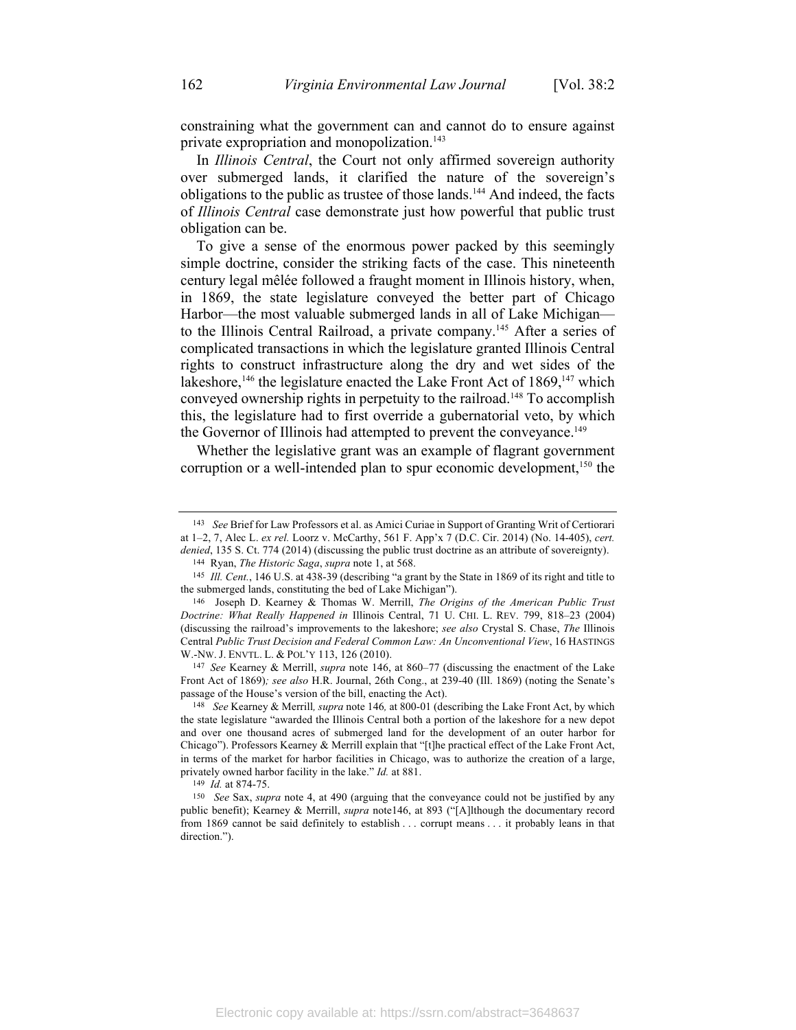constraining what the government can and cannot do to ensure against private expropriation and monopolization.[143]

In *Illinois Central*, the Court not only affirmed sovereign authority over submerged lands, it clarified the nature of the sovereign's obligations to the public as trustee of those lands.[144] And indeed, the facts of *Illinois Central* case demonstrate just how powerful that public trust obligation can be.

To give a sense of the enormous power packed by this seemingly simple doctrine, consider the striking facts of the case. This nineteenth century legal mêlée followed a fraught moment in Illinois history, when, in 1869, the state legislature conveyed the better part of Chicago Harbor—the most valuable submerged lands in all of Lake Michigan—to the Illinois Central Railroad, a private company.[145] After a series of complicated transactions in which the legislature granted Illinois Central rights to construct infrastructure along the dry and wet sides of the lakeshore,[146] the legislature enacted the Lake Front Act of 1869,[147] which conveyed ownership rights in perpetuity to the railroad.[148] To accomplish this, the legislature had to first override a gubernatorial veto, by which the Governor of Illinois had attempted to prevent the conveyance.[149]

Whether the legislative grant was an example of flagrant government corruption or a well-intended plan to spur economic development,[150] the

---

[143] *See* Brief for Law Professors et al. as Amici Curiae in Support of Granting Writ of Certiorari at 1–2, 7, Alec L. *ex rel.* Loorz v. McCarthy, 561 F. App'x 7 (D.C. Cir. 2014) (No. 14-405), *cert. denied*, 135 S. Ct. 774 (2014) (discussing the public trust doctrine as an attribute of sovereignty).

[144] Ryan, *The Historic Saga*, *supra* note 1, at 568.

[145] *Ill. Cent.*, 146 U.S. at 438-39 (describing "a grant by the State in 1869 of its right and title to the submerged lands, constituting the bed of Lake Michigan").

[146] Joseph D. Kearney & Thomas W. Merrill, *The Origins of the American Public Trust Doctrine: What Really Happened in* Illinois Central, 71 U. CHI. L. REV. 799, 818–23 (2004) (discussing the railroad's improvements to the lakeshore; *see also* Crystal S. Chase, *The* Illinois Central *Public Trust Decision and Federal Common Law: An Unconventional View*, 16 HASTINGS W.-NW. J. ENVTL. L. & POL'Y 113, 126 (2010).

[147] *See* Kearney & Merrill, *supra* note 146, at 860–77 (discussing the enactment of the Lake Front Act of 1869)*; see also* H.R. Journal, 26th Cong., at 239-40 (Ill. 1869) (noting the Senate's passage of the House's version of the bill, enacting the Act).

[148] *See* Kearney & Merrill*, supra* note 146*,* at 800-01 (describing the Lake Front Act, by which the state legislature "awarded the Illinois Central both a portion of the lakeshore for a new depot and over one thousand acres of submerged land for the development of an outer harbor for Chicago"). Professors Kearney & Merrill explain that "[t]he practical effect of the Lake Front Act, in terms of the market for harbor facilities in Chicago, was to authorize the creation of a large, privately owned harbor facility in the lake." *Id.* at 881.

[149] *Id.* at 874-75.

[150] *See* Sax, *supra* note 4, at 490 (arguing that the conveyance could not be justified by any public benefit); Kearney & Merrill, *supra* note146, at 893 ("[A]lthough the documentary record from 1869 cannot be said definitely to establish . . . corrupt means . . . it probably leans in that direction.").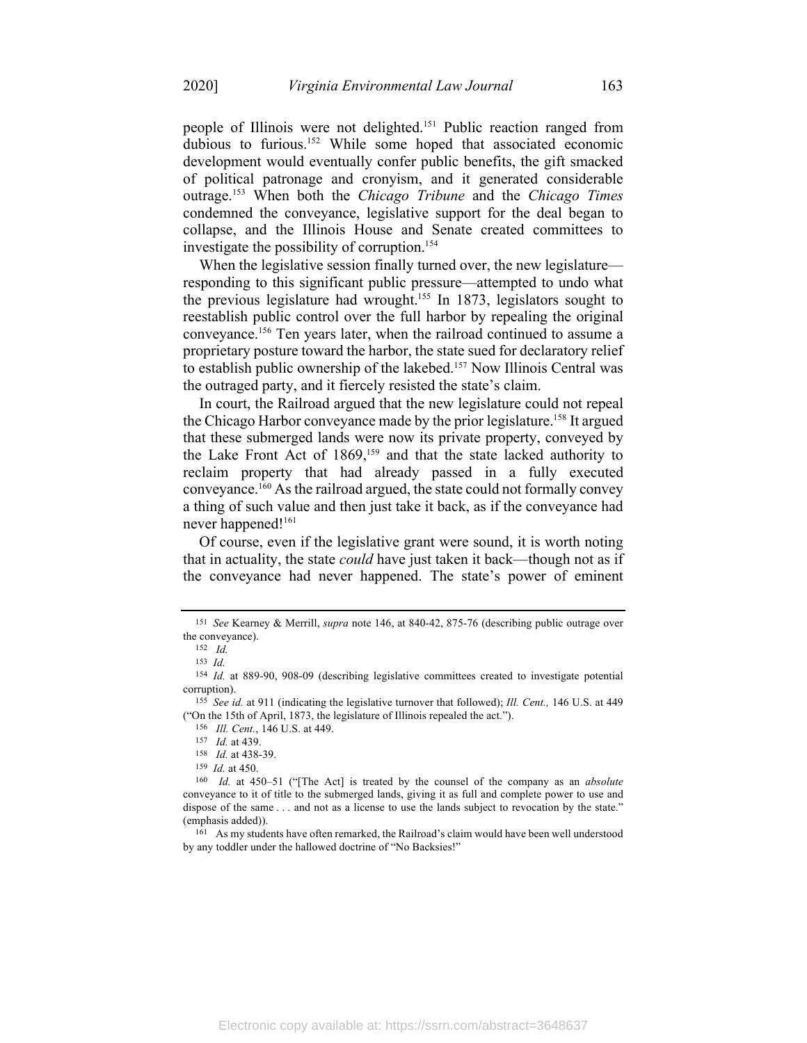people of Illinois were not delighted.[151] Public reaction ranged from dubious to furious.[152] While some hoped that associated economic development would eventually confer public benefits, the gift smacked of political patronage and cronyism, and it generated considerable outrage.[153] When both the *Chicago Tribune* and the *Chicago Times* condemned the conveyance, legislative support for the deal began to collapse, and the Illinois House and Senate created committees to investigate the possibility of corruption.[154]

When the legislative session finally turned over, the new legislature—responding to this significant public pressure—attempted to undo what the previous legislature had wrought.[155] In 1873, legislators sought to reestablish public control over the full harbor by repealing the original conveyance.[156] Ten years later, when the railroad continued to assume a proprietary posture toward the harbor, the state sued for declaratory relief to establish public ownership of the lakebed.[157] Now Illinois Central was the outraged party, and it fiercely resisted the state's claim.

In court, the Railroad argued that the new legislature could not repeal the Chicago Harbor conveyance made by the prior legislature.[158] It argued that these submerged lands were now its private property, conveyed by the Lake Front Act of 1869,[159] and that the state lacked authority to reclaim property that had already passed in a fully executed conveyance.[160] As the railroad argued, the state could not formally convey a thing of such value and then just take it back, as if the conveyance had never happened![161]

Of course, even if the legislative grant were sound, it is worth noting that in actuality, the state *could* have just taken it back—though not as if the conveyance had never happened. The state's power of eminent

---

[151] *See* Kearney & Merrill, *supra* note 146, at 840-42, 875-76 (describing public outrage over the conveyance).

[152] *Id.*

[153] *Id.*

[154] *Id.* at 889-90, 908-09 (describing legislative committees created to investigate potential corruption).

[155] *See id.* at 911 (indicating the legislative turnover that followed); *Ill. Cent.,* 146 U.S. at 449 ("On the 15th of April, 1873, the legislature of Illinois repealed the act.").

[156] *Ill. Cent.*, 146 U.S. at 449.

[157] *Id.* at 439.

[158] *Id.* at 438-39.

[159] *Id.* at 450.

[160] *Id.* at 450–51 ("[The Act] is treated by the counsel of the company as an *absolute* conveyance to it of title to the submerged lands, giving it as full and complete power to use and dispose of the same . . . and not as a license to use the lands subject to revocation by the state." (emphasis added)).

[161] As my students have often remarked, the Railroad's claim would have been well understood by any toddler under the hallowed doctrine of "No Backsies!"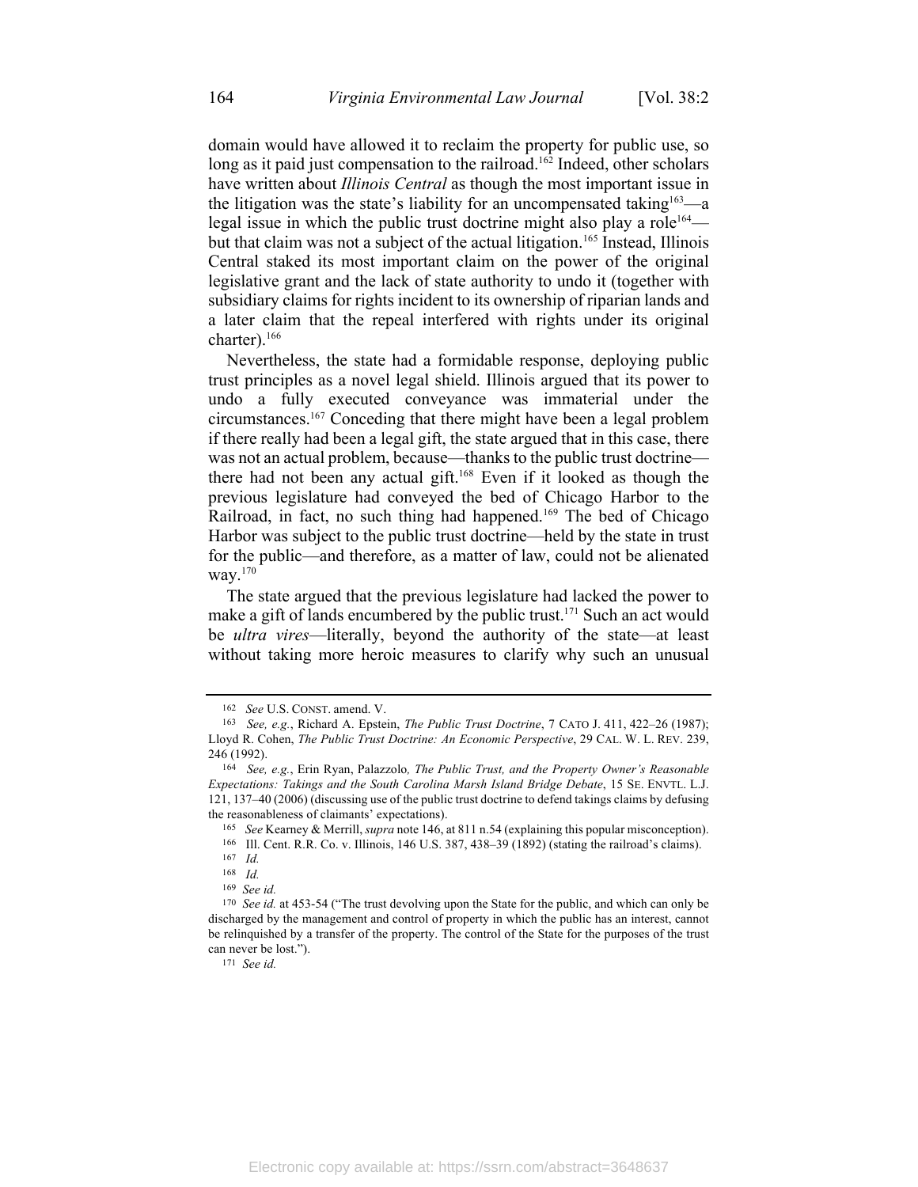domain would have allowed it to reclaim the property for public use, so long as it paid just compensation to the railroad.[162] Indeed, other scholars have written about *Illinois Central* as though the most important issue in the litigation was the state's liability for an uncompensated taking[163]—a legal issue in which the public trust doctrine might also play a role[164]—but that claim was not a subject of the actual litigation.[165] Instead, Illinois Central staked its most important claim on the power of the original legislative grant and the lack of state authority to undo it (together with subsidiary claims for rights incident to its ownership of riparian lands and a later claim that the repeal interfered with rights under its original charter).[166]

Nevertheless, the state had a formidable response, deploying public trust principles as a novel legal shield. Illinois argued that its power to undo a fully executed conveyance was immaterial under the circumstances.[167] Conceding that there might have been a legal problem if there really had been a legal gift, the state argued that in this case, there was not an actual problem, because—thanks to the public trust doctrine—there had not been any actual gift.[168] Even if it looked as though the previous legislature had conveyed the bed of Chicago Harbor to the Railroad, in fact, no such thing had happened.[169] The bed of Chicago Harbor was subject to the public trust doctrine—held by the state in trust for the public—and therefore, as a matter of law, could not be alienated way.[170]

The state argued that the previous legislature had lacked the power to make a gift of lands encumbered by the public trust.[171] Such an act would be *ultra vires*—literally, beyond the authority of the state—at least without taking more heroic measures to clarify why such an unusual

---

[162] *See* U.S. CONST. amend. V.

[163] *See, e.g.*, Richard A. Epstein, *The Public Trust Doctrine*, 7 CATO J. 411, 422–26 (1987); Lloyd R. Cohen, *The Public Trust Doctrine: An Economic Perspective*, 29 CAL. W. L. REV. 239, 246 (1992).

[164] *See, e.g.*, Erin Ryan, Palazzolo*, The Public Trust, and the Property Owner's Reasonable Expectations: Takings and the South Carolina Marsh Island Bridge Debate*, 15 SE. ENVTL. L.J. 121, 137–40 (2006) (discussing use of the public trust doctrine to defend takings claims by defusing the reasonableness of claimants' expectations).

[165] *See* Kearney & Merrill, *supra* note 146, at 811 n.54 (explaining this popular misconception).

[166] Ill. Cent. R.R. Co. v. Illinois, 146 U.S. 387, 438–39 (1892) (stating the railroad's claims).

[167] *Id.*

[168] *Id.*

[169] *See id.*

[170] *See id.* at 453-54 ("The trust devolving upon the State for the public, and which can only be discharged by the management and control of property in which the public has an interest, cannot be relinquished by a transfer of the property. The control of the State for the purposes of the trust can never be lost.").

[171] *See id.*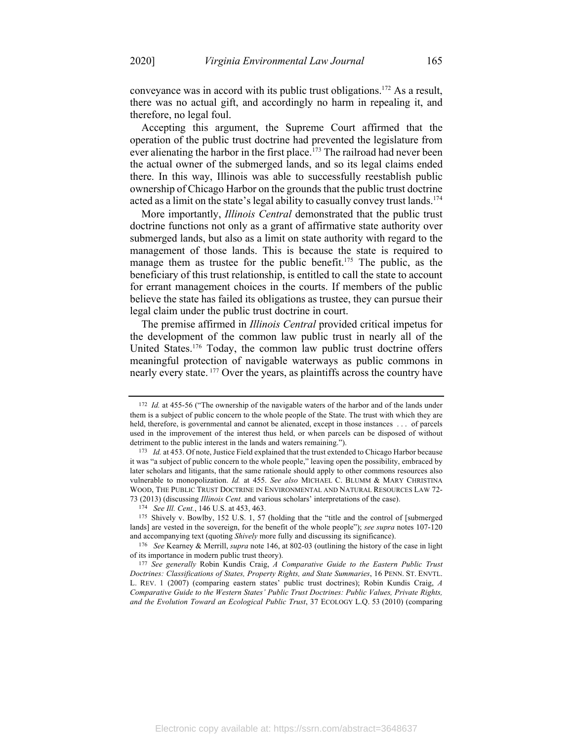conveyance was in accord with its public trust obligations.[172] As a result, there was no actual gift, and accordingly no harm in repealing it, and therefore, no legal foul.

Accepting this argument, the Supreme Court affirmed that the operation of the public trust doctrine had prevented the legislature from ever alienating the harbor in the first place.[173] The railroad had never been the actual owner of the submerged lands, and so its legal claims ended there. In this way, Illinois was able to successfully reestablish public ownership of Chicago Harbor on the grounds that the public trust doctrine acted as a limit on the state's legal ability to casually convey trust lands.[174]

More importantly, *Illinois Central* demonstrated that the public trust doctrine functions not only as a grant of affirmative state authority over submerged lands, but also as a limit on state authority with regard to the management of those lands. This is because the state is required to manage them as trustee for the public benefit.[175] The public, as the beneficiary of this trust relationship, is entitled to call the state to account for errant management choices in the courts. If members of the public believe the state has failed its obligations as trustee, they can pursue their legal claim under the public trust doctrine in court.

The premise affirmed in *Illinois Central* provided critical impetus for the development of the common law public trust in nearly all of the United States.[176] Today, the common law public trust doctrine offers meaningful protection of navigable waterways as public commons in nearly every state.[177] Over the years, as plaintiffs across the country have

---

[172] *Id.* at 455-56 ("The ownership of the navigable waters of the harbor and of the lands under them is a subject of public concern to the whole people of the State. The trust with which they are held, therefore, is governmental and cannot be alienated, except in those instances . . . of parcels used in the improvement of the interest thus held, or when parcels can be disposed of without detriment to the public interest in the lands and waters remaining.").

[173] *Id.* at 453. Of note, Justice Field explained that the trust extended to Chicago Harbor because it was "a subject of public concern to the whole people," leaving open the possibility, embraced by later scholars and litigants, that the same rationale should apply to other commons resources also vulnerable to monopolization. *Id.* at 455. *See also* MICHAEL C. BLUMM & MARY CHRISTINA WOOD, THE PUBLIC TRUST DOCTRINE IN ENVIRONMENTAL AND NATURAL RESOURCES LAW 72-73 (2013) (discussing *Illinois Cent.* and various scholars' interpretations of the case).

[174] *See Ill. Cent.*, 146 U.S. at 453, 463.

[175] Shively v. Bowlby, 152 U.S. 1, 57 (holding that the "title and the control of [submerged lands] are vested in the sovereign, for the benefit of the whole people"); *see supra* notes 107-120 and accompanying text (quoting *Shively* more fully and discussing its significance).

[176] *See* Kearney & Merrill, *supra* note 146, at 802-03 (outlining the history of the case in light of its importance in modern public trust theory).

[177] *See generally* Robin Kundis Craig, *A Comparative Guide to the Eastern Public Trust Doctrines: Classifications of States, Property Rights, and State Summaries*, 16 PENN. ST. ENVTL. L. REV. 1 (2007) (comparing eastern states' public trust doctrines); Robin Kundis Craig, *A Comparative Guide to the Western States' Public Trust Doctrines: Public Values, Private Rights, and the Evolution Toward an Ecological Public Trust*, 37 ECOLOGY L.Q. 53 (2010) (comparing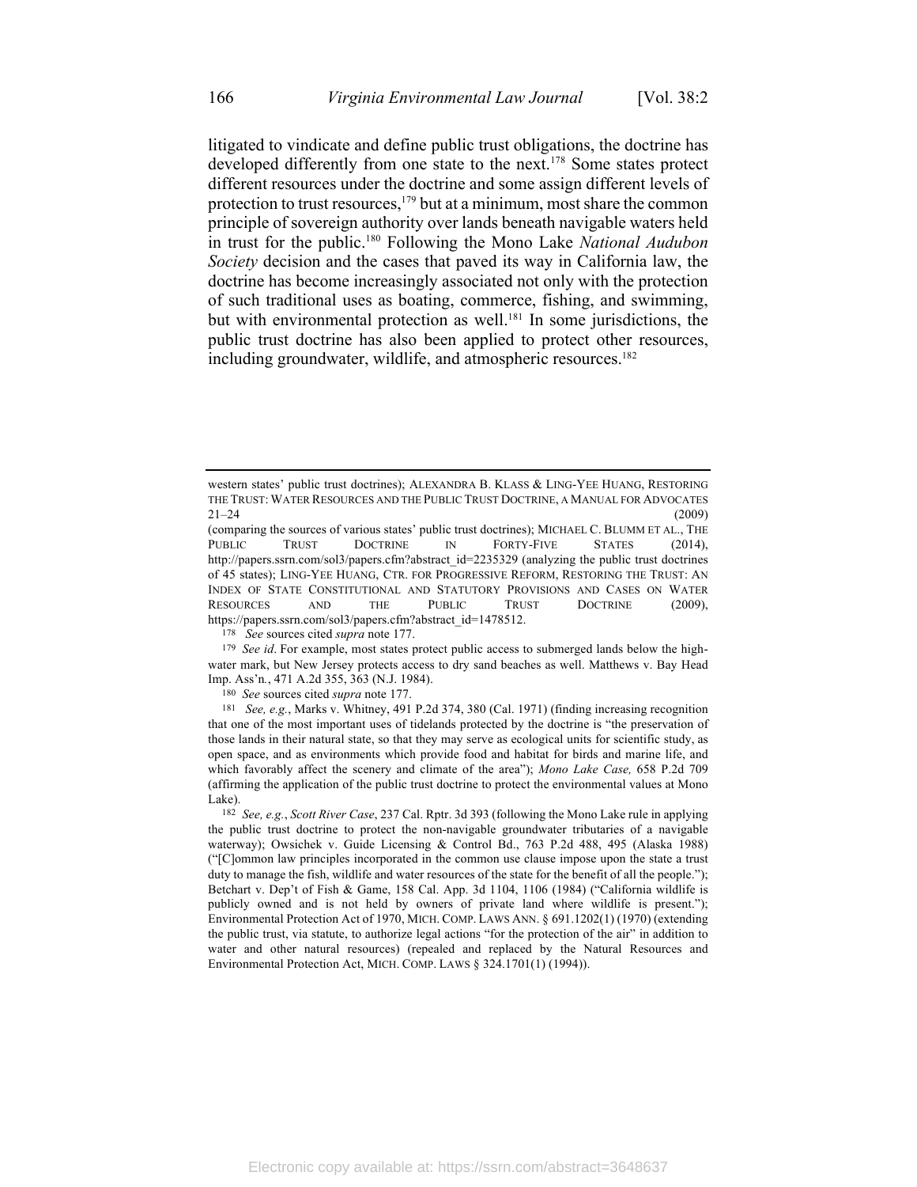litigated to vindicate and define public trust obligations, the doctrine has developed differently from one state to the next.[178] Some states protect different resources under the doctrine and some assign different levels of protection to trust resources,[179] but at a minimum, most share the common principle of sovereign authority over lands beneath navigable waters held in trust for the public.[180] Following the Mono Lake *National Audubon Society* decision and the cases that paved its way in California law, the doctrine has become increasingly associated not only with the protection of such traditional uses as boating, commerce, fishing, and swimming, but with environmental protection as well.[181] In some jurisdictions, the public trust doctrine has also been applied to protect other resources, including groundwater, wildlife, and atmospheric resources.[182]

---

western states' public trust doctrines); ALEXANDRA B. KLASS & LING-YEE HUANG, RESTORING THE TRUST: WATER RESOURCES AND THE PUBLIC TRUST DOCTRINE, A MANUAL FOR ADVOCATES 21–24 (2009) (comparing the sources of various states' public trust doctrines); MICHAEL C. BLUMM ET AL., THE PUBLIC TRUST DOCTRINE IN FORTY-FIVE STATES (2014), http://papers.ssrn.com/sol3/papers.cfm?abstract_id=2235329 (analyzing the public trust doctrines of 45 states); LING-YEE HUANG, CTR. FOR PROGRESSIVE REFORM, RESTORING THE TRUST: AN INDEX OF STATE CONSTITUTIONAL AND STATUTORY PROVISIONS AND CASES ON WATER RESOURCES AND THE PUBLIC TRUST DOCTRINE (2009), https://papers.ssrn.com/sol3/papers.cfm?abstract_id=1478512.

[178] *See* sources cited *supra* note 177.

[179] *See id*. For example, most states protect public access to submerged lands below the high-water mark, but New Jersey protects access to dry sand beaches as well. Matthews v. Bay Head Imp. Ass'n., 471 A.2d 355, 363 (N.J. 1984).

[180] *See* sources cited *supra* note 177.

[181] *See, e.g.*, Marks v. Whitney, 491 P.2d 374, 380 (Cal. 1971) (finding increasing recognition that one of the most important uses of tidelands protected by the doctrine is "the preservation of those lands in their natural state, so that they may serve as ecological units for scientific study, as open space, and as environments which provide food and habitat for birds and marine life, and which favorably affect the scenery and climate of the area"); *Mono Lake Case,* 658 P.2d 709 (affirming the application of the public trust doctrine to protect the environmental values at Mono Lake).

[182] *See, e.g.*, *Scott River Case*, 237 Cal. Rptr. 3d 393 (following the Mono Lake rule in applying the public trust doctrine to protect the non-navigable groundwater tributaries of a navigable waterway); Owsichek v. Guide Licensing & Control Bd., 763 P.2d 488, 495 (Alaska 1988) ("[C]ommon law principles incorporated in the common use clause impose upon the state a trust duty to manage the fish, wildlife and water resources of the state for the benefit of all the people."); Betchart v. Dep't of Fish & Game, 158 Cal. App. 3d 1104, 1106 (1984) ("California wildlife is publicly owned and is not held by owners of private land where wildlife is present."); Environmental Protection Act of 1970, MICH. COMP. LAWS ANN. § 691.1202(1) (1970) (extending the public trust, via statute, to authorize legal actions "for the protection of the air" in addition to water and other natural resources) (repealed and replaced by the Natural Resources and Environmental Protection Act, MICH. COMP. LAWS § 324.1701(1) (1994)).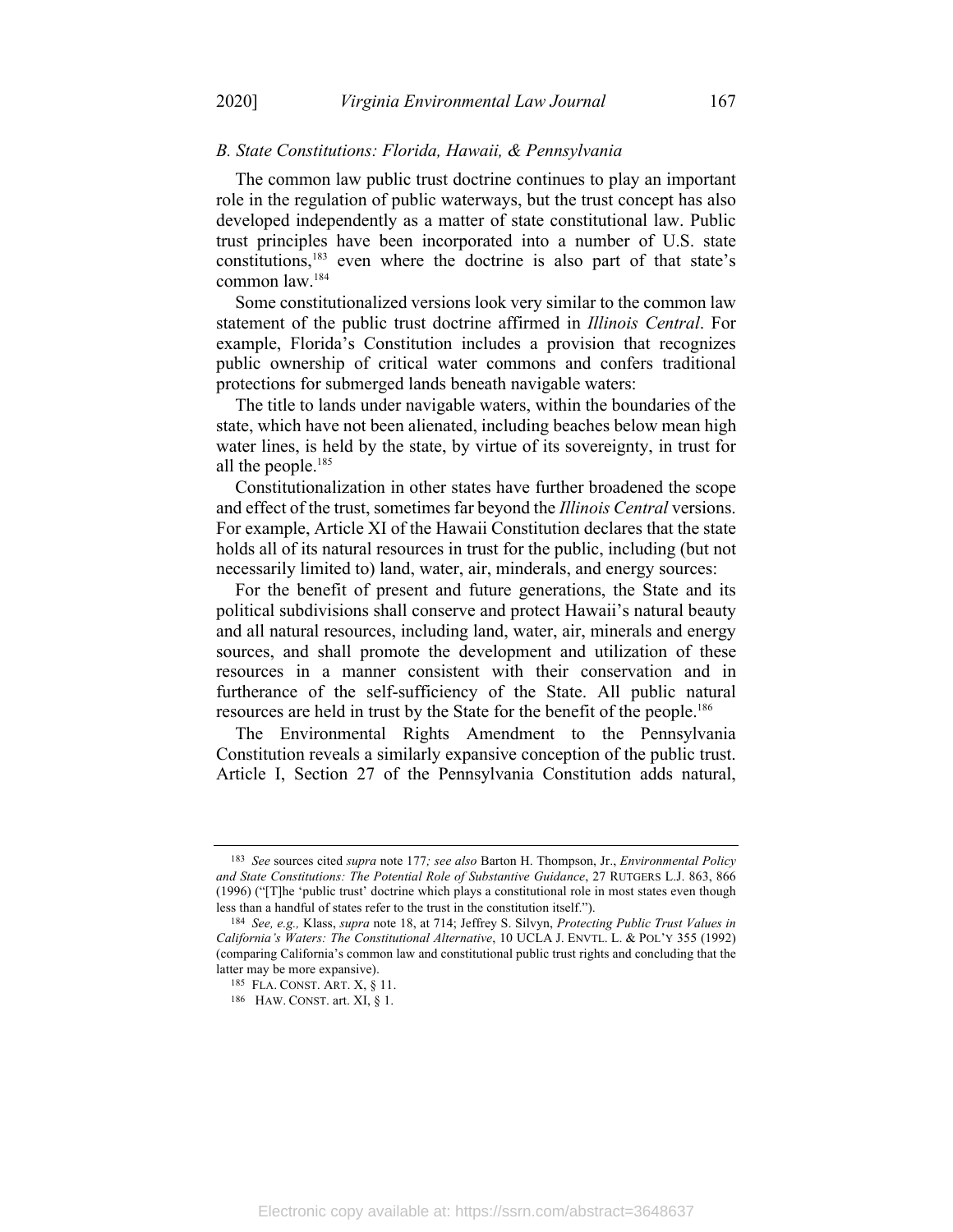### *B. State Constitutions: Florida, Hawaii, & Pennsylvania*

The common law public trust doctrine continues to play an important role in the regulation of public waterways, but the trust concept has also developed independently as a matter of state constitutional law. Public trust principles have been incorporated into a number of U.S. state constitutions,[183] even where the doctrine is also part of that state's common law.[184]

Some constitutionalized versions look very similar to the common law statement of the public trust doctrine affirmed in *Illinois Central*. For example, Florida's Constitution includes a provision that recognizes public ownership of critical water commons and confers traditional protections for submerged lands beneath navigable waters:

The title to lands under navigable waters, within the boundaries of the state, which have not been alienated, including beaches below mean high water lines, is held by the state, by virtue of its sovereignty, in trust for all the people.[185]

Constitutionalization in other states have further broadened the scope and effect of the trust, sometimes far beyond the *Illinois Central* versions. For example, Article XI of the Hawaii Constitution declares that the state holds all of its natural resources in trust for the public, including (but not necessarily limited to) land, water, air, minderals, and energy sources:

For the benefit of present and future generations, the State and its political subdivisions shall conserve and protect Hawaii's natural beauty and all natural resources, including land, water, air, minerals and energy sources, and shall promote the development and utilization of these resources in a manner consistent with their conservation and in furtherance of the self-sufficiency of the State. All public natural resources are held in trust by the State for the benefit of the people.[186]

The Environmental Rights Amendment to the Pennsylvania Constitution reveals a similarly expansive conception of the public trust. Article I, Section 27 of the Pennsylvania Constitution adds natural,

---

[183] *See* sources cited *supra* note 177*; see also* Barton H. Thompson, Jr., *Environmental Policy and State Constitutions: The Potential Role of Substantive Guidance*, 27 RUTGERS L.J. 863, 866 (1996) ("[T]he 'public trust' doctrine which plays a constitutional role in most states even though less than a handful of states refer to the trust in the constitution itself.").

[184] *See, e.g.,* Klass, *supra* note 18, at 714; Jeffrey S. Silvyn, *Protecting Public Trust Values in California's Waters: The Constitutional Alternative*, 10 UCLA J. ENVTL. L. & POL'Y 355 (1992) (comparing California's common law and constitutional public trust rights and concluding that the latter may be more expansive).

[185] FLA. CONST. ART. X, § 11.

[186] HAW. CONST. art. XI, § 1.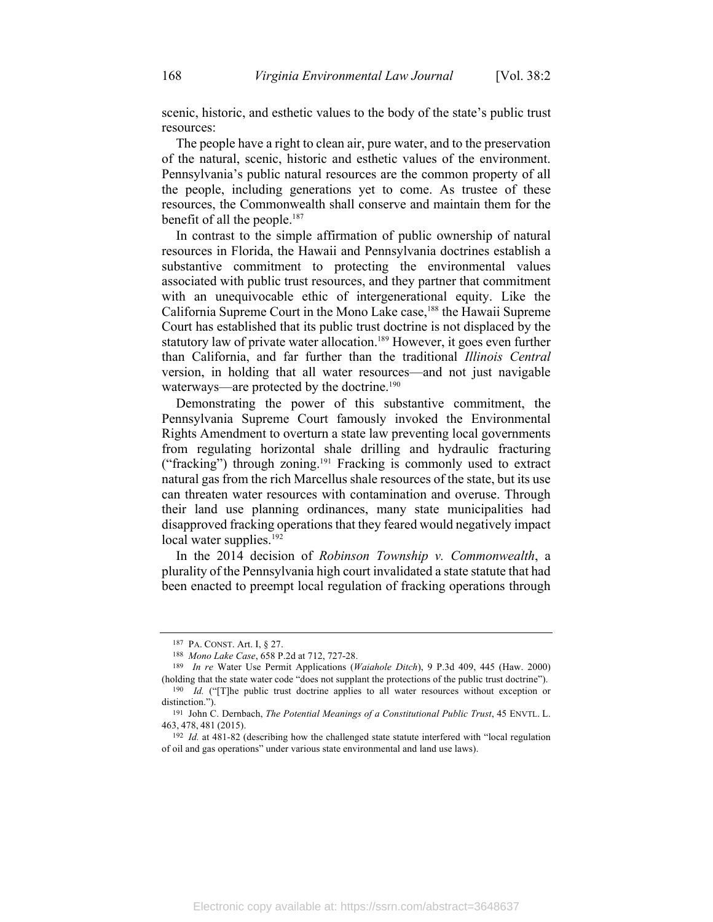scenic, historic, and esthetic values to the body of the state's public trust resources:

> The people have a right to clean air, pure water, and to the preservation of the natural, scenic, historic and esthetic values of the environment. Pennsylvania's public natural resources are the common property of all the people, including generations yet to come. As trustee of these resources, the Commonwealth shall conserve and maintain them for the benefit of all the people.[187]

In contrast to the simple affirmation of public ownership of natural resources in Florida, the Hawaii and Pennsylvania doctrines establish a substantive commitment to protecting the environmental values associated with public trust resources, and they partner that commitment with an unequivocable ethic of intergenerational equity. Like the California Supreme Court in the Mono Lake case,[188] the Hawaii Supreme Court has established that its public trust doctrine is not displaced by the statutory law of private water allocation.[189] However, it goes even further than California, and far further than the traditional *Illinois Central* version, in holding that all water resources—and not just navigable waterways—are protected by the doctrine.[190]

Demonstrating the power of this substantive commitment, the Pennsylvania Supreme Court famously invoked the Environmental Rights Amendment to overturn a state law preventing local governments from regulating horizontal shale drilling and hydraulic fracturing ("fracking") through zoning.[191] Fracking is commonly used to extract natural gas from the rich Marcellus shale resources of the state, but its use can threaten water resources with contamination and overuse. Through their land use planning ordinances, many state municipalities had disapproved fracking operations that they feared would negatively impact local water supplies.[192]

In the 2014 decision of *Robinson Township v. Commonwealth*, a plurality of the Pennsylvania high court invalidated a state statute that had been enacted to preempt local regulation of fracking operations through

---

[187] PA. CONST. Art. I, § 27.

[188] *Mono Lake Case*, 658 P.2d at 712, 727-28.

[189] *In re* Water Use Permit Applications (*Waiahole Ditch*), 9 P.3d 409, 445 (Haw. 2000) (holding that the state water code "does not supplant the protections of the public trust doctrine").

[190] *Id.* ("[T]he public trust doctrine applies to all water resources without exception or distinction.").

[191] John C. Dernbach, *The Potential Meanings of a Constitutional Public Trust*, 45 ENVTL. L. 463, 478, 481 (2015).

[192] *Id.* at 481-82 (describing how the challenged state statute interfered with "local regulation of oil and gas operations" under various state environmental and land use laws).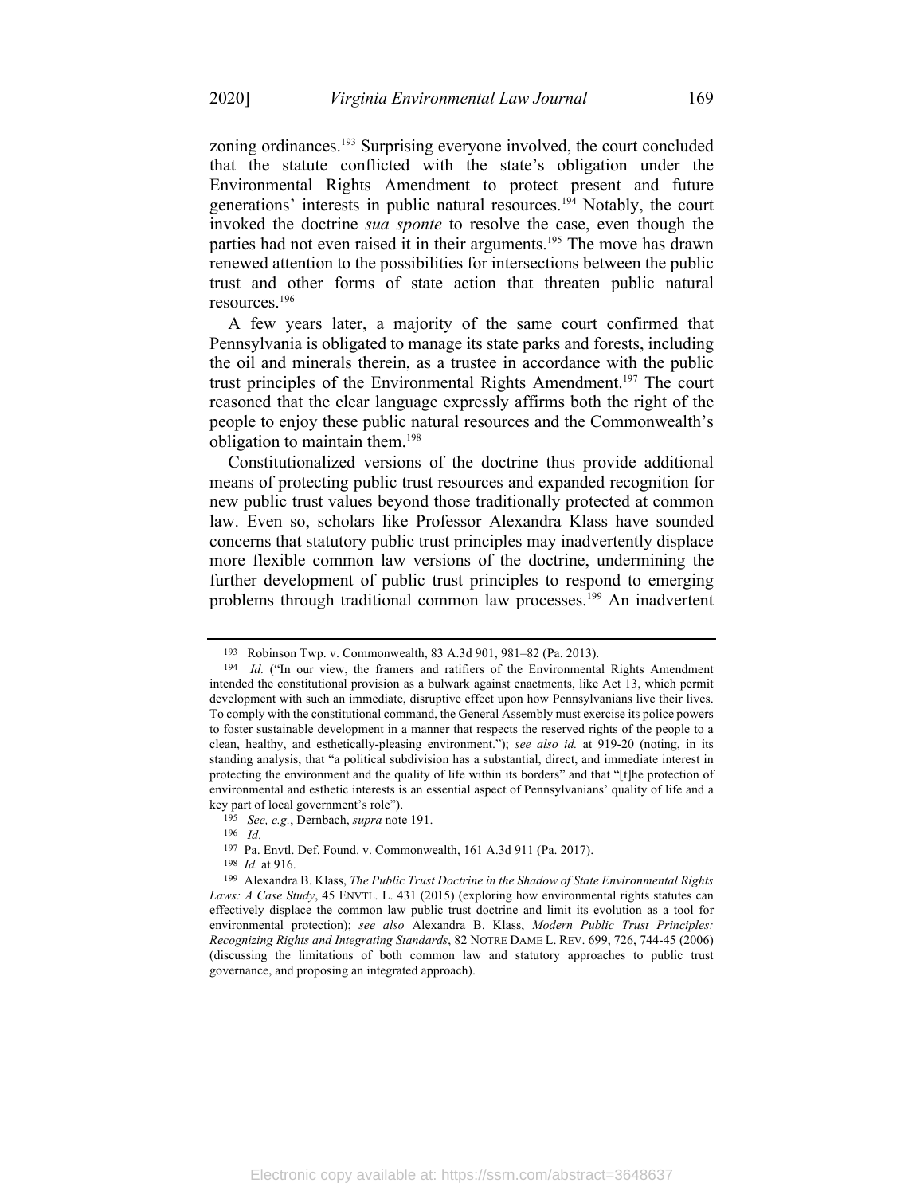zoning ordinances.[193] Surprising everyone involved, the court concluded that the statute conflicted with the state's obligation under the Environmental Rights Amendment to protect present and future generations' interests in public natural resources.[194] Notably, the court invoked the doctrine *sua sponte* to resolve the case, even though the parties had not even raised it in their arguments.[195] The move has drawn renewed attention to the possibilities for intersections between the public trust and other forms of state action that threaten public natural resources.[196]

A few years later, a majority of the same court confirmed that Pennsylvania is obligated to manage its state parks and forests, including the oil and minerals therein, as a trustee in accordance with the public trust principles of the Environmental Rights Amendment.[197] The court reasoned that the clear language expressly affirms both the right of the people to enjoy these public natural resources and the Commonwealth's obligation to maintain them.[198]

Constitutionalized versions of the doctrine thus provide additional means of protecting public trust resources and expanded recognition for new public trust values beyond those traditionally protected at common law. Even so, scholars like Professor Alexandra Klass have sounded concerns that statutory public trust principles may inadvertently displace more flexible common law versions of the doctrine, undermining the further development of public trust principles to respond to emerging problems through traditional common law processes.[199] An inadvertent

---

[193] Robinson Twp. v. Commonwealth, 83 A.3d 901, 981–82 (Pa. 2013).

[194] *Id.* ("In our view, the framers and ratifiers of the Environmental Rights Amendment intended the constitutional provision as a bulwark against enactments, like Act 13, which permit development with such an immediate, disruptive effect upon how Pennsylvanians live their lives. To comply with the constitutional command, the General Assembly must exercise its police powers to foster sustainable development in a manner that respects the reserved rights of the people to a clean, healthy, and esthetically-pleasing environment."); *see also id.* at 919-20 (noting, in its standing analysis, that "a political subdivision has a substantial, direct, and immediate interest in protecting the environment and the quality of life within its borders" and that "[t]he protection of environmental and esthetic interests is an essential aspect of Pennsylvanians' quality of life and a key part of local government's role").

[195] *See, e.g.*, Dernbach, *supra* note 191.

[196] *Id*.

[197] Pa. Envtl. Def. Found. v. Commonwealth, 161 A.3d 911 (Pa. 2017).

[198] *Id.* at 916.

[199] Alexandra B. Klass, *The Public Trust Doctrine in the Shadow of State Environmental Rights Laws: A Case Study*, 45 ENVTL. L. 431 (2015) (exploring how environmental rights statutes can effectively displace the common law public trust doctrine and limit its evolution as a tool for environmental protection); *see also* Alexandra B. Klass, *Modern Public Trust Principles: Recognizing Rights and Integrating Standards*, 82 NOTRE DAME L. REV. 699, 726, 744-45 (2006) (discussing the limitations of both common law and statutory approaches to public trust governance, and proposing an integrated approach).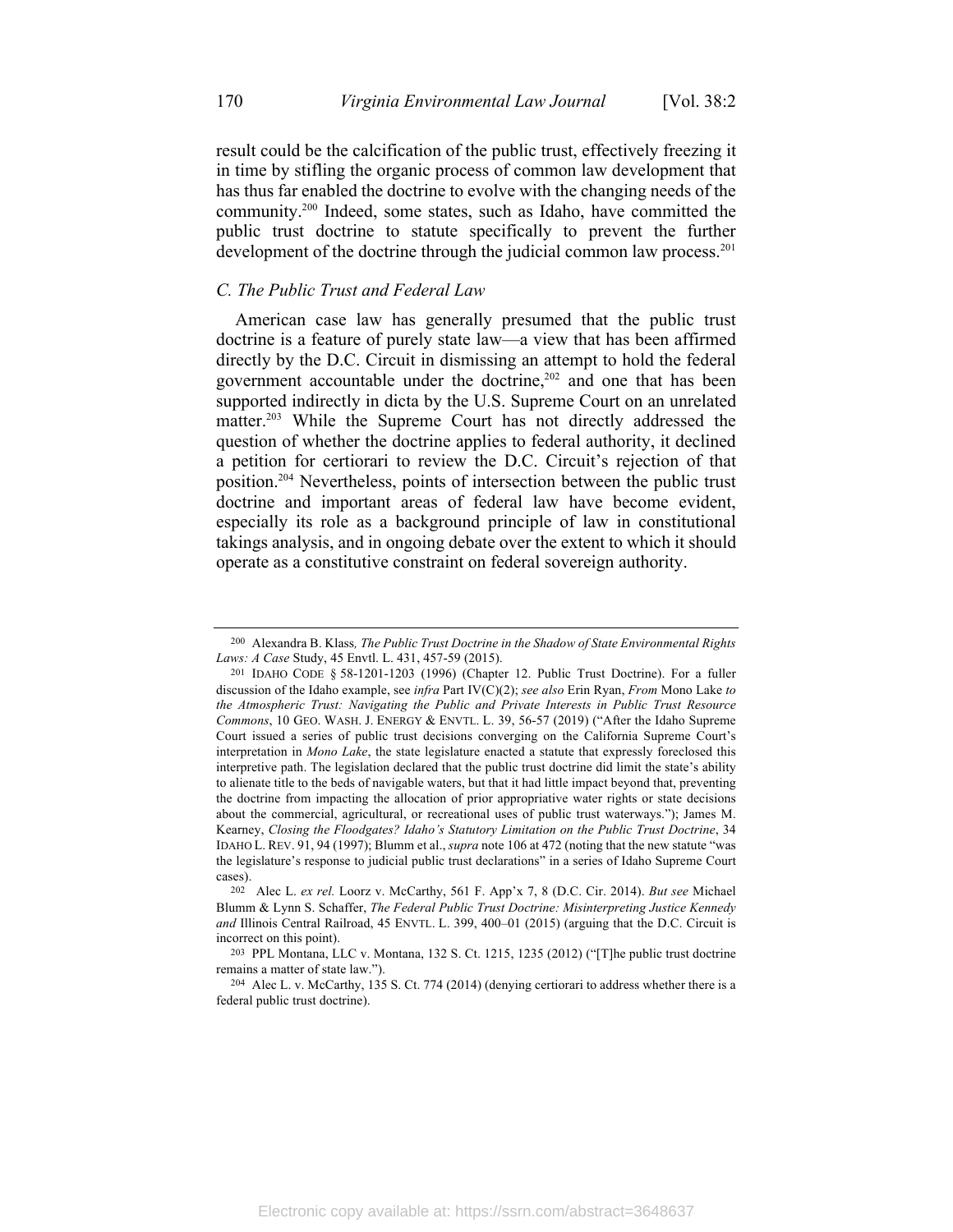result could be the calcification of the public trust, effectively freezing it in time by stifling the organic process of common law development that has thus far enabled the doctrine to evolve with the changing needs of the community.[200] Indeed, some states, such as Idaho, have committed the public trust doctrine to statute specifically to prevent the further development of the doctrine through the judicial common law process.[201]

### C. The Public Trust and Federal Law

American case law has generally presumed that the public trust doctrine is a feature of purely state law—a view that has been affirmed directly by the D.C. Circuit in dismissing an attempt to hold the federal government accountable under the doctrine,[202] and one that has been supported indirectly in dicta by the U.S. Supreme Court on an unrelated matter.[203] While the Supreme Court has not directly addressed the question of whether the doctrine applies to federal authority, it declined a petition for certiorari to review the D.C. Circuit's rejection of that position.[204] Nevertheless, points of intersection between the public trust doctrine and important areas of federal law have become evident, especially its role as a background principle of law in constitutional takings analysis, and in ongoing debate over the extent to which it should operate as a constitutive constraint on federal sovereign authority.

---

[200] Alexandra B. Klass, *The Public Trust Doctrine in the Shadow of State Environmental Rights Laws: A Case* Study, 45 Envtl. L. 431, 457-59 (2015).

[201] IDAHO CODE § 58-1201-1203 (1996) (Chapter 12. Public Trust Doctrine). For a fuller discussion of the Idaho example, see *infra* Part IV(C)(2); *see also* Erin Ryan, *From* Mono Lake *to the Atmospheric Trust: Navigating the Public and Private Interests in Public Trust Resource Commons*, 10 GEO. WASH. J. ENERGY & ENVTL. L. 39, 56-57 (2019) ("After the Idaho Supreme Court issued a series of public trust decisions converging on the California Supreme Court's interpretation in *Mono Lake*, the state legislature enacted a statute that expressly foreclosed this interpretive path. The legislation declared that the public trust doctrine did limit the state's ability to alienate title to the beds of navigable waters, but that it had little impact beyond that, preventing the doctrine from impacting the allocation of prior appropriative water rights or state decisions about the commercial, agricultural, or recreational uses of public trust waterways."); James M. Kearney, *Closing the Floodgates? Idaho's Statutory Limitation on the Public Trust Doctrine*, 34 IDAHO L. REV. 91, 94 (1997); Blumm et al., *supra* note 106 at 472 (noting that the new statute "was the legislature's response to judicial public trust declarations" in a series of Idaho Supreme Court cases).

[202] Alec L. *ex rel.* Loorz v. McCarthy, 561 F. App'x 7, 8 (D.C. Cir. 2014). *But see* Michael Blumm & Lynn S. Schaffer, *The Federal Public Trust Doctrine: Misinterpreting Justice Kennedy and* Illinois Central Railroad, 45 ENVTL. L. 399, 400–01 (2015) (arguing that the D.C. Circuit is incorrect on this point).

[203] PPL Montana, LLC v. Montana, 132 S. Ct. 1215, 1235 (2012) ("[T]he public trust doctrine remains a matter of state law.").

[204] Alec L. v. McCarthy, 135 S. Ct. 774 (2014) (denying certiorari to address whether there is a federal public trust doctrine).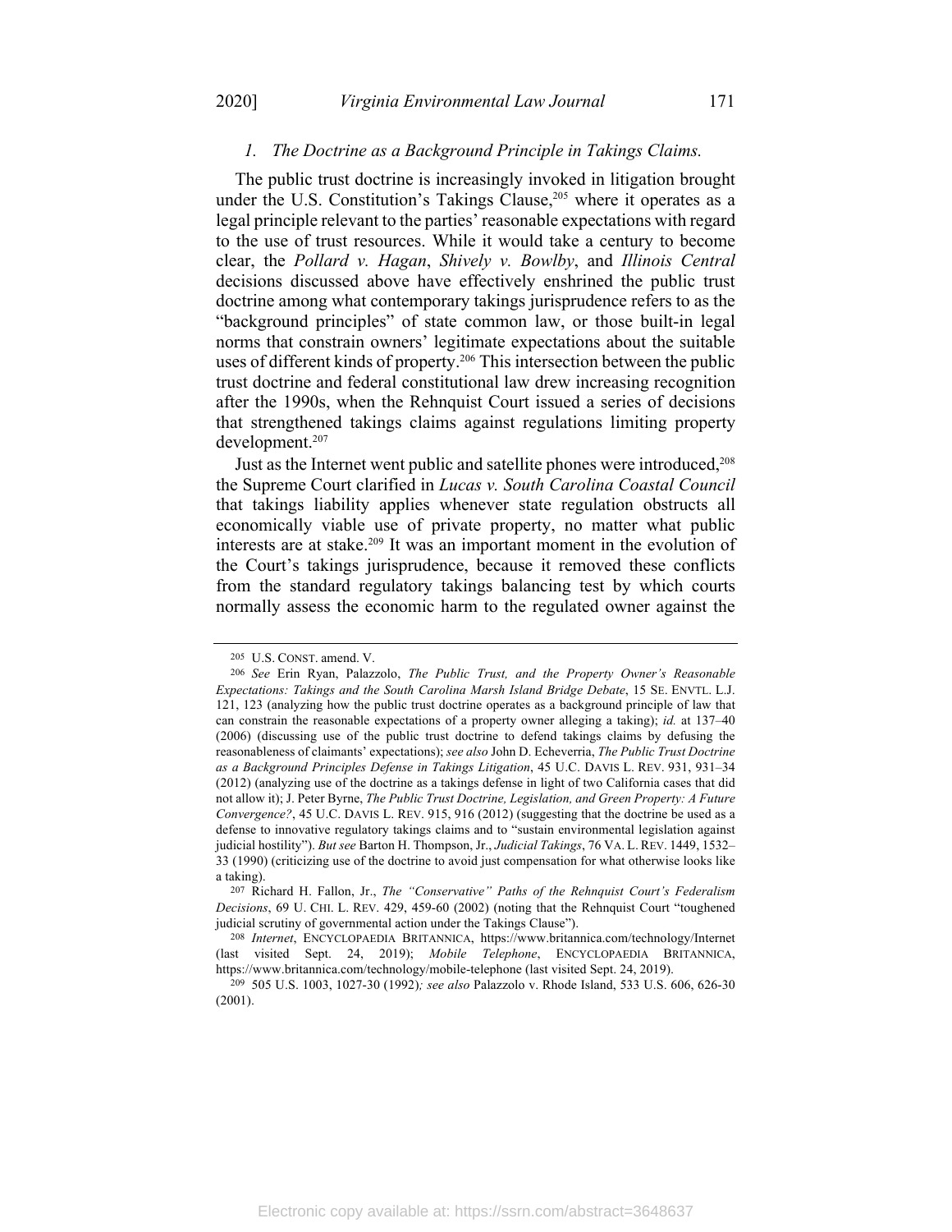### 1. *The Doctrine as a Background Principle in Takings Claims.*

The public trust doctrine is increasingly invoked in litigation brought under the U.S. Constitution's Takings Clause,[205] where it operates as a legal principle relevant to the parties' reasonable expectations with regard to the use of trust resources. While it would take a century to become clear, the *Pollard v. Hagan*, *Shively v. Bowlby*, and *Illinois Central* decisions discussed above have effectively enshrined the public trust doctrine among what contemporary takings jurisprudence refers to as the "background principles" of state common law, or those built-in legal norms that constrain owners' legitimate expectations about the suitable uses of different kinds of property.[206] This intersection between the public trust doctrine and federal constitutional law drew increasing recognition after the 1990s, when the Rehnquist Court issued a series of decisions that strengthened takings claims against regulations limiting property development.[207]

Just as the Internet went public and satellite phones were introduced,[208] the Supreme Court clarified in *Lucas v. South Carolina Coastal Council* that takings liability applies whenever state regulation obstructs all economically viable use of private property, no matter what public interests are at stake.[209] It was an important moment in the evolution of the Court's takings jurisprudence, because it removed these conflicts from the standard regulatory takings balancing test by which courts normally assess the economic harm to the regulated owner against the

---

[205] U.S. CONST. amend. V.

[206] *See* Erin Ryan, Palazzolo, *The Public Trust, and the Property Owner's Reasonable Expectations: Takings and the South Carolina Marsh Island Bridge Debate*, 15 SE. ENVTL. L.J. 121, 123 (analyzing how the public trust doctrine operates as a background principle of law that can constrain the reasonable expectations of a property owner alleging a taking); *id.* at 137–40 (2006) (discussing use of the public trust doctrine to defend takings claims by defusing the reasonableness of claimants' expectations); *see also* John D. Echeverria, *The Public Trust Doctrine as a Background Principles Defense in Takings Litigation*, 45 U.C. DAVIS L. REV. 931, 931–34 (2012) (analyzing use of the doctrine as a takings defense in light of two California cases that did not allow it); J. Peter Byrne, *The Public Trust Doctrine, Legislation, and Green Property: A Future Convergence?*, 45 U.C. DAVIS L. REV. 915, 916 (2012) (suggesting that the doctrine be used as a defense to innovative regulatory takings claims and to "sustain environmental legislation against judicial hostility"). *But see* Barton H. Thompson, Jr., *Judicial Takings*, 76 VA. L. REV. 1449, 1532–33 (1990) (criticizing use of the doctrine to avoid just compensation for what otherwise looks like a taking).

[207] Richard H. Fallon, Jr., *The "Conservative" Paths of the Rehnquist Court's Federalism Decisions*, 69 U. CHI. L. REV. 429, 459-60 (2002) (noting that the Rehnquist Court "toughened judicial scrutiny of governmental action under the Takings Clause").

[208] *Internet*, ENCYCLOPAEDIA BRITANNICA, https://www.britannica.com/technology/Internet (last visited Sept. 24, 2019); *Mobile Telephone*, ENCYCLOPAEDIA BRITANNICA, https://www.britannica.com/technology/mobile-telephone (last visited Sept. 24, 2019).

[209] 505 U.S. 1003, 1027-30 (1992)*; see also* Palazzolo v. Rhode Island, 533 U.S. 606, 626-30 (2001).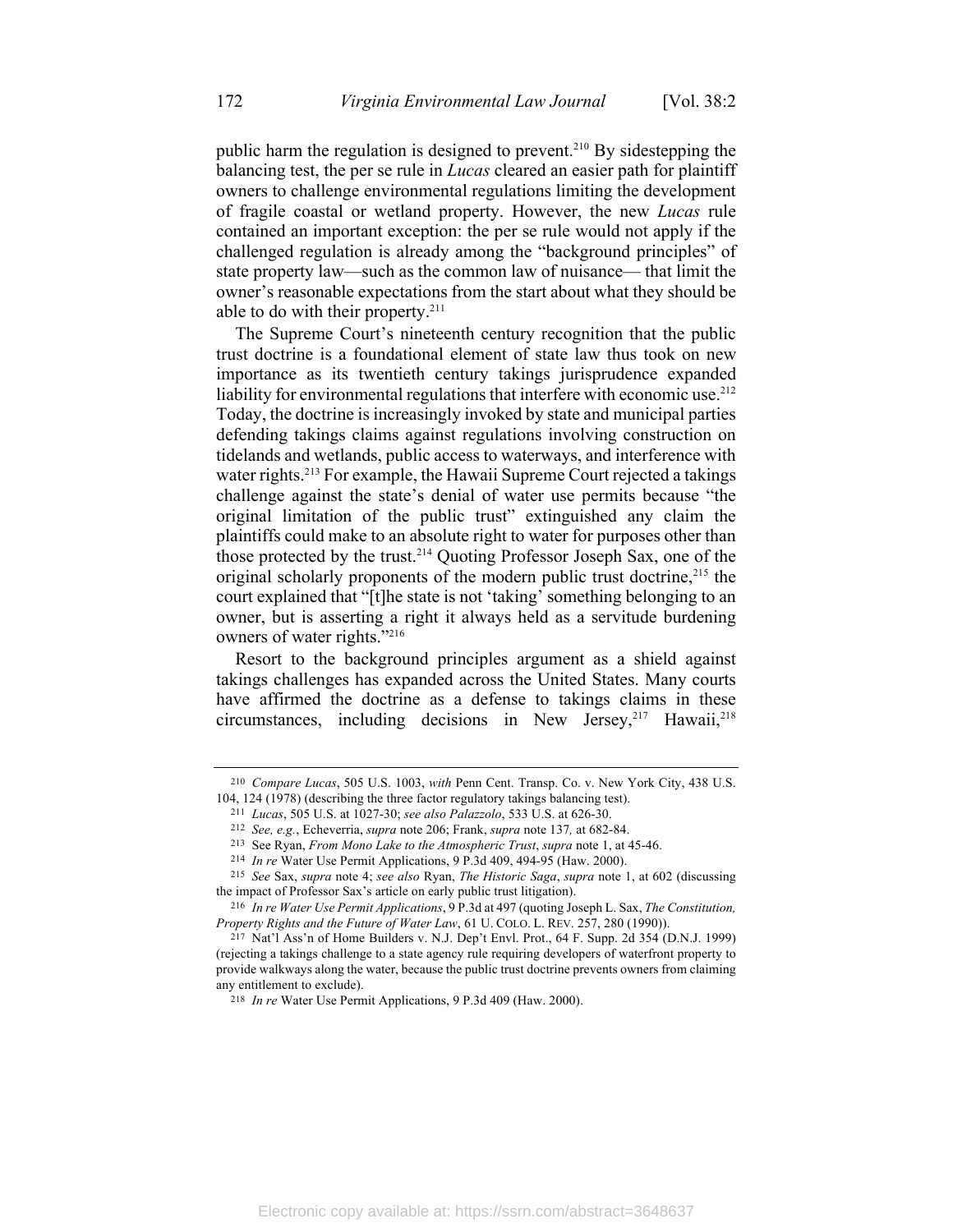public harm the regulation is designed to prevent.[210] By sidestepping the balancing test, the per se rule in *Lucas* cleared an easier path for plaintiff owners to challenge environmental regulations limiting the development of fragile coastal or wetland property. However, the new *Lucas* rule contained an important exception: the per se rule would not apply if the challenged regulation is already among the "background principles" of state property law—such as the common law of nuisance— that limit the owner's reasonable expectations from the start about what they should be able to do with their property.[211]

The Supreme Court's nineteenth century recognition that the public trust doctrine is a foundational element of state law thus took on new importance as its twentieth century takings jurisprudence expanded liability for environmental regulations that interfere with economic use.[212] Today, the doctrine is increasingly invoked by state and municipal parties defending takings claims against regulations involving construction on tidelands and wetlands, public access to waterways, and interference with water rights.[213] For example, the Hawaii Supreme Court rejected a takings challenge against the state's denial of water use permits because "the original limitation of the public trust" extinguished any claim the plaintiffs could make to an absolute right to water for purposes other than those protected by the trust.[214] Quoting Professor Joseph Sax, one of the original scholarly proponents of the modern public trust doctrine,[215] the court explained that "[t]he state is not 'taking' something belonging to an owner, but is asserting a right it always held as a servitude burdening owners of water rights."[216]

Resort to the background principles argument as a shield against takings challenges has expanded across the United States. Many courts have affirmed the doctrine as a defense to takings claims in these circumstances, including decisions in New Jersey,[217] Hawaii,[218]

---

[210] *Compare Lucas*, 505 U.S. 1003, *with* Penn Cent. Transp. Co. v. New York City, 438 U.S. 104, 124 (1978) (describing the three factor regulatory takings balancing test).

[211] *Lucas*, 505 U.S. at 1027-30; *see also Palazzolo*, 533 U.S. at 626-30.

[212] *See, e.g.*, Echeverria, *supra* note 206; Frank, *supra* note 137*,* at 682-84.

[213] See Ryan, *From Mono Lake to the Atmospheric Trust*, *supra* note 1, at 45-46.

[214] *In re* Water Use Permit Applications, 9 P.3d 409, 494-95 (Haw. 2000).

[215] *See* Sax, *supra* note 4; *see also* Ryan, *The Historic Saga*, *supra* note 1, at 602 (discussing the impact of Professor Sax's article on early public trust litigation).

[216] *In re Water Use Permit Applications*, 9 P.3d at 497 (quoting Joseph L. Sax, *The Constitution, Property Rights and the Future of Water Law*, 61 U. COLO. L. REV. 257, 280 (1990)).

[217] Nat'l Ass'n of Home Builders v. N.J. Dep't Envl. Prot., 64 F. Supp. 2d 354 (D.N.J. 1999) (rejecting a takings challenge to a state agency rule requiring developers of waterfront property to provide walkways along the water, because the public trust doctrine prevents owners from claiming any entitlement to exclude).

[218] *In re* Water Use Permit Applications, 9 P.3d 409 (Haw. 2000).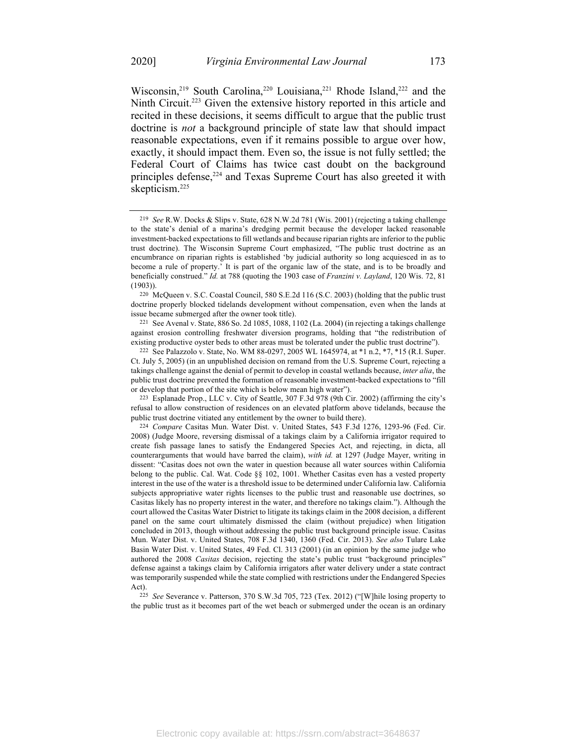Wisconsin,[219] South Carolina,[220] Louisiana,[221] Rhode Island,[222] and the Ninth Circuit.[223] Given the extensive history reported in this article and recited in these decisions, it seems difficult to argue that the public trust doctrine is *not* a background principle of state law that should impact reasonable expectations, even if it remains possible to argue over how, exactly, it should impact them. Even so, the issue is not fully settled; the Federal Court of Claims has twice cast doubt on the background principles defense,[224] and Texas Supreme Court has also greeted it with skepticism.[225]

---

[219] *See* R.W. Docks & Slips v. State, 628 N.W.2d 781 (Wis. 2001) (rejecting a taking challenge to the state's denial of a marina's dredging permit because the developer lacked reasonable investment-backed expectations to fill wetlands and because riparian rights are inferior to the public trust doctrine). The Wisconsin Supreme Court emphasized, "The public trust doctrine as an encumbrance on riparian rights is established 'by judicial authority so long acquiesced in as to become a rule of property.' It is part of the organic law of the state, and is to be broadly and beneficially construed." *Id.* at 788 (quoting the 1903 case of *Franzini v. Layland*, 120 Wis. 72, 81 (1903)).

[220] McQueen v. S.C. Coastal Council, 580 S.E.2d 116 (S.C. 2003) (holding that the public trust doctrine properly blocked tidelands development without compensation, even when the lands at issue became submerged after the owner took title).

[221] See Avenal v. State, 886 So. 2d 1085, 1088, 1102 (La. 2004) (in rejecting a takings challenge against erosion controlling freshwater diversion programs, holding that "the redistribution of existing productive oyster beds to other areas must be tolerated under the public trust doctrine").

[222] See Palazzolo v. State, No. WM 88-0297, 2005 WL 1645974, at *1 n.2, *7, *15 (R.I. Super. Ct. July 5, 2005) (in an unpublished decision on remand from the U.S. Supreme Court, rejecting a takings challenge against the denial of permit to develop in coastal wetlands because, *inter alia*, the public trust doctrine prevented the formation of reasonable investment-backed expectations to "fill or develop that portion of the site which is below mean high water").

[223] Esplanade Prop., LLC v. City of Seattle, 307 F.3d 978 (9th Cir. 2002) (affirming the city's refusal to allow construction of residences on an elevated platform above tidelands, because the public trust doctrine vitiated any entitlement by the owner to build there).

[224] *Compare* Casitas Mun. Water Dist. v. United States, 543 F.3d 1276, 1293-96 (Fed. Cir. 2008) (Judge Moore, reversing dismissal of a takings claim by a California irrigator required to create fish passage lanes to satisfy the Endangered Species Act, and rejecting, in dicta, all counterarguments that would have barred the claim), *with id.* at 1297 (Judge Mayer, writing in dissent: "Casitas does not own the water in question because all water sources within California belong to the public. Cal. Wat. Code §§ 102, 1001. Whether Casitas even has a vested property interest in the use of the water is a threshold issue to be determined under California law. California subjects appropriative water rights licenses to the public trust and reasonable use doctrines, so Casitas likely has no property interest in the water, and therefore no takings claim."). Although the court allowed the Casitas Water District to litigate its takings claim in the 2008 decision, a different panel on the same court ultimately dismissed the claim (without prejudice) when litigation concluded in 2013, though without addressing the public trust background principle issue. Casitas Mun. Water Dist. v. United States, 708 F.3d 1340, 1360 (Fed. Cir. 2013). *See also* Tulare Lake Basin Water Dist. v. United States, 49 Fed. Cl. 313 (2001) (in an opinion by the same judge who authored the 2008 *Casitas* decision, rejecting the state's public trust "background principles" defense against a takings claim by California irrigators after water delivery under a state contract was temporarily suspended while the state complied with restrictions under the Endangered Species Act).

[225] *See* Severance v. Patterson, 370 S.W.3d 705, 723 (Tex. 2012) ("[W]hile losing property to the public trust as it becomes part of the wet beach or submerged under the ocean is an ordinary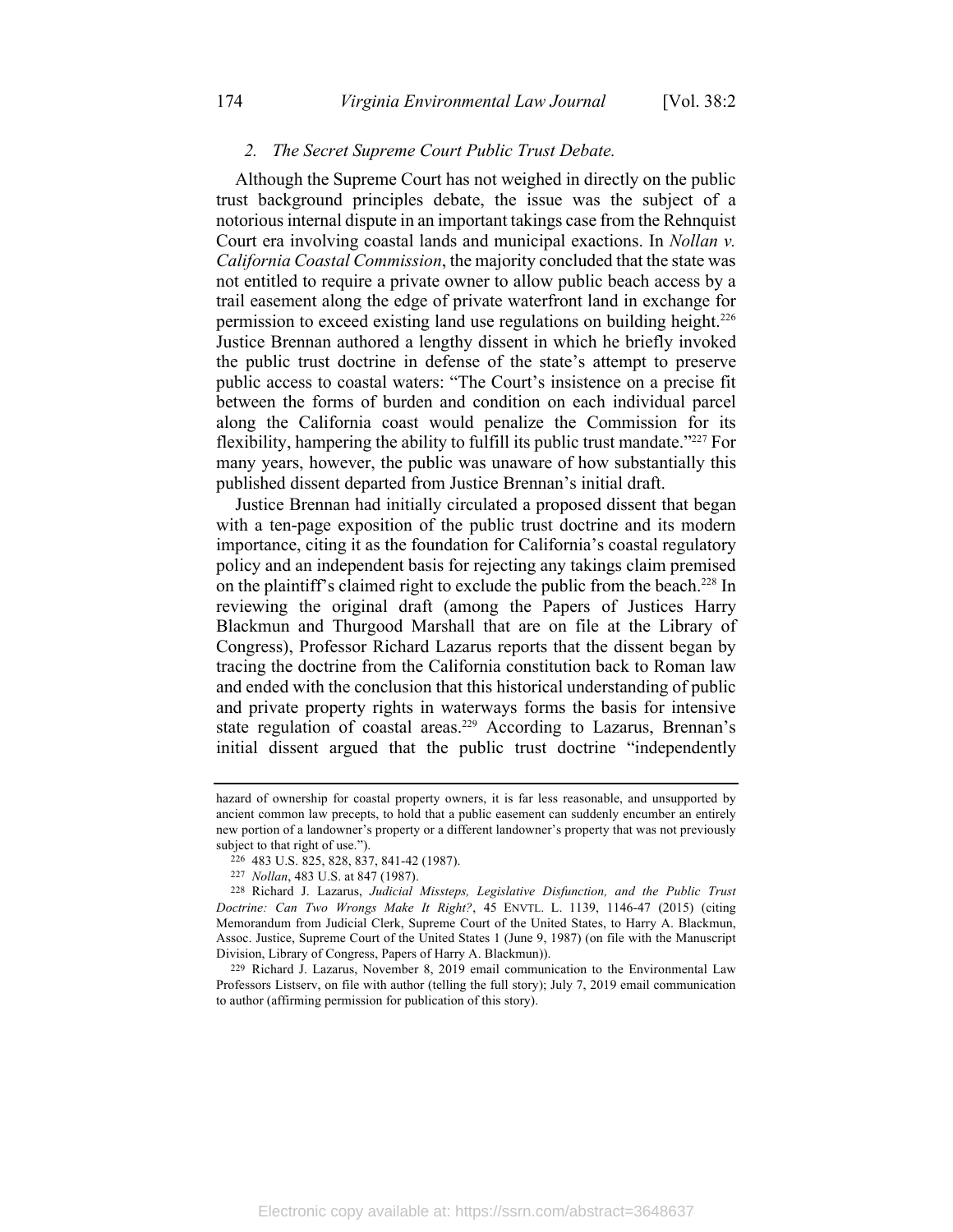### 2. *The Secret Supreme Court Public Trust Debate.*

Although the Supreme Court has not weighed in directly on the public trust background principles debate, the issue was the subject of a notorious internal dispute in an important takings case from the Rehnquist Court era involving coastal lands and municipal exactions. In *Nollan v. California Coastal Commission*, the majority concluded that the state was not entitled to require a private owner to allow public beach access by a trail easement along the edge of private waterfront land in exchange for permission to exceed existing land use regulations on building height.[226] Justice Brennan authored a lengthy dissent in which he briefly invoked the public trust doctrine in defense of the state's attempt to preserve public access to coastal waters: "The Court's insistence on a precise fit between the forms of burden and condition on each individual parcel along the California coast would penalize the Commission for its flexibility, hampering the ability to fulfill its public trust mandate."[227] For many years, however, the public was unaware of how substantially this published dissent departed from Justice Brennan's initial draft.

Justice Brennan had initially circulated a proposed dissent that began with a ten-page exposition of the public trust doctrine and its modern importance, citing it as the foundation for California's coastal regulatory policy and an independent basis for rejecting any takings claim premised on the plaintiff's claimed right to exclude the public from the beach.[228] In reviewing the original draft (among the Papers of Justices Harry Blackmun and Thurgood Marshall that are on file at the Library of Congress), Professor Richard Lazarus reports that the dissent began by tracing the doctrine from the California constitution back to Roman law and ended with the conclusion that this historical understanding of public and private property rights in waterways forms the basis for intensive state regulation of coastal areas.[229] According to Lazarus, Brennan's initial dissent argued that the public trust doctrine "independently

---

hazard of ownership for coastal property owners, it is far less reasonable, and unsupported by ancient common law precepts, to hold that a public easement can suddenly encumber an entirely new portion of a landowner's property or a different landowner's property that was not previously subject to that right of use.").

[226] 483 U.S. 825, 828, 837, 841-42 (1987).

[227] *Nollan*, 483 U.S. at 847 (1987).

[228] Richard J. Lazarus, *Judicial Missteps, Legislative Disfunction, and the Public Trust Doctrine: Can Two Wrongs Make It Right?*, 45 ENVTL. L. 1139, 1146-47 (2015) (citing Memorandum from Judicial Clerk, Supreme Court of the United States, to Harry A. Blackmun, Assoc. Justice, Supreme Court of the United States 1 (June 9, 1987) (on file with the Manuscript Division, Library of Congress, Papers of Harry A. Blackmun)).

[229] Richard J. Lazarus, November 8, 2019 email communication to the Environmental Law Professors Listserv, on file with author (telling the full story); July 7, 2019 email communication to author (affirming permission for publication of this story).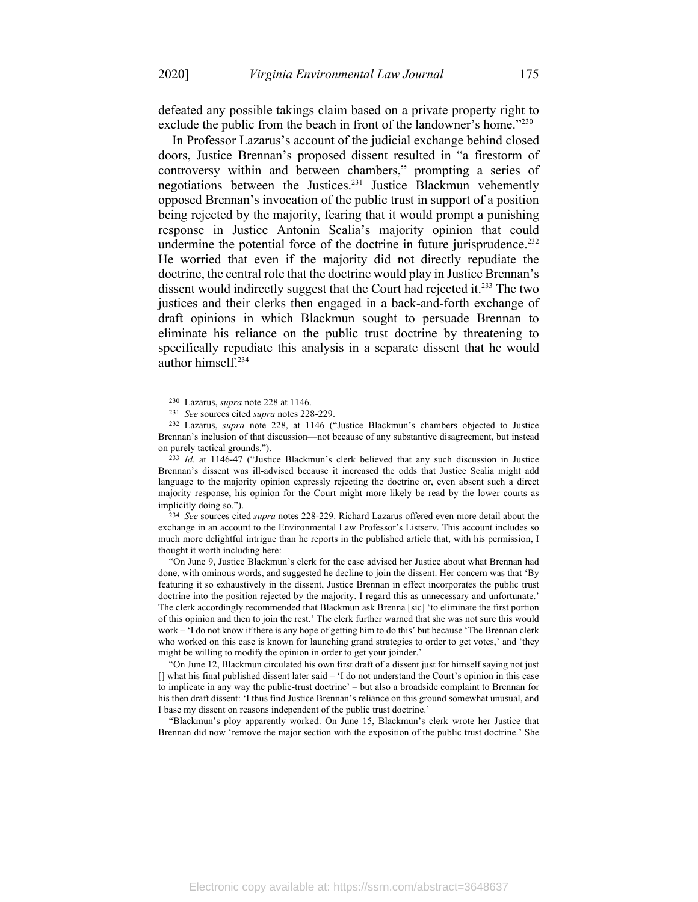defeated any possible takings claim based on a private property right to exclude the public from the beach in front of the landowner's home."[230]

In Professor Lazarus's account of the judicial exchange behind closed doors, Justice Brennan's proposed dissent resulted in "a firestorm of controversy within and between chambers," prompting a series of negotiations between the Justices.[231] Justice Blackmun vehemently opposed Brennan's invocation of the public trust in support of a position being rejected by the majority, fearing that it would prompt a punishing response in Justice Antonin Scalia's majority opinion that could undermine the potential force of the doctrine in future jurisprudence.[232] He worried that even if the majority did not directly repudiate the doctrine, the central role that the doctrine would play in Justice Brennan's dissent would indirectly suggest that the Court had rejected it.[233] The two justices and their clerks then engaged in a back-and-forth exchange of draft opinions in which Blackmun sought to persuade Brennan to eliminate his reliance on the public trust doctrine by threatening to specifically repudiate this analysis in a separate dissent that he would author himself.[234]

---

[230] Lazarus, *supra* note 228 at 1146.

[231] *See* sources cited *supra* notes 228-229.

[232] Lazarus, *supra* note 228, at 1146 ("Justice Blackmun's chambers objected to Justice Brennan's inclusion of that discussion—not because of any substantive disagreement, but instead on purely tactical grounds.").

[233] *Id.* at 1146-47 ("Justice Blackmun's clerk believed that any such discussion in Justice Brennan's dissent was ill-advised because it increased the odds that Justice Scalia might add language to the majority opinion expressly rejecting the doctrine or, even absent such a direct majority response, his opinion for the Court might more likely be read by the lower courts as implicitly doing so.").

[234] *See* sources cited *supra* notes 228-229. Richard Lazarus offered even more detail about the exchange in an account to the Environmental Law Professor's Listserv. This account includes so much more delightful intrigue than he reports in the published article that, with his permission, I thought it worth including here:

"On June 9, Justice Blackmun's clerk for the case advised her Justice about what Brennan had done, with ominous words, and suggested he decline to join the dissent. Her concern was that 'By featuring it so exhaustively in the dissent, Justice Brennan in effect incorporates the public trust doctrine into the position rejected by the majority. I regard this as unnecessary and unfortunate.' The clerk accordingly recommended that Blackmun ask Brenna [sic] 'to eliminate the first portion of this opinion and then to join the rest.' The clerk further warned that she was not sure this would work – 'I do not know if there is any hope of getting him to do this' but because 'The Brennan clerk who worked on this case is known for launching grand strategies to order to get votes,' and 'they might be willing to modify the opinion in order to get your joinder.'

"On June 12, Blackmun circulated his own first draft of a dissent just for himself saying not just [] what his final published dissent later said – 'I do not understand the Court's opinion in this case to implicate in any way the public-trust doctrine' – but also a broadside complaint to Brennan for his then draft dissent: 'I thus find Justice Brennan's reliance on this ground somewhat unusual, and I base my dissent on reasons independent of the public trust doctrine.'

"Blackmun's ploy apparently worked. On June 15, Blackmun's clerk wrote her Justice that Brennan did now 'remove the major section with the exposition of the public trust doctrine.' She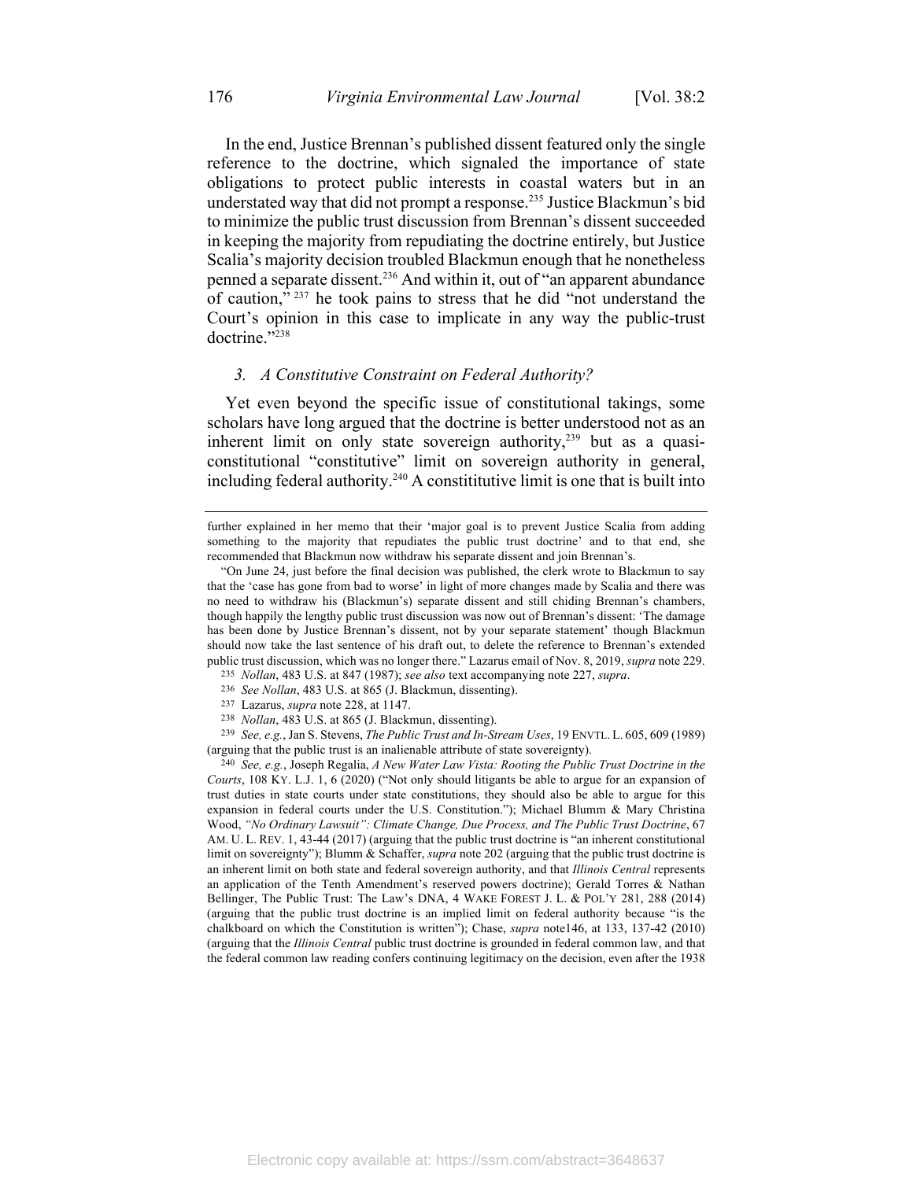In the end, Justice Brennan's published dissent featured only the single reference to the doctrine, which signaled the importance of state obligations to protect public interests in coastal waters but in an understated way that did not prompt a response.[235] Justice Blackmun's bid to minimize the public trust discussion from Brennan's dissent succeeded in keeping the majority from repudiating the doctrine entirely, but Justice Scalia's majority decision troubled Blackmun enough that he nonetheless penned a separate dissent.[236] And within it, out of "an apparent abundance of caution,"[237] he took pains to stress that he did "not understand the Court's opinion in this case to implicate in any way the public-trust doctrine."[238]

### *3. A Constitutive Constraint on Federal Authority?*

Yet even beyond the specific issue of constitutional takings, some scholars have long argued that the doctrine is better understood not as an inherent limit on only state sovereign authority,[239] but as a quasi-constitutional "constitutive" limit on sovereign authority in general, including federal authority.[240] A constititutive limit is one that is built into

---

further explained in her memo that their 'major goal is to prevent Justice Scalia from adding something to the majority that repudiates the public trust doctrine' and to that end, she recommended that Blackmun now withdraw his separate dissent and join Brennan's.

"On June 24, just before the final decision was published, the clerk wrote to Blackmun to say that the 'case has gone from bad to worse' in light of more changes made by Scalia and there was no need to withdraw his (Blackmun's) separate dissent and still chiding Brennan's chambers, though happily the lengthy public trust discussion was now out of Brennan's dissent: 'The damage has been done by Justice Brennan's dissent, not by your separate statement' though Blackmun should now take the last sentence of his draft out, to delete the reference to Brennan's extended public trust discussion, which was no longer there." Lazarus email of Nov. 8, 2019, *supra* note 229.

[235] *Nollan*, 483 U.S. at 847 (1987); *see also* text accompanying note 227, *supra*.

[236] *See Nollan*, 483 U.S. at 865 (J. Blackmun, dissenting).

[237] Lazarus, *supra* note 228, at 1147.

[238] *Nollan*, 483 U.S. at 865 (J. Blackmun, dissenting).

[239] *See, e.g.*, Jan S. Stevens, *The Public Trust and In-Stream Uses*, 19 ENVTL. L. 605, 609 (1989) (arguing that the public trust is an inalienable attribute of state sovereignty).

[240] *See, e.g.*, Joseph Regalia, *A New Water Law Vista: Rooting the Public Trust Doctrine in the Courts*, 108 KY. L.J. 1, 6 (2020) ("Not only should litigants be able to argue for an expansion of trust duties in state courts under state constitutions, they should also be able to argue for this expansion in federal courts under the U.S. Constitution."); Michael Blumm & Mary Christina Wood, *"No Ordinary Lawsuit": Climate Change, Due Process, and The Public Trust Doctrine*, 67 AM. U. L. REV. 1, 43-44 (2017) (arguing that the public trust doctrine is "an inherent constitutional limit on sovereignty"); Blumm & Schaffer, *supra* note 202 (arguing that the public trust doctrine is an inherent limit on both state and federal sovereign authority, and that *Illinois Central* represents an application of the Tenth Amendment's reserved powers doctrine); Gerald Torres & Nathan Bellinger, The Public Trust: The Law's DNA, 4 WAKE FOREST J. L. & POL'Y 281, 288 (2014) (arguing that the public trust doctrine is an implied limit on federal authority because "is the chalkboard on which the Constitution is written"); Chase, *supra* note146, at 133, 137-42 (2010) (arguing that the *Illinois Central* public trust doctrine is grounded in federal common law, and that the federal common law reading confers continuing legitimacy on the decision, even after the 1938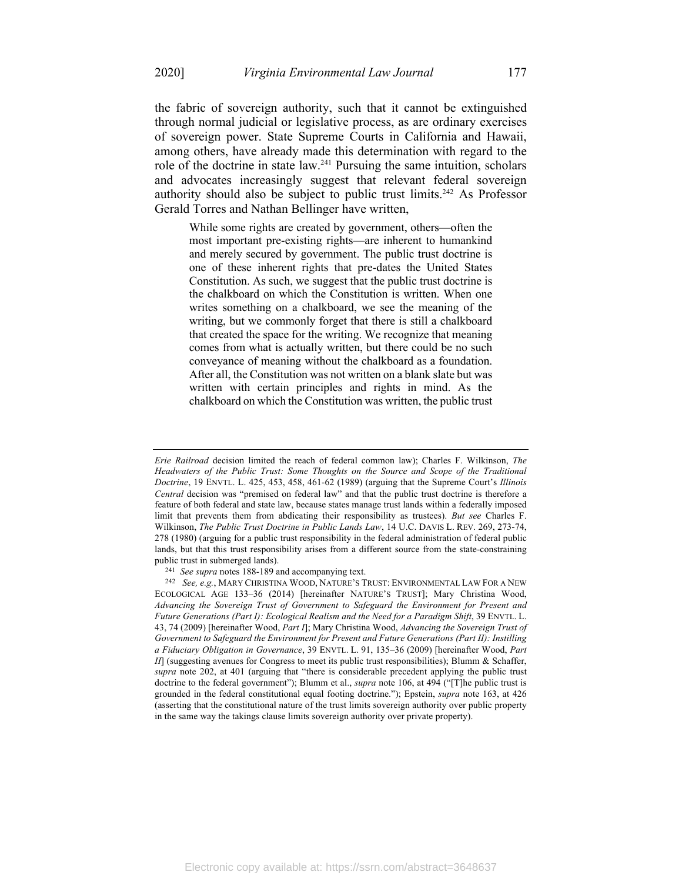the fabric of sovereign authority, such that it cannot be extinguished through normal judicial or legislative process, as are ordinary exercises of sovereign power. State Supreme Courts in California and Hawaii, among others, have already made this determination with regard to the role of the doctrine in state law.[241] Pursuing the same intuition, scholars and advocates increasingly suggest that relevant federal sovereign authority should also be subject to public trust limits.[242] As Professor Gerald Torres and Nathan Bellinger have written,

> While some rights are created by government, others—often the most important pre-existing rights—are inherent to humankind and merely secured by government. The public trust doctrine is one of these inherent rights that pre-dates the United States Constitution. As such, we suggest that the public trust doctrine is the chalkboard on which the Constitution is written. When one writes something on a chalkboard, we see the meaning of the writing, but we commonly forget that there is still a chalkboard that created the space for the writing. We recognize that meaning comes from what is actually written, but there could be no such conveyance of meaning without the chalkboard as a foundation. After all, the Constitution was not written on a blank slate but was written with certain principles and rights in mind. As the chalkboard on which the Constitution was written, the public trust

---

*Erie Railroad* decision limited the reach of federal common law); Charles F. Wilkinson, *The Headwaters of the Public Trust: Some Thoughts on the Source and Scope of the Traditional Doctrine*, 19 ENVTL. L. 425, 453, 458, 461-62 (1989) (arguing that the Supreme Court's *Illinois Central* decision was "premised on federal law" and that the public trust doctrine is therefore a feature of both federal and state law, because states manage trust lands within a federally imposed limit that prevents them from abdicating their responsibility as trustees). *But see* Charles F. Wilkinson, *The Public Trust Doctrine in Public Lands Law*, 14 U.C. DAVIS L. REV. 269, 273-74, 278 (1980) (arguing for a public trust responsibility in the federal administration of federal public lands, but that this trust responsibility arises from a different source from the state-constraining public trust in submerged lands).

[241] *See supra* notes 188-189 and accompanying text.

[242] *See, e.g.*, MARY CHRISTINA WOOD, NATURE'S TRUST: ENVIRONMENTAL LAW FOR A NEW ECOLOGICAL AGE 133–36 (2014) [hereinafter NATURE'S TRUST]; Mary Christina Wood, *Advancing the Sovereign Trust of Government to Safeguard the Environment for Present and Future Generations (Part I): Ecological Realism and the Need for a Paradigm Shift*, 39 ENVTL. L. 43, 74 (2009) [hereinafter Wood, *Part I*]; Mary Christina Wood, *Advancing the Sovereign Trust of Government to Safeguard the Environment for Present and Future Generations (Part II): Instilling a Fiduciary Obligation in Governance*, 39 ENVTL. L. 91, 135–36 (2009) [hereinafter Wood, *Part II*] (suggesting avenues for Congress to meet its public trust responsibilities); Blumm & Schaffer, *supra* note 202, at 401 (arguing that "there is considerable precedent applying the public trust doctrine to the federal government"); Blumm et al., *supra* note 106, at 494 ("[T]he public trust is grounded in the federal constitutional equal footing doctrine."); Epstein, *supra* note 163, at 426 (asserting that the constitutional nature of the trust limits sovereign authority over public property in the same way the takings clause limits sovereign authority over private property).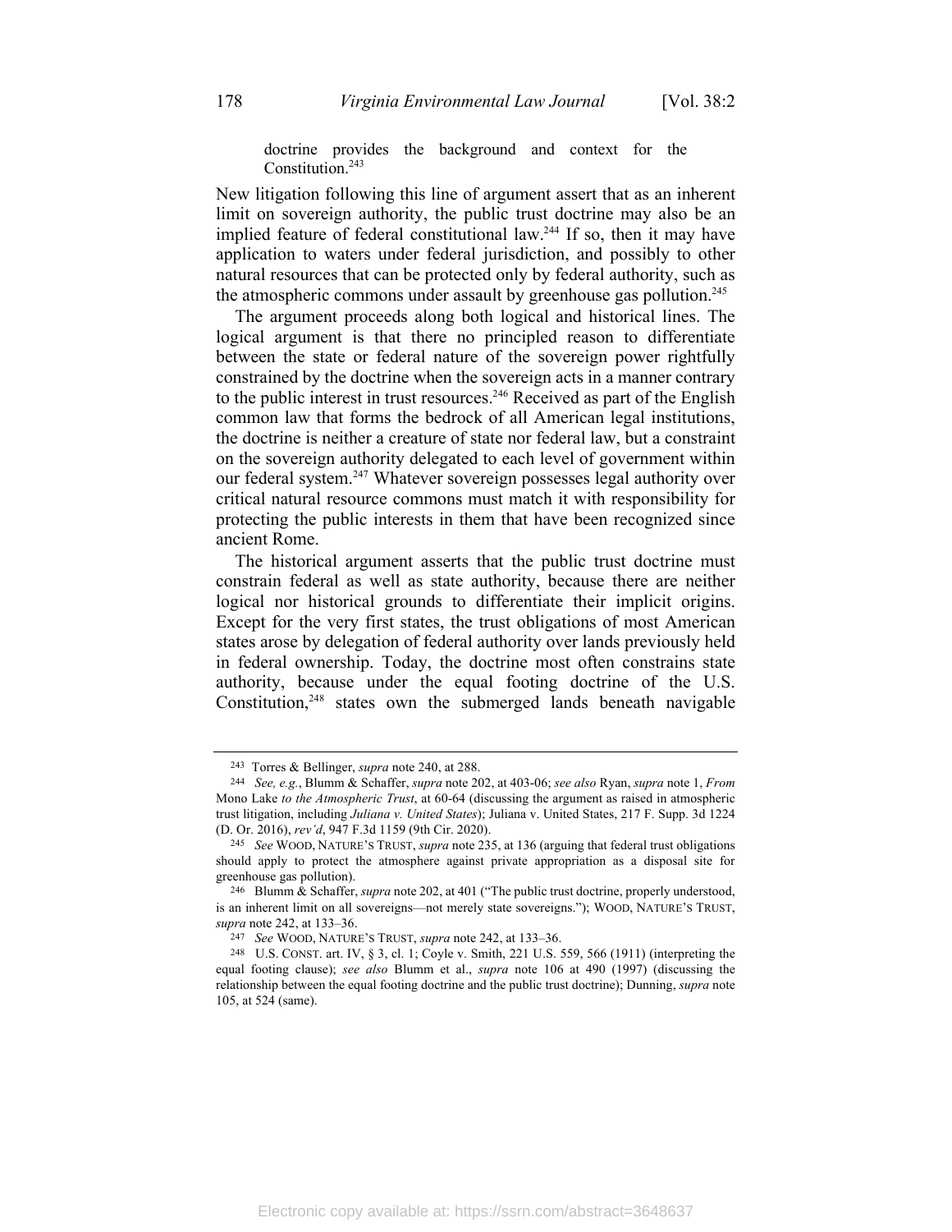> doctrine provides the background and context for the Constitution.[243]

New litigation following this line of argument assert that as an inherent limit on sovereign authority, the public trust doctrine may also be an implied feature of federal constitutional law.[244] If so, then it may have application to waters under federal jurisdiction, and possibly to other natural resources that can be protected only by federal authority, such as the atmospheric commons under assault by greenhouse gas pollution.[245]

The argument proceeds along both logical and historical lines. The logical argument is that there no principled reason to differentiate between the state or federal nature of the sovereign power rightfully constrained by the doctrine when the sovereign acts in a manner contrary to the public interest in trust resources.[246] Received as part of the English common law that forms the bedrock of all American legal institutions, the doctrine is neither a creature of state nor federal law, but a constraint on the sovereign authority delegated to each level of government within our federal system.[247] Whatever sovereign possesses legal authority over critical natural resource commons must match it with responsibility for protecting the public interests in them that have been recognized since ancient Rome.

The historical argument asserts that the public trust doctrine must constrain federal as well as state authority, because there are neither logical nor historical grounds to differentiate their implicit origins. Except for the very first states, the trust obligations of most American states arose by delegation of federal authority over lands previously held in federal ownership. Today, the doctrine most often constrains state authority, because under the equal footing doctrine of the U.S. Constitution,[248] states own the submerged lands beneath navigable

---

243 Torres & Bellinger, *supra* note 240, at 288.

244 *See, e.g.*, Blumm & Schaffer, *supra* note 202, at 403-06; *see also* Ryan, *supra* note 1, *From* Mono Lake *to the Atmospheric Trust*, at 60-64 (discussing the argument as raised in atmospheric trust litigation, including *Juliana v. United States*); Juliana v. United States, 217 F. Supp. 3d 1224 (D. Or. 2016), *rev'd*, 947 F.3d 1159 (9th Cir. 2020).

245 *See* WOOD, NATURE'S TRUST, *supra* note 235, at 136 (arguing that federal trust obligations should apply to protect the atmosphere against private appropriation as a disposal site for greenhouse gas pollution).

246 Blumm & Schaffer, *supra* note 202, at 401 ("The public trust doctrine, properly understood, is an inherent limit on all sovereigns—not merely state sovereigns."); WOOD, NATURE'S TRUST, *supra* note 242, at 133–36.

247 *See* WOOD, NATURE'S TRUST, *supra* note 242, at 133–36.

248 U.S. CONST. art. IV, § 3, cl. 1; Coyle v. Smith, 221 U.S. 559, 566 (1911) (interpreting the equal footing clause); *see also* Blumm et al., *supra* note 106 at 490 (1997) (discussing the relationship between the equal footing doctrine and the public trust doctrine); Dunning, *supra* note 105, at 524 (same).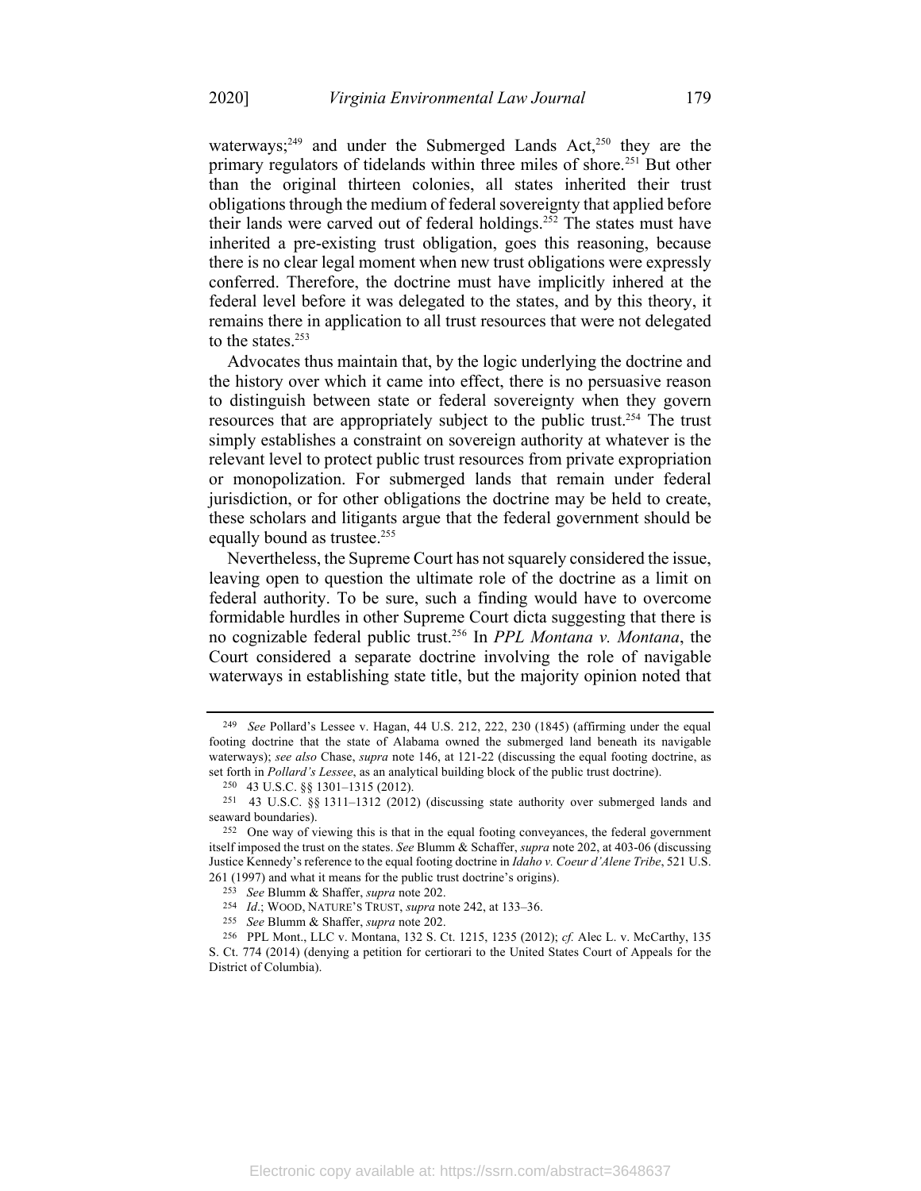waterways;[249] and under the Submerged Lands Act,[250] they are the primary regulators of tidelands within three miles of shore.[251] But other than the original thirteen colonies, all states inherited their trust obligations through the medium of federal sovereignty that applied before their lands were carved out of federal holdings.[252] The states must have inherited a pre-existing trust obligation, goes this reasoning, because there is no clear legal moment when new trust obligations were expressly conferred. Therefore, the doctrine must have implicitly inhered at the federal level before it was delegated to the states, and by this theory, it remains there in application to all trust resources that were not delegated to the states.[253]

Advocates thus maintain that, by the logic underlying the doctrine and the history over which it came into effect, there is no persuasive reason to distinguish between state or federal sovereignty when they govern resources that are appropriately subject to the public trust.[254] The trust simply establishes a constraint on sovereign authority at whatever is the relevant level to protect public trust resources from private expropriation or monopolization. For submerged lands that remain under federal jurisdiction, or for other obligations the doctrine may be held to create, these scholars and litigants argue that the federal government should be equally bound as trustee.[255]

Nevertheless, the Supreme Court has not squarely considered the issue, leaving open to question the ultimate role of the doctrine as a limit on federal authority. To be sure, such a finding would have to overcome formidable hurdles in other Supreme Court dicta suggesting that there is no cognizable federal public trust.[256] In *PPL Montana v. Montana*, the Court considered a separate doctrine involving the role of navigable waterways in establishing state title, but the majority opinion noted that

---

[249] *See* Pollard's Lessee v. Hagan, 44 U.S. 212, 222, 230 (1845) (affirming under the equal footing doctrine that the state of Alabama owned the submerged land beneath its navigable waterways); *see also* Chase, *supra* note 146, at 121-22 (discussing the equal footing doctrine, as set forth in *Pollard's Lessee*, as an analytical building block of the public trust doctrine).

[250] 43 U.S.C. §§ 1301–1315 (2012).

[251] 43 U.S.C. §§ 1311–1312 (2012) (discussing state authority over submerged lands and seaward boundaries).

[252] One way of viewing this is that in the equal footing conveyances, the federal government itself imposed the trust on the states. *See* Blumm & Schaffer, *supra* note 202, at 403-06 (discussing Justice Kennedy's reference to the equal footing doctrine in *Idaho v. Coeur d'Alene Tribe*, 521 U.S. 261 (1997) and what it means for the public trust doctrine's origins).

[253] *See* Blumm & Shaffer, *supra* note 202.

[254] *Id*.; WOOD, NATURE'S TRUST, *supra* note 242, at 133–36.

[255] *See* Blumm & Shaffer, *supra* note 202.

[256] PPL Mont., LLC v. Montana, 132 S. Ct. 1215, 1235 (2012); *cf.* Alec L. v. McCarthy, 135 S. Ct. 774 (2014) (denying a petition for certiorari to the United States Court of Appeals for the District of Columbia).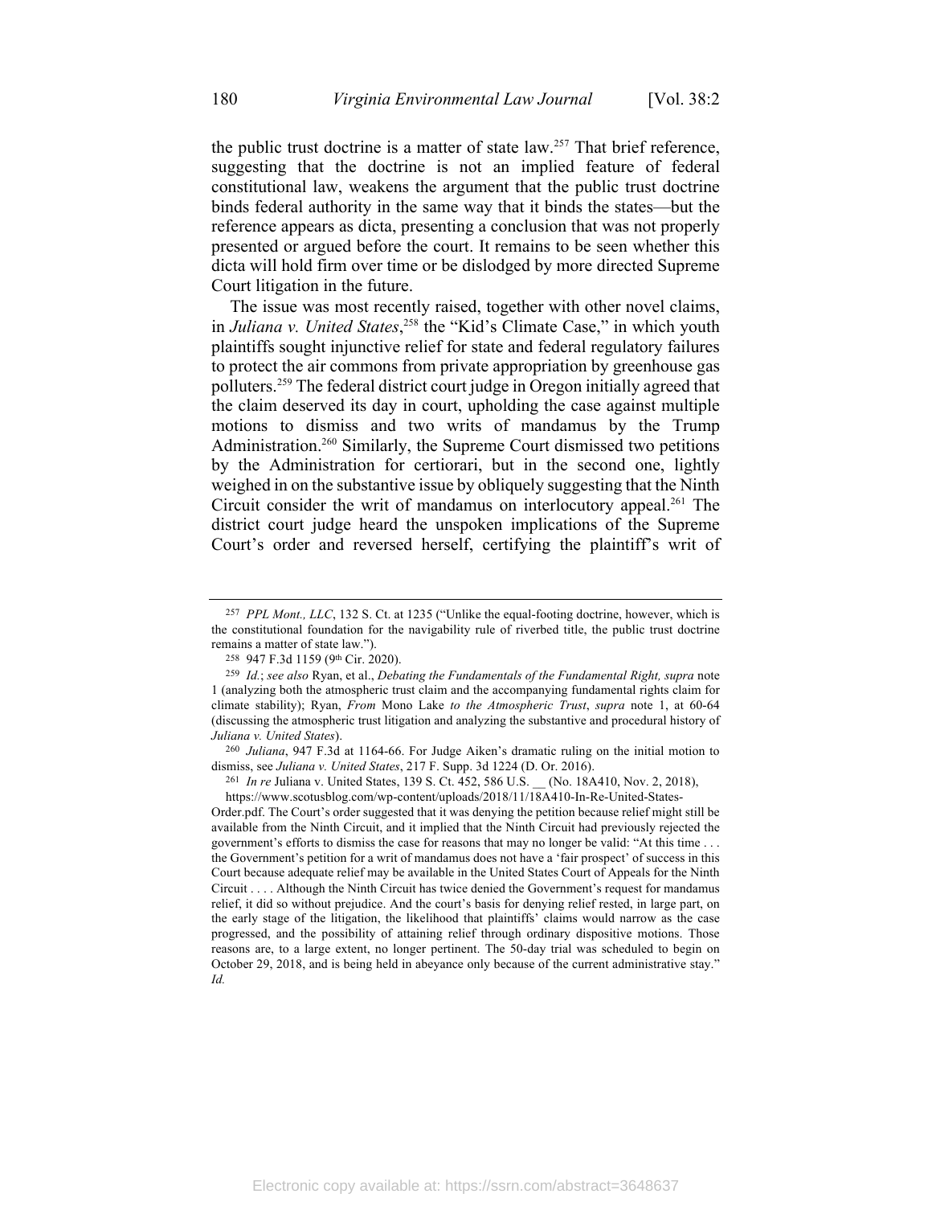the public trust doctrine is a matter of state law.[257] That brief reference, suggesting that the doctrine is not an implied feature of federal constitutional law, weakens the argument that the public trust doctrine binds federal authority in the same way that it binds the states—but the reference appears as dicta, presenting a conclusion that was not properly presented or argued before the court. It remains to be seen whether this dicta will hold firm over time or be dislodged by more directed Supreme Court litigation in the future.

The issue was most recently raised, together with other novel claims, in *Juliana v. United States*,[258] the "Kid's Climate Case," in which youth plaintiffs sought injunctive relief for state and federal regulatory failures to protect the air commons from private appropriation by greenhouse gas polluters.[259] The federal district court judge in Oregon initially agreed that the claim deserved its day in court, upholding the case against multiple motions to dismiss and two writs of mandamus by the Trump Administration.[260] Similarly, the Supreme Court dismissed two petitions by the Administration for certiorari, but in the second one, lightly weighed in on the substantive issue by obliquely suggesting that the Ninth Circuit consider the writ of mandamus on interlocutory appeal.[261] The district court judge heard the unspoken implications of the Supreme Court's order and reversed herself, certifying the plaintiff's writ of

---

[257] *PPL Mont., LLC*, 132 S. Ct. at 1235 ("Unlike the equal-footing doctrine, however, which is the constitutional foundation for the navigability rule of riverbed title, the public trust doctrine remains a matter of state law.").

[258] 947 F.3d 1159 (9th Cir. 2020).

[259] *Id.*; *see also* Ryan, et al., *Debating the Fundamentals of the Fundamental Right, supra* note 1 (analyzing both the atmospheric trust claim and the accompanying fundamental rights claim for climate stability); Ryan, *From* Mono Lake *to the Atmospheric Trust*, *supra* note 1, at 60-64 (discussing the atmospheric trust litigation and analyzing the substantive and procedural history of *Juliana v. United States*).

[260] *Juliana*, 947 F.3d at 1164-66. For Judge Aiken's dramatic ruling on the initial motion to dismiss, see *Juliana v. United States*, 217 F. Supp. 3d 1224 (D. Or. 2016).

[261] *In re* Juliana v. United States, 139 S. Ct. 452, 586 U.S. __ (No. 18A410, Nov. 2, 2018), https://www.scotusblog.com/wp-content/uploads/2018/11/18A410-In-Re-United-States-Order.pdf. The Court's order suggested that it was denying the petition because relief might still be available from the Ninth Circuit, and it implied that the Ninth Circuit had previously rejected the government's efforts to dismiss the case for reasons that may no longer be valid: "At this time . . . the Government's petition for a writ of mandamus does not have a 'fair prospect' of success in this Court because adequate relief may be available in the United States Court of Appeals for the Ninth Circuit . . . . Although the Ninth Circuit has twice denied the Government's request for mandamus relief, it did so without prejudice. And the court's basis for denying relief rested, in large part, on the early stage of the litigation, the likelihood that plaintiffs' claims would narrow as the case progressed, and the possibility of attaining relief through ordinary dispositive motions. Those reasons are, to a large extent, no longer pertinent. The 50-day trial was scheduled to begin on October 29, 2018, and is being held in abeyance only because of the current administrative stay." *Id.*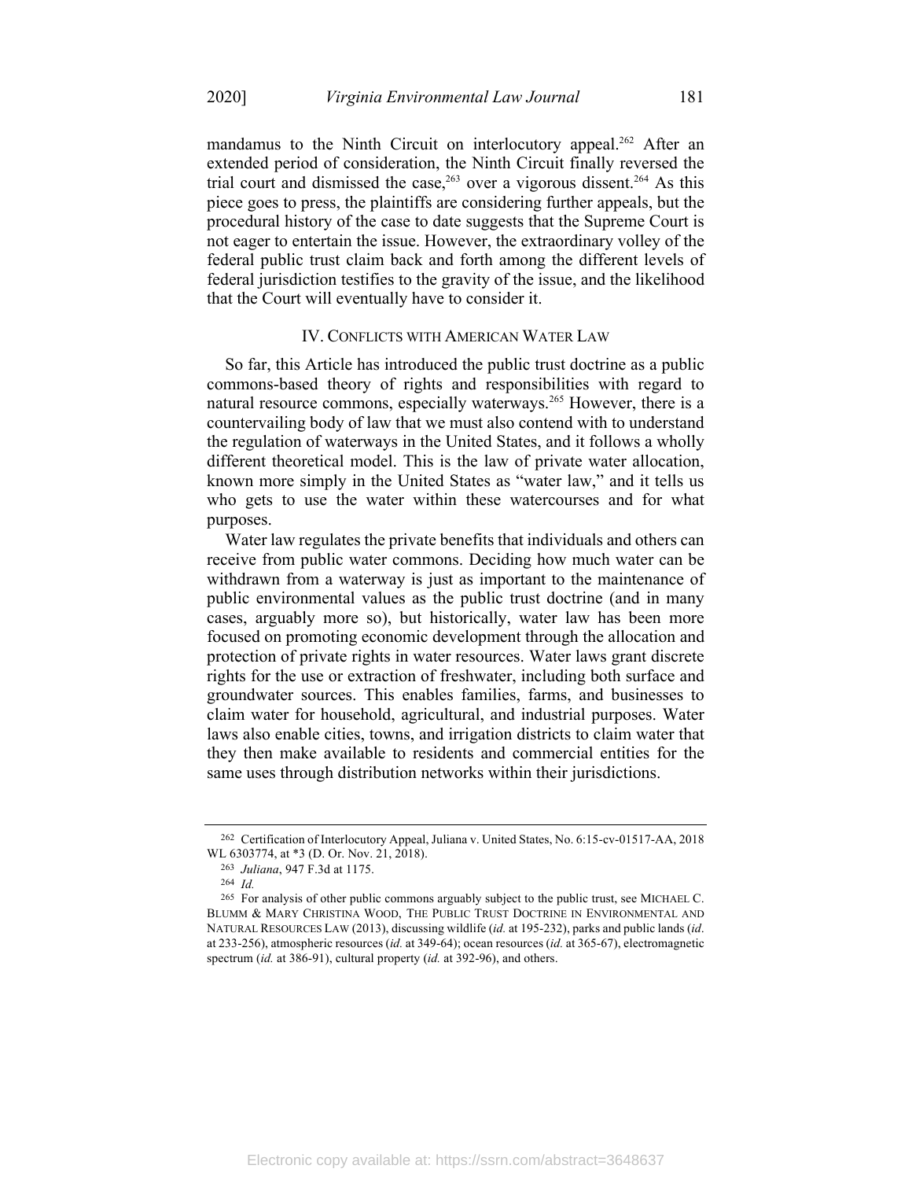mandamus to the Ninth Circuit on interlocutory appeal.[262] After an extended period of consideration, the Ninth Circuit finally reversed the trial court and dismissed the case,[263] over a vigorous dissent.[264] As this piece goes to press, the plaintiffs are considering further appeals, but the procedural history of the case to date suggests that the Supreme Court is not eager to entertain the issue. However, the extraordinary volley of the federal public trust claim back and forth among the different levels of federal jurisdiction testifies to the gravity of the issue, and the likelihood that the Court will eventually have to consider it.

## IV. Conflicts with American Water Law

So far, this Article has introduced the public trust doctrine as a public commons-based theory of rights and responsibilities with regard to natural resource commons, especially waterways.[265] However, there is a countervailing body of law that we must also contend with to understand the regulation of waterways in the United States, and it follows a wholly different theoretical model. This is the law of private water allocation, known more simply in the United States as "water law," and it tells us who gets to use the water within these watercourses and for what purposes.

Water law regulates the private benefits that individuals and others can receive from public water commons. Deciding how much water can be withdrawn from a waterway is just as important to the maintenance of public environmental values as the public trust doctrine (and in many cases, arguably more so), but historically, water law has been more focused on promoting economic development through the allocation and protection of private rights in water resources. Water laws grant discrete rights for the use or extraction of freshwater, including both surface and groundwater sources. This enables families, farms, and businesses to claim water for household, agricultural, and industrial purposes. Water laws also enable cities, towns, and irrigation districts to claim water that they then make available to residents and commercial entities for the same uses through distribution networks within their jurisdictions.

---

[262] Certification of Interlocutory Appeal, Juliana v. United States, No. 6:15-cv-01517-AA, 2018 WL 6303774, at *3 (D. Or. Nov. 21, 2018).

[263] *Juliana*, 947 F.3d at 1175.

[264] *Id.*

[265] For analysis of other public commons arguably subject to the public trust, see MICHAEL C. BLUMM & MARY CHRISTINA WOOD, THE PUBLIC TRUST DOCTRINE IN ENVIRONMENTAL AND NATURAL RESOURCES LAW (2013), discussing wildlife (*id.* at 195-232), parks and public lands (*id*. at 233-256), atmospheric resources (*id.* at 349-64); ocean resources (*id.* at 365-67), electromagnetic spectrum (*id.* at 386-91), cultural property (*id.* at 392-96), and others.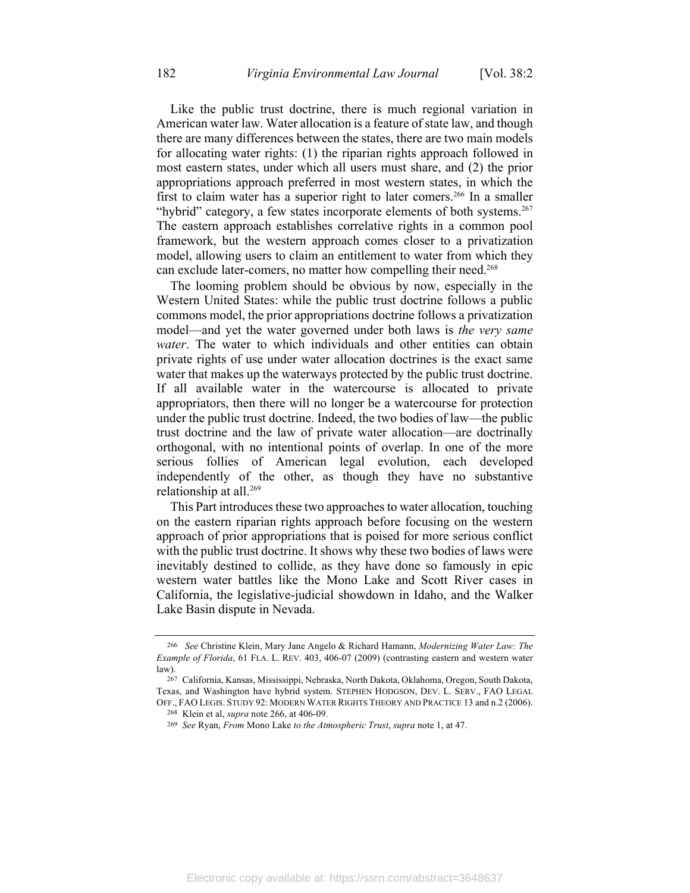Like the public trust doctrine, there is much regional variation in American water law. Water allocation is a feature of state law, and though there are many differences between the states, there are two main models for allocating water rights: (1) the riparian rights approach followed in most eastern states, under which all users must share, and (2) the prior appropriations approach preferred in most western states, in which the first to claim water has a superior right to later comers.[266] In a smaller "hybrid" category, a few states incorporate elements of both systems.[267] The eastern approach establishes correlative rights in a common pool framework, but the western approach comes closer to a privatization model, allowing users to claim an entitlement to water from which they can exclude later-comers, no matter how compelling their need.[268]

The looming problem should be obvious by now, especially in the Western United States: while the public trust doctrine follows a public commons model, the prior appropriations doctrine follows a privatization model—and yet the water governed under both laws is *the very same water*. The water to which individuals and other entities can obtain private rights of use under water allocation doctrines is the exact same water that makes up the waterways protected by the public trust doctrine. If all available water in the watercourse is allocated to private appropriators, then there will no longer be a watercourse for protection under the public trust doctrine. Indeed, the two bodies of law—the public trust doctrine and the law of private water allocation—are doctrinally orthogonal, with no intentional points of overlap. In one of the more serious follies of American legal evolution, each developed independently of the other, as though they have no substantive relationship at all.[269]

This Part introduces these two approaches to water allocation, touching on the eastern riparian rights approach before focusing on the western approach of prior appropriations that is poised for more serious conflict with the public trust doctrine. It shows why these two bodies of laws were inevitably destined to collide, as they have done so famously in epic western water battles like the Mono Lake and Scott River cases in California, the legislative-judicial showdown in Idaho, and the Walker Lake Basin dispute in Nevada.

---

[266] *See* Christine Klein, Mary Jane Angelo & Richard Hamann, *Modernizing Water Law: The Example of Florida*, 61 FLA. L. REV. 403, 406-07 (2009) (contrasting eastern and western water law).

[267] California, Kansas, Mississippi, Nebraska, North Dakota, Oklahoma, Oregon, South Dakota, Texas, and Washington have hybrid system. STEPHEN HODGSON, DEV. L. SERV., FAO LEGAL OFF., FAO LEGIS. STUDY 92: MODERN WATER RIGHTS THEORY AND PRACTICE 13 and n.2 (2006).

[268] Klein et al, *supra* note 266, at 406-09.

[269] *See* Ryan, *From* Mono Lake *to the Atmospheric Trust*, *supra* note 1, at 47.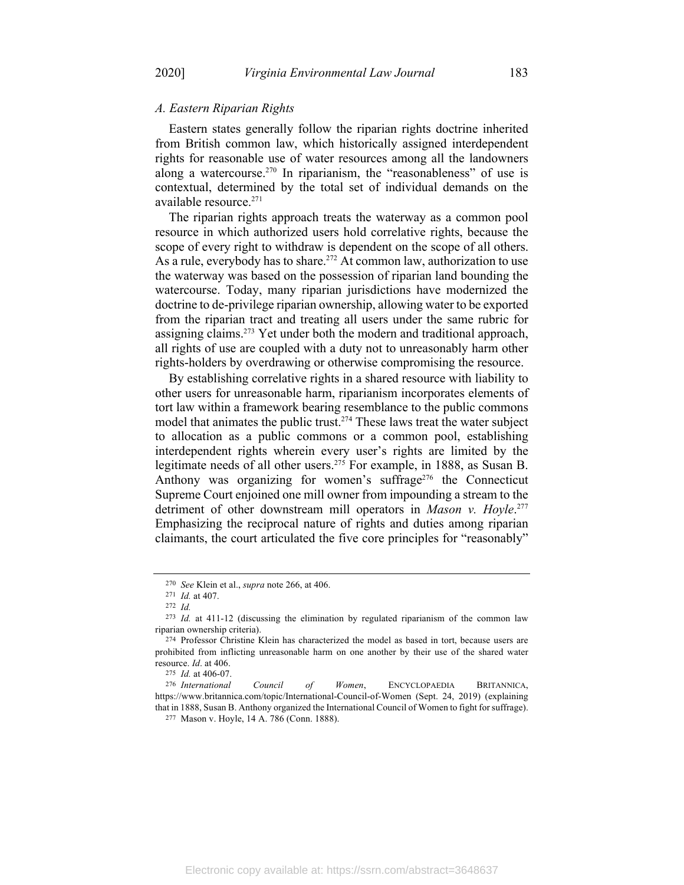### A. Eastern Riparian Rights

Eastern states generally follow the riparian rights doctrine inherited from British common law, which historically assigned interdependent rights for reasonable use of water resources among all the landowners along a watercourse.[270] In riparianism, the "reasonableness" of use is contextual, determined by the total set of individual demands on the available resource.[271]

The riparian rights approach treats the waterway as a common pool resource in which authorized users hold correlative rights, because the scope of every right to withdraw is dependent on the scope of all others. As a rule, everybody has to share.[272] At common law, authorization to use the waterway was based on the possession of riparian land bounding the watercourse. Today, many riparian jurisdictions have modernized the doctrine to de-privilege riparian ownership, allowing water to be exported from the riparian tract and treating all users under the same rubric for assigning claims.[273] Yet under both the modern and traditional approach, all rights of use are coupled with a duty not to unreasonably harm other rights-holders by overdrawing or otherwise compromising the resource.

By establishing correlative rights in a shared resource with liability to other users for unreasonable harm, riparianism incorporates elements of tort law within a framework bearing resemblance to the public commons model that animates the public trust.[274] These laws treat the water subject to allocation as a public commons or a common pool, establishing interdependent rights wherein every user's rights are limited by the legitimate needs of all other users.[275] For example, in 1888, as Susan B. Anthony was organizing for women's suffrage[276] the Connecticut Supreme Court enjoined one mill owner from impounding a stream to the detriment of other downstream mill operators in *Mason v. Hoyle*.[277] Emphasizing the reciprocal nature of rights and duties among riparian claimants, the court articulated the five core principles for "reasonably"

---

[270] *See* Klein et al., *supra* note 266, at 406.

[271] *Id.* at 407.

[272] *Id.*

[273] *Id.* at 411-12 (discussing the elimination by regulated riparianism of the common law riparian ownership criteria).

[274] Professor Christine Klein has characterized the model as based in tort, because users are prohibited from inflicting unreasonable harm on one another by their use of the shared water resource. *Id*. at 406.

[275] *Id.* at 406-07.

[276] *International Council of Women*, ENCYCLOPAEDIA BRITANNICA, https://www.britannica.com/topic/International-Council-of-Women (Sept. 24, 2019) (explaining that in 1888, Susan B. Anthony organized the International Council of Women to fight for suffrage).

[277] Mason v. Hoyle, 14 A. 786 (Conn. 1888).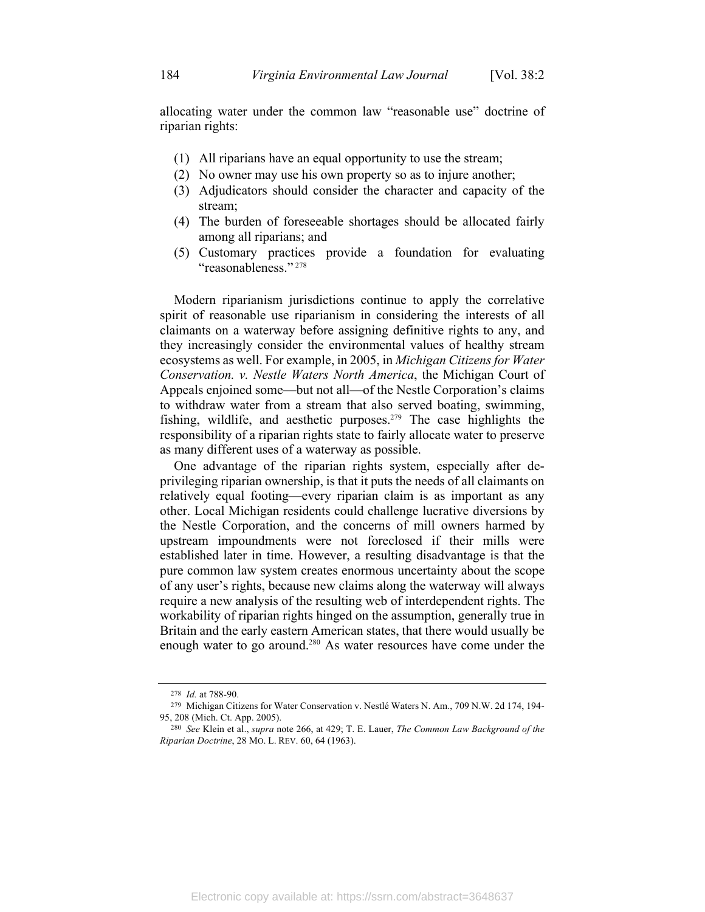allocating water under the common law "reasonable use" doctrine of riparian rights:

(1) All riparians have an equal opportunity to use the stream;
(2) No owner may use his own property so as to injure another;
(3) Adjudicators should consider the character and capacity of the stream;
(4) The burden of foreseeable shortages should be allocated fairly among all riparians; and
(5) Customary practices provide a foundation for evaluating "reasonableness."[278]

Modern riparianism jurisdictions continue to apply the correlative spirit of reasonable use riparianism in considering the interests of all claimants on a waterway before assigning definitive rights to any, and they increasingly consider the environmental values of healthy stream ecosystems as well. For example, in 2005, in *Michigan Citizens for Water Conservation. v. Nestle Waters North America*, the Michigan Court of Appeals enjoined some—but not all—of the Nestle Corporation's claims to withdraw water from a stream that also served boating, swimming, fishing, wildlife, and aesthetic purposes.[279] The case highlights the responsibility of a riparian rights state to fairly allocate water to preserve as many different uses of a waterway as possible.

One advantage of the riparian rights system, especially after de-privileging riparian ownership, is that it puts the needs of all claimants on relatively equal footing—every riparian claim is as important as any other. Local Michigan residents could challenge lucrative diversions by the Nestle Corporation, and the concerns of mill owners harmed by upstream impoundments were not foreclosed if their mills were established later in time. However, a resulting disadvantage is that the pure common law system creates enormous uncertainty about the scope of any user's rights, because new claims along the waterway will always require a new analysis of the resulting web of interdependent rights. The workability of riparian rights hinged on the assumption, generally true in Britain and the early eastern American states, that there would usually be enough water to go around.[280] As water resources have come under the

---

[278] *Id.* at 788-90.

[279] Michigan Citizens for Water Conservation v. Nestlé Waters N. Am., 709 N.W. 2d 174, 194-95, 208 (Mich. Ct. App. 2005).

[280] *See* Klein et al., *supra* note 266, at 429; T. E. Lauer, *The Common Law Background of the Riparian Doctrine*, 28 MO. L. REV. 60, 64 (1963).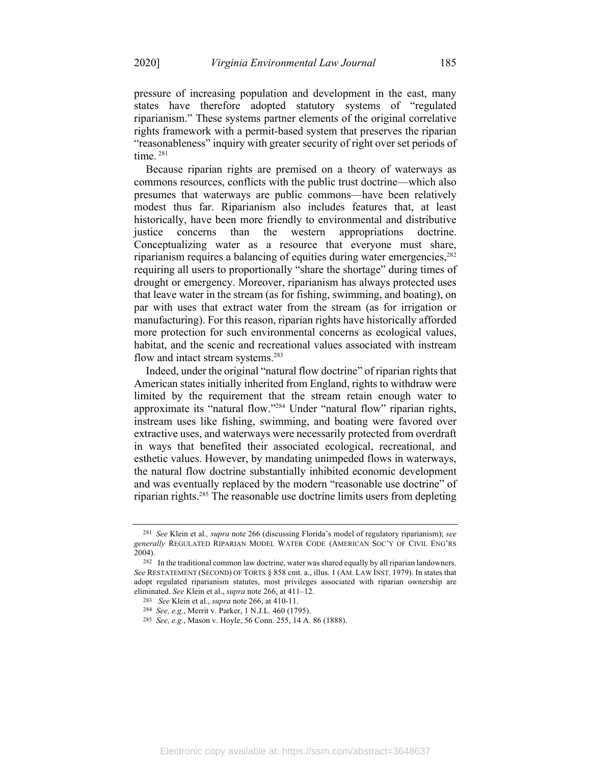pressure of increasing population and development in the east, many states have therefore adopted statutory systems of "regulated riparianism." These systems partner elements of the original correlative rights framework with a permit-based system that preserves the riparian "reasonableness" inquiry with greater security of right over set periods of time. [281]

Because riparian rights are premised on a theory of waterways as commons resources, conflicts with the public trust doctrine—which also presumes that waterways are public commons—have been relatively modest thus far. Riparianism also includes features that, at least historically, have been more friendly to environmental and distributive justice concerns than the western appropriations doctrine. Conceptualizing water as a resource that everyone must share, riparianism requires a balancing of equities during water emergencies,[282] requiring all users to proportionally "share the shortage" during times of drought or emergency. Moreover, riparianism has always protected uses that leave water in the stream (as for fishing, swimming, and boating), on par with uses that extract water from the stream (as for irrigation or manufacturing). For this reason, riparian rights have historically afforded more protection for such environmental concerns as ecological values, habitat, and the scenic and recreational values associated with instream flow and intact stream systems.[283]

Indeed, under the original "natural flow doctrine" of riparian rights that American states initially inherited from England, rights to withdraw were limited by the requirement that the stream retain enough water to approximate its "natural flow."[284] Under "natural flow" riparian rights, instream uses like fishing, swimming, and boating were favored over extractive uses, and waterways were necessarily protected from overdraft in ways that benefited their associated ecological, recreational, and esthetic values. However, by mandating unimpeded flows in waterways, the natural flow doctrine substantially inhibited economic development and was eventually replaced by the modern "reasonable use doctrine" of riparian rights.[285] The reasonable use doctrine limits users from depleting

---

[281] *See* Klein et al*., supra* note 266 (discussing Florida's model of regulatory riparianism); *see generally* REGULATED RIPARIAN MODEL WATER CODE (AMERICAN SOC'Y OF CIVIL ENG'RS 2004).

[282] In the traditional common law doctrine, water was shared equally by all riparian landowners. *See* RESTATEMENT (SECOND) OF TORTS § 858 cmt. a., illus. 1 (AM. LAW INST. 1979). In states that adopt regulated riparianism statutes, most privileges associated with riparian ownership are eliminated. *See* Klein et al., *supra* note 266, at 411–12.

[283] *See* Klein et al., *supra* note 266, at 410-11.

[284] *See, e.g.*, Merrit v. Parker, 1 N.J.L. 460 (1795).

[285] *See, e.g.*, Mason v. Hoyle, 56 Conn. 255, 14 A. 86 (1888).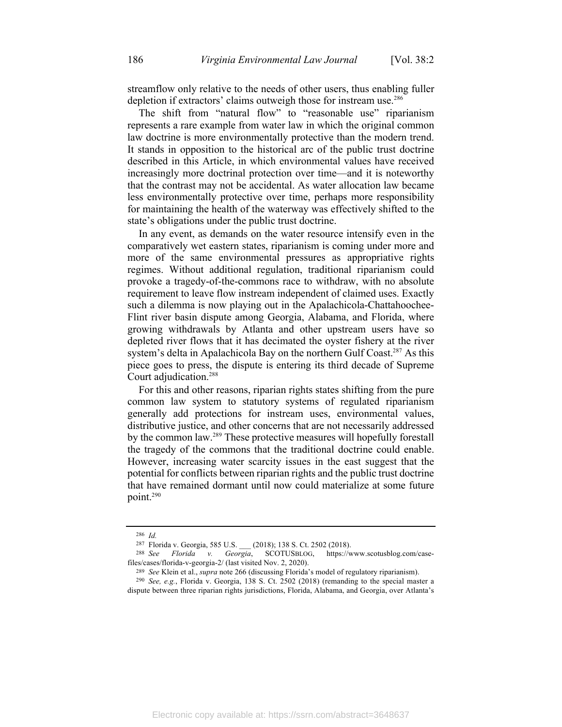streamflow only relative to the needs of other users, thus enabling fuller depletion if extractors' claims outweigh those for instream use.[286]

The shift from "natural flow" to "reasonable use" riparianism represents a rare example from water law in which the original common law doctrine is more environmentally protective than the modern trend. It stands in opposition to the historical arc of the public trust doctrine described in this Article, in which environmental values have received increasingly more doctrinal protection over time—and it is noteworthy that the contrast may not be accidental. As water allocation law became less environmentally protective over time, perhaps more responsibility for maintaining the health of the waterway was effectively shifted to the state's obligations under the public trust doctrine.

In any event, as demands on the water resource intensify even in the comparatively wet eastern states, riparianism is coming under more and more of the same environmental pressures as appropriative rights regimes. Without additional regulation, traditional riparianism could provoke a tragedy-of-the-commons race to withdraw, with no absolute requirement to leave flow instream independent of claimed uses. Exactly such a dilemma is now playing out in the Apalachicola-Chattahoochee-Flint river basin dispute among Georgia, Alabama, and Florida, where growing withdrawals by Atlanta and other upstream users have so depleted river flows that it has decimated the oyster fishery at the river system's delta in Apalachicola Bay on the northern Gulf Coast.[287] As this piece goes to press, the dispute is entering its third decade of Supreme Court adjudication.[288]

For this and other reasons, riparian rights states shifting from the pure common law system to statutory systems of regulated riparianism generally add protections for instream uses, environmental values, distributive justice, and other concerns that are not necessarily addressed by the common law.[289] These protective measures will hopefully forestall the tragedy of the commons that the traditional doctrine could enable. However, increasing water scarcity issues in the east suggest that the potential for conflicts between riparian rights and the public trust doctrine that have remained dormant until now could materialize at some future point.[290]

---

[286] *Id.*

[287] Florida v. Georgia, 585 U.S. ___ (2018); 138 S. Ct. 2502 (2018).

[288] *See Florida v. Georgia*, SCOTUSBLOG, https://www.scotusblog.com/case-files/cases/florida-v-georgia-2/ (last visited Nov. 2, 2020).

[289] *See* Klein et al., *supra* note 266 (discussing Florida's model of regulatory riparianism).

[290] *See, e.g.*, Florida v. Georgia, 138 S. Ct. 2502 (2018) (remanding to the special master a dispute between three riparian rights jurisdictions, Florida, Alabama, and Georgia, over Atlanta's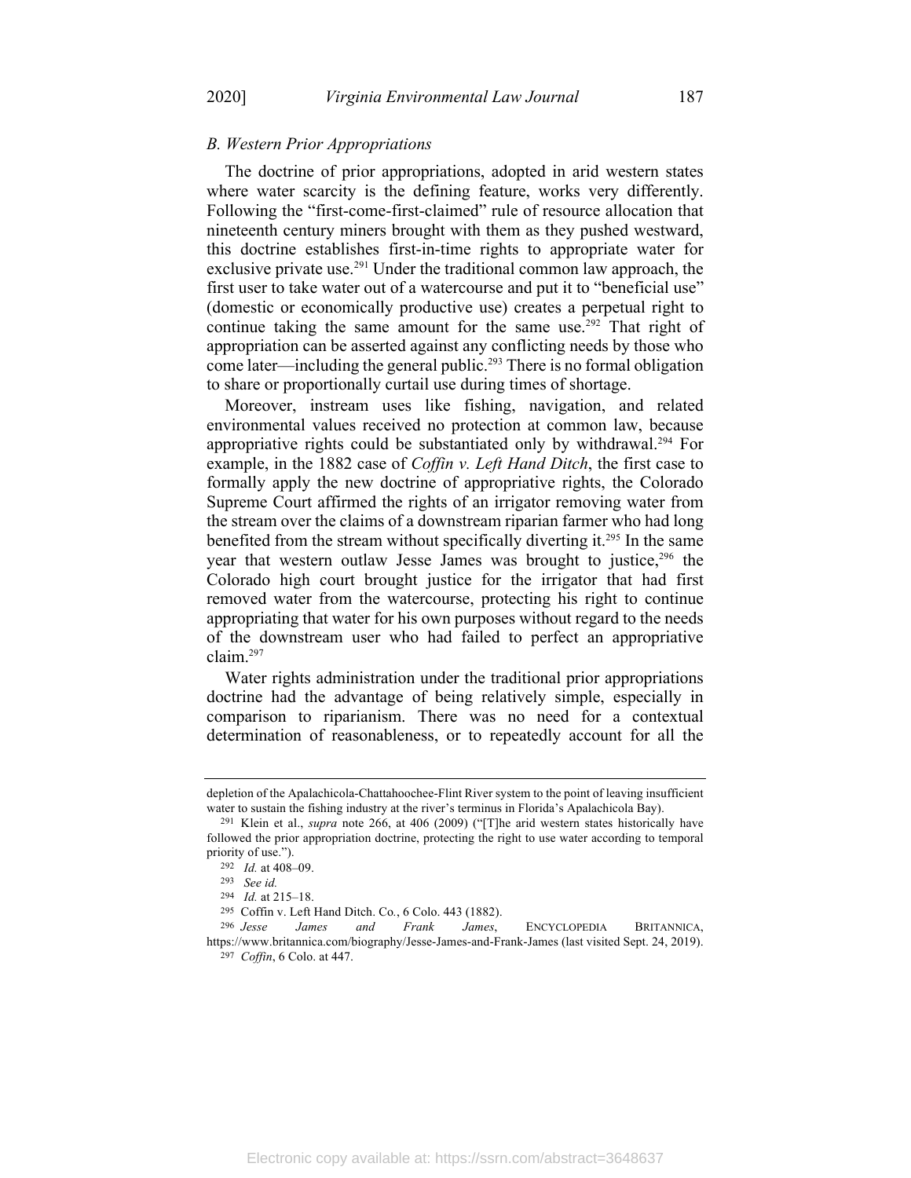### *B. Western Prior Appropriations*

The doctrine of prior appropriations, adopted in arid western states where water scarcity is the defining feature, works very differently. Following the "first-come-first-claimed" rule of resource allocation that nineteenth century miners brought with them as they pushed westward, this doctrine establishes first-in-time rights to appropriate water for exclusive private use.[291] Under the traditional common law approach, the first user to take water out of a watercourse and put it to "beneficial use" (domestic or economically productive use) creates a perpetual right to continue taking the same amount for the same use.[292] That right of appropriation can be asserted against any conflicting needs by those who come later—including the general public.[293] There is no formal obligation to share or proportionally curtail use during times of shortage.

Moreover, instream uses like fishing, navigation, and related environmental values received no protection at common law, because appropriative rights could be substantiated only by withdrawal.[294] For example, in the 1882 case of *Coffin v. Left Hand Ditch*, the first case to formally apply the new doctrine of appropriative rights, the Colorado Supreme Court affirmed the rights of an irrigator removing water from the stream over the claims of a downstream riparian farmer who had long benefited from the stream without specifically diverting it.[295] In the same year that western outlaw Jesse James was brought to justice,[296] the Colorado high court brought justice for the irrigator that had first removed water from the watercourse, protecting his right to continue appropriating that water for his own purposes without regard to the needs of the downstream user who had failed to perfect an appropriative claim.[297]

Water rights administration under the traditional prior appropriations doctrine had the advantage of being relatively simple, especially in comparison to riparianism. There was no need for a contextual determination of reasonableness, or to repeatedly account for all the

---

depletion of the Apalachicola-Chattahoochee-Flint River system to the point of leaving insufficient water to sustain the fishing industry at the river's terminus in Florida's Apalachicola Bay).

[291] Klein et al., *supra* note 266, at 406 (2009) ("[T]he arid western states historically have followed the prior appropriation doctrine, protecting the right to use water according to temporal priority of use.").

[292] *Id.* at 408–09.

[293] *See id.*

[294] *Id.* at 215–18.

[295] Coffin v. Left Hand Ditch. Co., 6 Colo. 443 (1882).

[296] *Jesse James and Frank James*, ENCYCLOPEDIA BRITANNICA, https://www.britannica.com/biography/Jesse-James-and-Frank-James (last visited Sept. 24, 2019).

[297] *Coffin*, 6 Colo. at 447.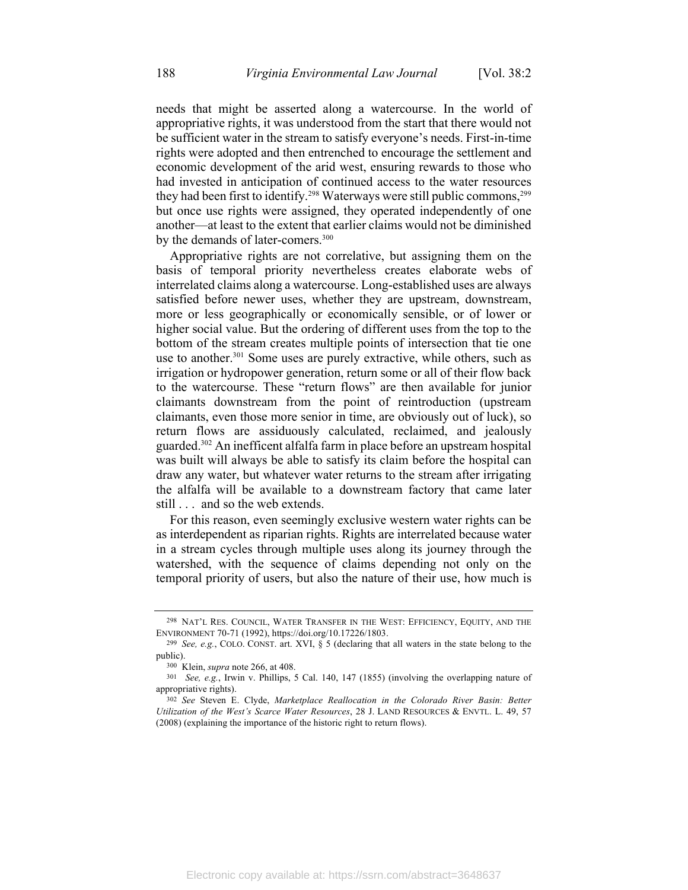needs that might be asserted along a watercourse. In the world of appropriative rights, it was understood from the start that there would not be sufficient water in the stream to satisfy everyone's needs. First-in-time rights were adopted and then entrenched to encourage the settlement and economic development of the arid west, ensuring rewards to those who had invested in anticipation of continued access to the water resources they had been first to identify.[298] Waterways were still public commons,[299] but once use rights were assigned, they operated independently of one another—at least to the extent that earlier claims would not be diminished by the demands of later-comers.[300]

Appropriative rights are not correlative, but assigning them on the basis of temporal priority nevertheless creates elaborate webs of interrelated claims along a watercourse. Long-established uses are always satisfied before newer uses, whether they are upstream, downstream, more or less geographically or economically sensible, or of lower or higher social value. But the ordering of different uses from the top to the bottom of the stream creates multiple points of intersection that tie one use to another.[301] Some uses are purely extractive, while others, such as irrigation or hydropower generation, return some or all of their flow back to the watercourse. These "return flows" are then available for junior claimants downstream from the point of reintroduction (upstream claimants, even those more senior in time, are obviously out of luck), so return flows are assiduously calculated, reclaimed, and jealously guarded.[302] An inefficent alfalfa farm in place before an upstream hospital was built will always be able to satisfy its claim before the hospital can draw any water, but whatever water returns to the stream after irrigating the alfalfa will be available to a downstream factory that came later still . . . and so the web extends.

For this reason, even seemingly exclusive western water rights can be as interdependent as riparian rights. Rights are interrelated because water in a stream cycles through multiple uses along its journey through the watershed, with the sequence of claims depending not only on the temporal priority of users, but also the nature of their use, how much is

---

[298] NAT'L RES. COUNCIL, WATER TRANSFER IN THE WEST: EFFICIENCY, EQUITY, AND THE ENVIRONMENT 70-71 (1992), https://doi.org/10.17226/1803.

[299] *See, e.g.*, COLO. CONST. art. XVI, § 5 (declaring that all waters in the state belong to the public).

[300] Klein, *supra* note 266, at 408.

[301] *See, e.g.*, Irwin v. Phillips, 5 Cal. 140, 147 (1855) (involving the overlapping nature of appropriative rights).

[302] *See* Steven E. Clyde, *Marketplace Reallocation in the Colorado River Basin: Better Utilization of the West's Scarce Water Resources*, 28 J. LAND RESOURCES & ENVTL. L. 49, 57 (2008) (explaining the importance of the historic right to return flows).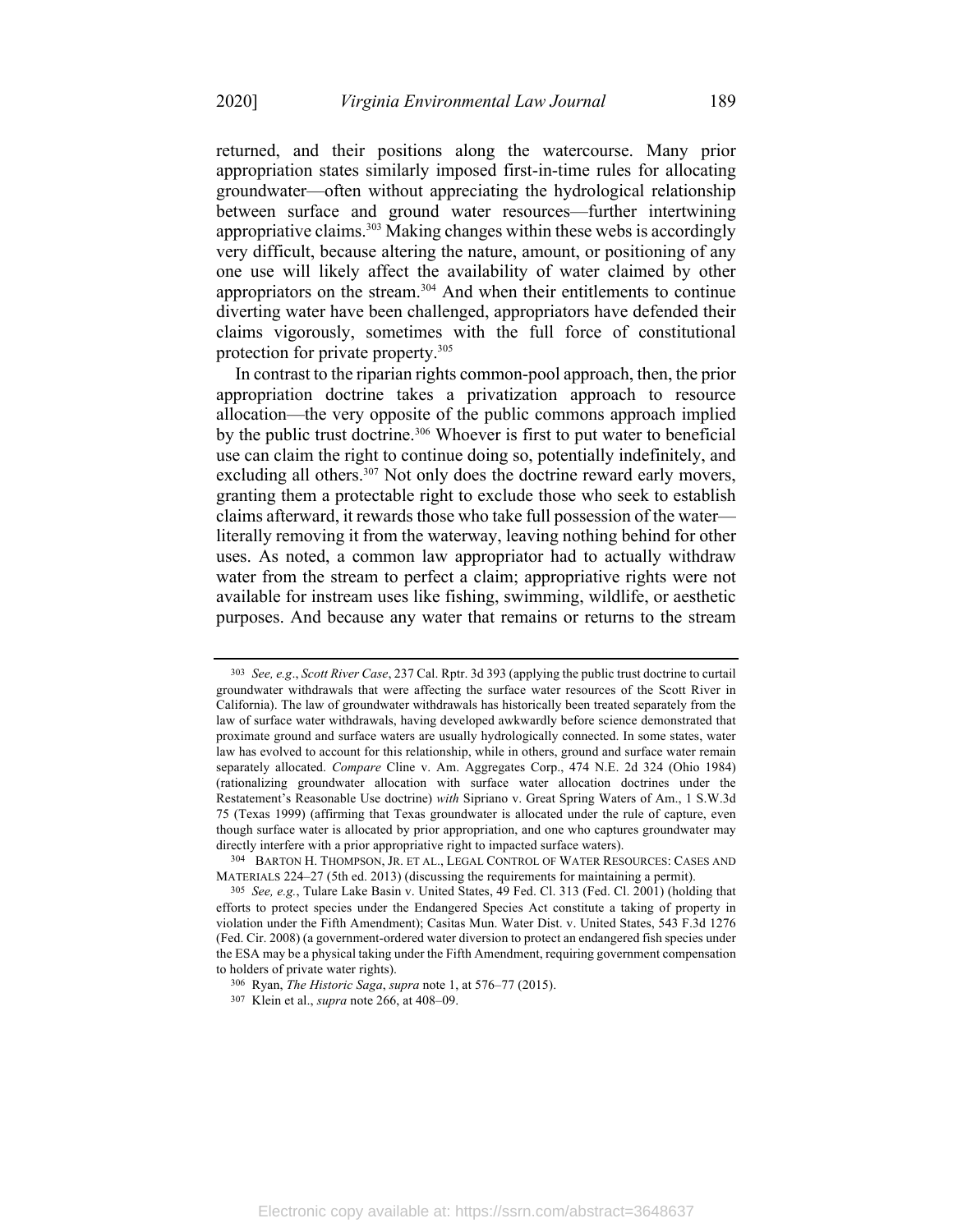returned, and their positions along the watercourse. Many prior appropriation states similarly imposed first-in-time rules for allocating groundwater—often without appreciating the hydrological relationship between surface and ground water resources—further intertwining appropriative claims.[303] Making changes within these webs is accordingly very difficult, because altering the nature, amount, or positioning of any one use will likely affect the availability of water claimed by other appropriators on the stream.[304] And when their entitlements to continue diverting water have been challenged, appropriators have defended their claims vigorously, sometimes with the full force of constitutional protection for private property.[305]

In contrast to the riparian rights common-pool approach, then, the prior appropriation doctrine takes a privatization approach to resource allocation—the very opposite of the public commons approach implied by the public trust doctrine.[306] Whoever is first to put water to beneficial use can claim the right to continue doing so, potentially indefinitely, and excluding all others.[307] Not only does the doctrine reward early movers, granting them a protectable right to exclude those who seek to establish claims afterward, it rewards those who take full possession of the water—literally removing it from the waterway, leaving nothing behind for other uses. As noted, a common law appropriator had to actually withdraw water from the stream to perfect a claim; appropriative rights were not available for instream uses like fishing, swimming, wildlife, or aesthetic purposes. And because any water that remains or returns to the stream

---

[303] *See, e.g.*, *Scott River Case*, 237 Cal. Rptr. 3d 393 (applying the public trust doctrine to curtail groundwater withdrawals that were affecting the surface water resources of the Scott River in California). The law of groundwater withdrawals has historically been treated separately from the law of surface water withdrawals, having developed awkwardly before science demonstrated that proximate ground and surface waters are usually hydrologically connected. In some states, water law has evolved to account for this relationship, while in others, ground and surface water remain separately allocated. *Compare* Cline v. Am. Aggregates Corp., 474 N.E. 2d 324 (Ohio 1984) (rationalizing groundwater allocation with surface water allocation doctrines under the Restatement's Reasonable Use doctrine) *with* Sipriano v. Great Spring Waters of Am., 1 S.W.3d 75 (Texas 1999) (affirming that Texas groundwater is allocated under the rule of capture, even though surface water is allocated by prior appropriation, and one who captures groundwater may directly interfere with a prior appropriative right to impacted surface waters).

[304] BARTON H. THOMPSON, JR. ET AL., LEGAL CONTROL OF WATER RESOURCES: CASES AND MATERIALS 224–27 (5th ed. 2013) (discussing the requirements for maintaining a permit).

[305] *See, e.g.*, Tulare Lake Basin v. United States, 49 Fed. Cl. 313 (Fed. Cl. 2001) (holding that efforts to protect species under the Endangered Species Act constitute a taking of property in violation under the Fifth Amendment); Casitas Mun. Water Dist. v. United States, 543 F.3d 1276 (Fed. Cir. 2008) (a government-ordered water diversion to protect an endangered fish species under the ESA may be a physical taking under the Fifth Amendment, requiring government compensation to holders of private water rights).

[306] Ryan, *The Historic Saga*, *supra* note 1, at 576–77 (2015).

[307] Klein et al., *supra* note 266, at 408–09.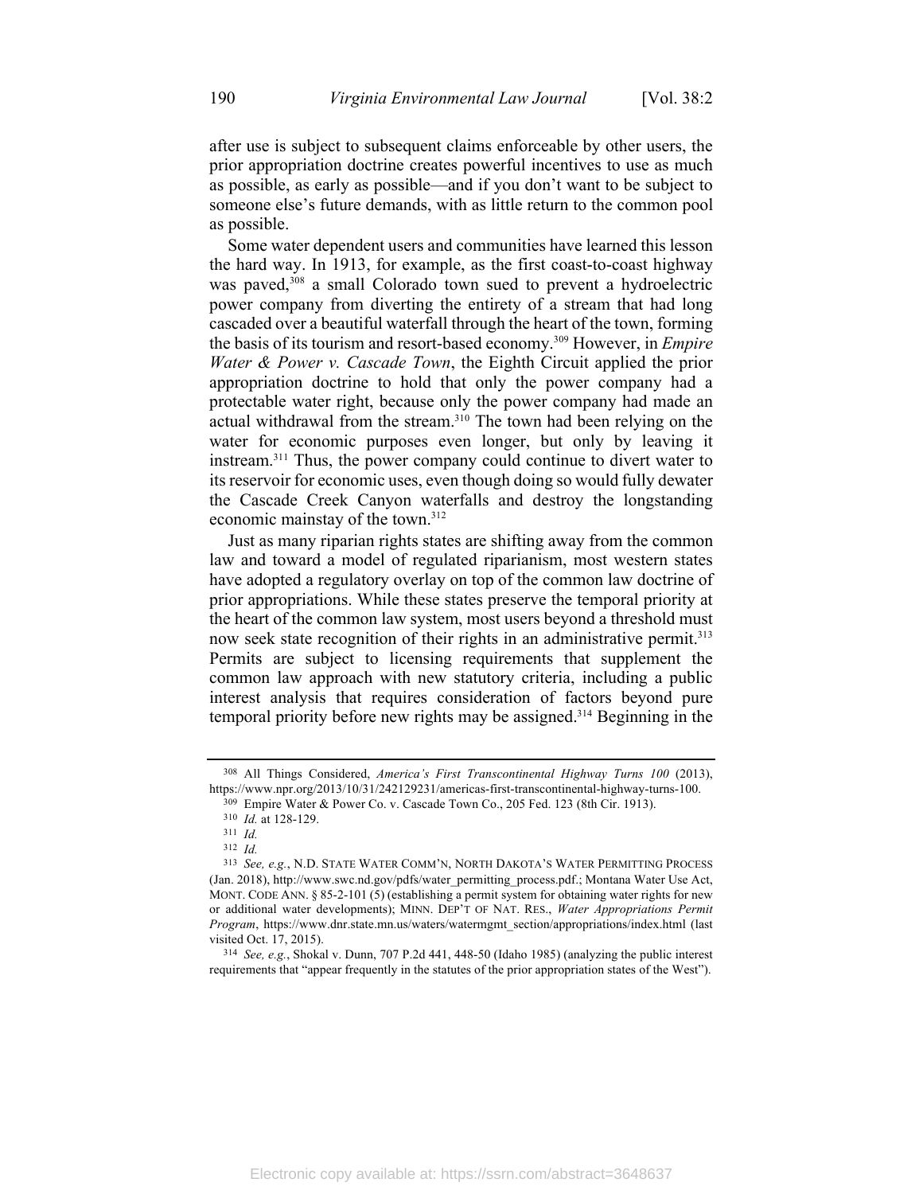after use is subject to subsequent claims enforceable by other users, the prior appropriation doctrine creates powerful incentives to use as much as possible, as early as possible—and if you don't want to be subject to someone else's future demands, with as little return to the common pool as possible.

Some water dependent users and communities have learned this lesson the hard way. In 1913, for example, as the first coast-to-coast highway was paved,[308] a small Colorado town sued to prevent a hydroelectric power company from diverting the entirety of a stream that had long cascaded over a beautiful waterfall through the heart of the town, forming the basis of its tourism and resort-based economy.[309] However, in *Empire Water & Power v. Cascade Town*, the Eighth Circuit applied the prior appropriation doctrine to hold that only the power company had a protectable water right, because only the power company had made an actual withdrawal from the stream.[310] The town had been relying on the water for economic purposes even longer, but only by leaving it instream.[311] Thus, the power company could continue to divert water to its reservoir for economic uses, even though doing so would fully dewater the Cascade Creek Canyon waterfalls and destroy the longstanding economic mainstay of the town.[312]

Just as many riparian rights states are shifting away from the common law and toward a model of regulated riparianism, most western states have adopted a regulatory overlay on top of the common law doctrine of prior appropriations. While these states preserve the temporal priority at the heart of the common law system, most users beyond a threshold must now seek state recognition of their rights in an administrative permit.[313] Permits are subject to licensing requirements that supplement the common law approach with new statutory criteria, including a public interest analysis that requires consideration of factors beyond pure temporal priority before new rights may be assigned.[314] Beginning in the

---

[308] All Things Considered, *America's First Transcontinental Highway Turns 100* (2013), https://www.npr.org/2013/10/31/242129231/americas-first-transcontinental-highway-turns-100.

[309] Empire Water & Power Co. v. Cascade Town Co., 205 Fed. 123 (8th Cir. 1913).

[310] *Id.* at 128-129.

[311] *Id.*

[312] *Id.*

[313] *See, e.g.*, N.D. STATE WATER COMM'N, NORTH DAKOTA'S WATER PERMITTING PROCESS (Jan. 2018), http://www.swc.nd.gov/pdfs/water_permitting_process.pdf.; Montana Water Use Act, MONT. CODE ANN. § 85-2-101 (5) (establishing a permit system for obtaining water rights for new or additional water developments); MINN. DEP'T OF NAT. RES., *Water Appropriations Permit Program*, https://www.dnr.state.mn.us/waters/watermgmt_section/appropriations/index.html (last visited Oct. 17, 2015).

[314] *See, e.g.*, Shokal v. Dunn, 707 P.2d 441, 448-50 (Idaho 1985) (analyzing the public interest requirements that "appear frequently in the statutes of the prior appropriation states of the West").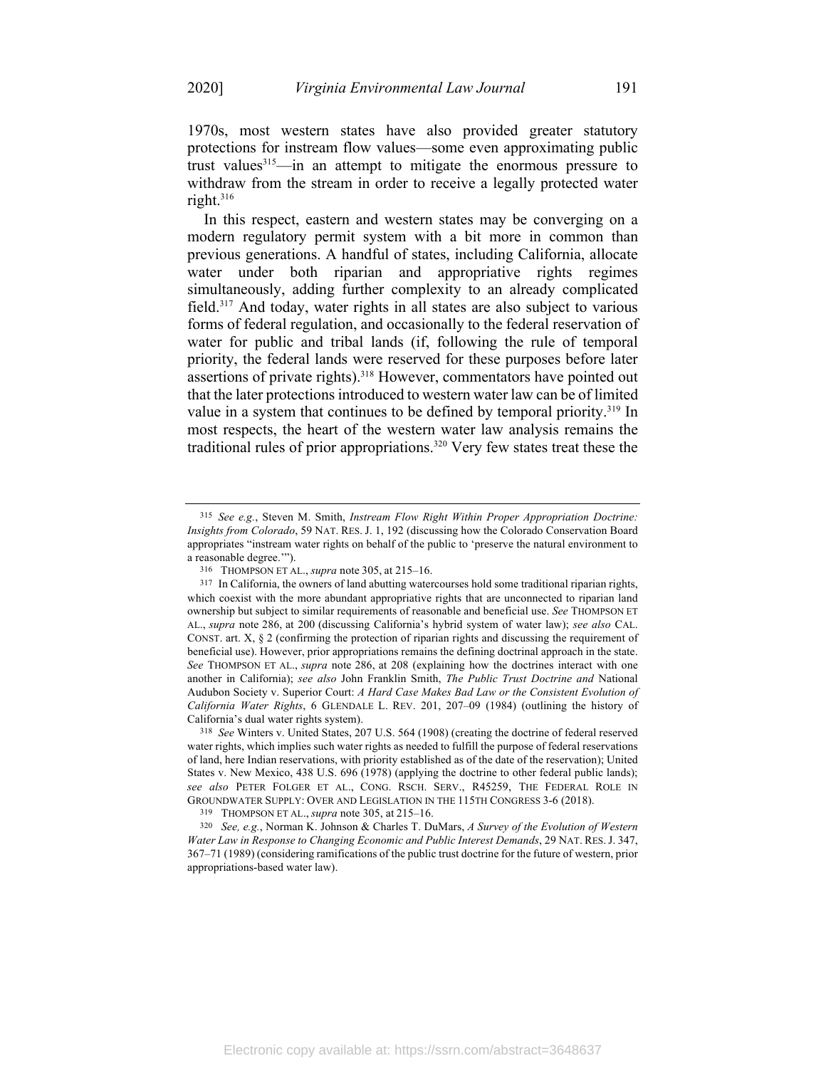1970s, most western states have also provided greater statutory protections for instream flow values—some even approximating public trust values[315]—in an attempt to mitigate the enormous pressure to withdraw from the stream in order to receive a legally protected water right.[316]

In this respect, eastern and western states may be converging on a modern regulatory permit system with a bit more in common than previous generations. A handful of states, including California, allocate water under both riparian and appropriative rights regimes simultaneously, adding further complexity to an already complicated field.[317] And today, water rights in all states are also subject to various forms of federal regulation, and occasionally to the federal reservation of water for public and tribal lands (if, following the rule of temporal priority, the federal lands were reserved for these purposes before later assertions of private rights).[318] However, commentators have pointed out that the later protections introduced to western water law can be of limited value in a system that continues to be defined by temporal priority.[319] In most respects, the heart of the western water law analysis remains the traditional rules of prior appropriations.[320] Very few states treat these the

---

[315] *See e.g.*, Steven M. Smith, *Instream Flow Right Within Proper Appropriation Doctrine: Insights from Colorado*, 59 NAT. RES. J. 1, 192 (discussing how the Colorado Conservation Board appropriates "instream water rights on behalf of the public to 'preserve the natural environment to a reasonable degree.'").

[316] THOMPSON ET AL., *supra* note 305, at 215–16.

[317] In California, the owners of land abutting watercourses hold some traditional riparian rights, which coexist with the more abundant appropriative rights that are unconnected to riparian land ownership but subject to similar requirements of reasonable and beneficial use. *See* THOMPSON ET AL., *supra* note 286, at 200 (discussing California's hybrid system of water law); *see also* CAL. CONST. art. X, § 2 (confirming the protection of riparian rights and discussing the requirement of beneficial use). However, prior appropriations remains the defining doctrinal approach in the state. *See* THOMPSON ET AL., *supra* note 286, at 208 (explaining how the doctrines interact with one another in California); *see also* John Franklin Smith, *The Public Trust Doctrine and* National Audubon Society v. Superior Court: *A Hard Case Makes Bad Law or the Consistent Evolution of California Water Rights*, 6 GLENDALE L. REV. 201, 207–09 (1984) (outlining the history of California's dual water rights system).

[318] *See* Winters v. United States, 207 U.S. 564 (1908) (creating the doctrine of federal reserved water rights, which implies such water rights as needed to fulfill the purpose of federal reservations of land, here Indian reservations, with priority established as of the date of the reservation); United States v. New Mexico, 438 U.S. 696 (1978) (applying the doctrine to other federal public lands); *see also* PETER FOLGER ET AL., CONG. RSCH. SERV., R45259, THE FEDERAL ROLE IN GROUNDWATER SUPPLY: OVER AND LEGISLATION IN THE 115TH CONGRESS 3-6 (2018).

[319] THOMPSON ET AL., *supra* note 305, at 215–16.

[320] *See, e.g.*, Norman K. Johnson & Charles T. DuMars, *A Survey of the Evolution of Western Water Law in Response to Changing Economic and Public Interest Demands*, 29 NAT. RES. J. 347, 367–71 (1989) (considering ramifications of the public trust doctrine for the future of western, prior appropriations-based water law).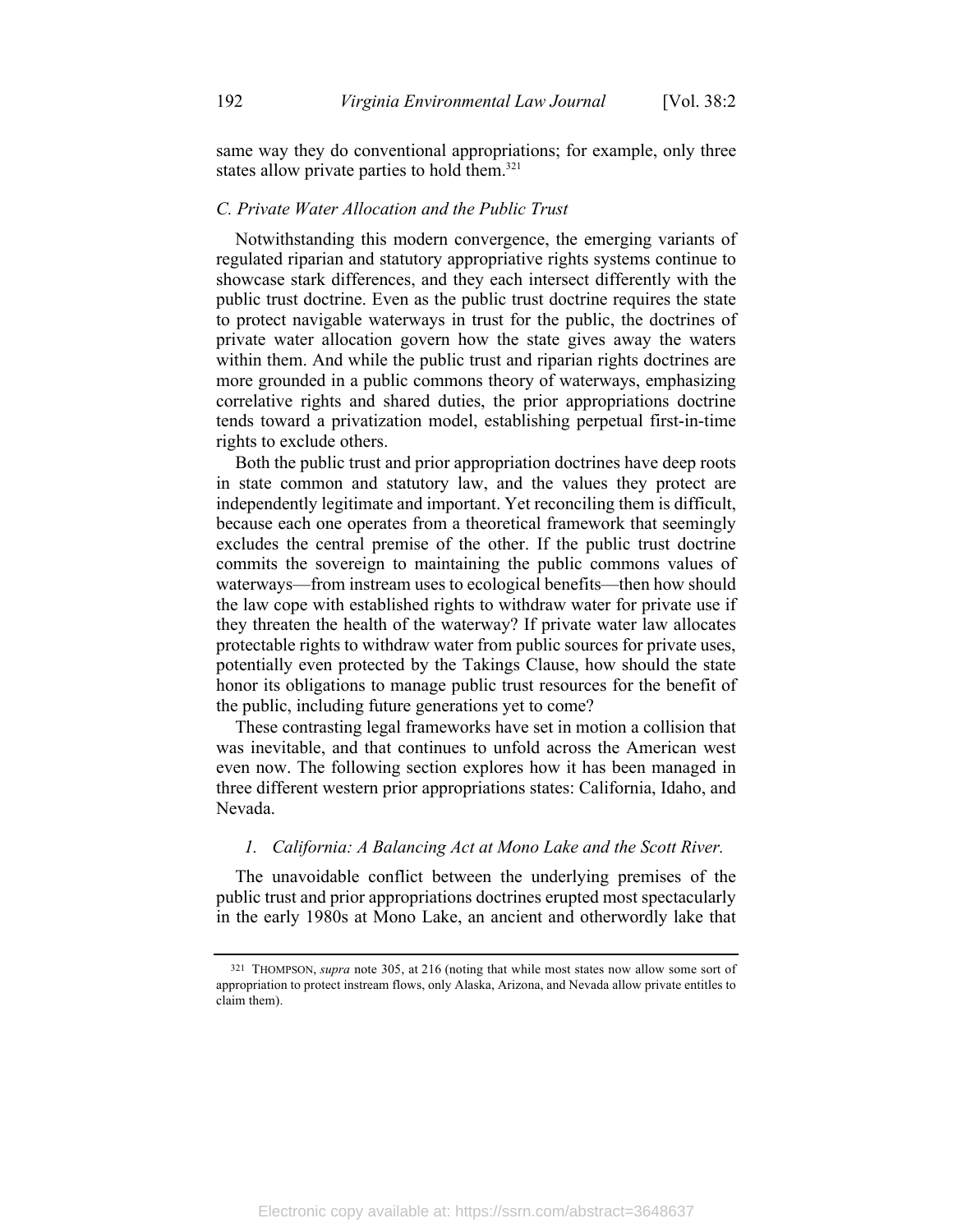same way they do conventional appropriations; for example, only three states allow private parties to hold them.[321]

### *C. Private Water Allocation and the Public Trust*

Notwithstanding this modern convergence, the emerging variants of regulated riparian and statutory appropriative rights systems continue to showcase stark differences, and they each intersect differently with the public trust doctrine. Even as the public trust doctrine requires the state to protect navigable waterways in trust for the public, the doctrines of private water allocation govern how the state gives away the waters within them. And while the public trust and riparian rights doctrines are more grounded in a public commons theory of waterways, emphasizing correlative rights and shared duties, the prior appropriations doctrine tends toward a privatization model, establishing perpetual first-in-time rights to exclude others.

Both the public trust and prior appropriation doctrines have deep roots in state common and statutory law, and the values they protect are independently legitimate and important. Yet reconciling them is difficult, because each one operates from a theoretical framework that seemingly excludes the central premise of the other. If the public trust doctrine commits the sovereign to maintaining the public commons values of waterways—from instream uses to ecological benefits—then how should the law cope with established rights to withdraw water for private use if they threaten the health of the waterway? If private water law allocates protectable rights to withdraw water from public sources for private uses, potentially even protected by the Takings Clause, how should the state honor its obligations to manage public trust resources for the benefit of the public, including future generations yet to come?

These contrasting legal frameworks have set in motion a collision that was inevitable, and that continues to unfold across the American west even now. The following section explores how it has been managed in three different western prior appropriations states: California, Idaho, and Nevada.

#### *1. California: A Balancing Act at Mono Lake and the Scott River.*

The unavoidable conflict between the underlying premises of the public trust and prior appropriations doctrines erupted most spectacularly in the early 1980s at Mono Lake, an ancient and otherwordly lake that

---

[321] THOMPSON, *supra* note 305, at 216 (noting that while most states now allow some sort of appropriation to protect instream flows, only Alaska, Arizona, and Nevada allow private entitles to claim them).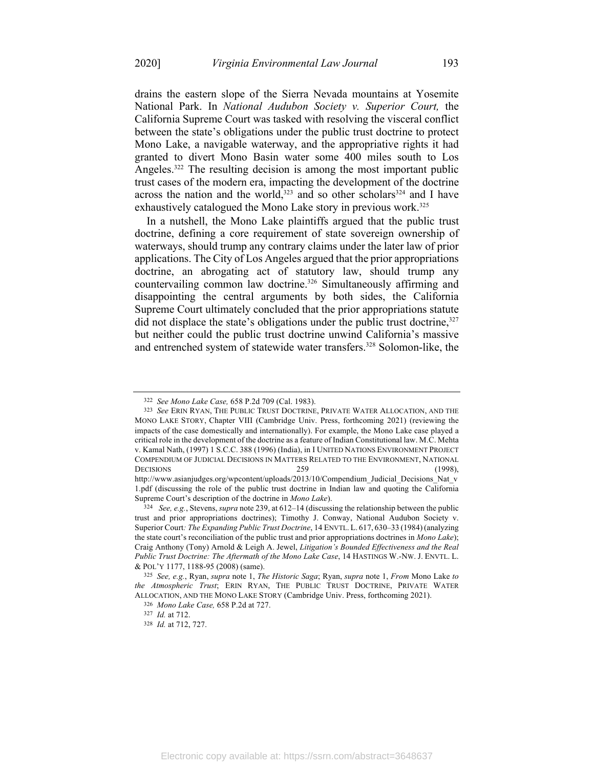drains the eastern slope of the Sierra Nevada mountains at Yosemite National Park. In *National Audubon Society v. Superior Court,* the California Supreme Court was tasked with resolving the visceral conflict between the state's obligations under the public trust doctrine to protect Mono Lake, a navigable waterway, and the appropriative rights it had granted to divert Mono Basin water some 400 miles south to Los Angeles.[322] The resulting decision is among the most important public trust cases of the modern era, impacting the development of the doctrine across the nation and the world,[323] and so other scholars[324] and I have exhaustively catalogued the Mono Lake story in previous work.[325]

In a nutshell, the Mono Lake plaintiffs argued that the public trust doctrine, defining a core requirement of state sovereign ownership of waterways, should trump any contrary claims under the later law of prior applications. The City of Los Angeles argued that the prior appropriations doctrine, an abrogating act of statutory law, should trump any countervailing common law doctrine.[326] Simultaneously affirming and disappointing the central arguments by both sides, the California Supreme Court ultimately concluded that the prior appropriations statute did not displace the state's obligations under the public trust doctrine,[327] but neither could the public trust doctrine unwind California's massive and entrenched system of statewide water transfers.[328] Solomon-like, the

---

[322] *See Mono Lake Case,* 658 P.2d 709 (Cal. 1983).

[323] *See* ERIN RYAN, THE PUBLIC TRUST DOCTRINE, PRIVATE WATER ALLOCATION, AND THE MONO LAKE STORY, Chapter VIII (Cambridge Univ. Press, forthcoming 2021) (reviewing the impacts of the case domestically and internationally). For example, the Mono Lake case played a critical role in the development of the doctrine as a feature of Indian Constitutional law. M.C. Mehta v. Kamal Nath, (1997) 1 S.C.C. 388 (1996) (India), in I UNITED NATIONS ENVIRONMENT PROJECT COMPENDIUM OF JUDICIAL DECISIONS IN MATTERS RELATED TO THE ENVIRONMENT, NATIONAL DECISIONS 259 (1998), http://www.asianjudges.org/wpcontent/uploads/2013/10/Compendium_Judicial_Decisions_Nat_v1.pdf (discussing the role of the public trust doctrine in Indian law and quoting the California Supreme Court's description of the doctrine in *Mono Lake*).

[324] *See, e.g.*, Stevens, *supra* note 239, at 612–14 (discussing the relationship between the public trust and prior appropriations doctrines); Timothy J. Conway, National Audubon Society v. Superior Court*: The Expanding Public Trust Doctrine*, 14 ENVTL. L. 617, 630–33 (1984) (analyzing the state court's reconciliation of the public trust and prior appropriations doctrines in *Mono Lake*); Craig Anthony (Tony) Arnold & Leigh A. Jewel, *Litigation's Bounded Effectiveness and the Real Public Trust Doctrine: The Aftermath of the Mono Lake Case*, 14 HASTINGS W.-NW. J. ENVTL. L. & POL'Y 1177, 1188-95 (2008) (same).

[325] *See, e.g.*, Ryan, *supra* note 1, *The Historic Saga*; Ryan, *supra* note 1, *From* Mono Lake *to the Atmospheric Trust*; ERIN RYAN, THE PUBLIC TRUST DOCTRINE, PRIVATE WATER ALLOCATION, AND THE MONO LAKE STORY (Cambridge Univ. Press, forthcoming 2021).

[326] *Mono Lake Case,* 658 P.2d at 727.

[327] *Id.* at 712.

[328] *Id.* at 712, 727.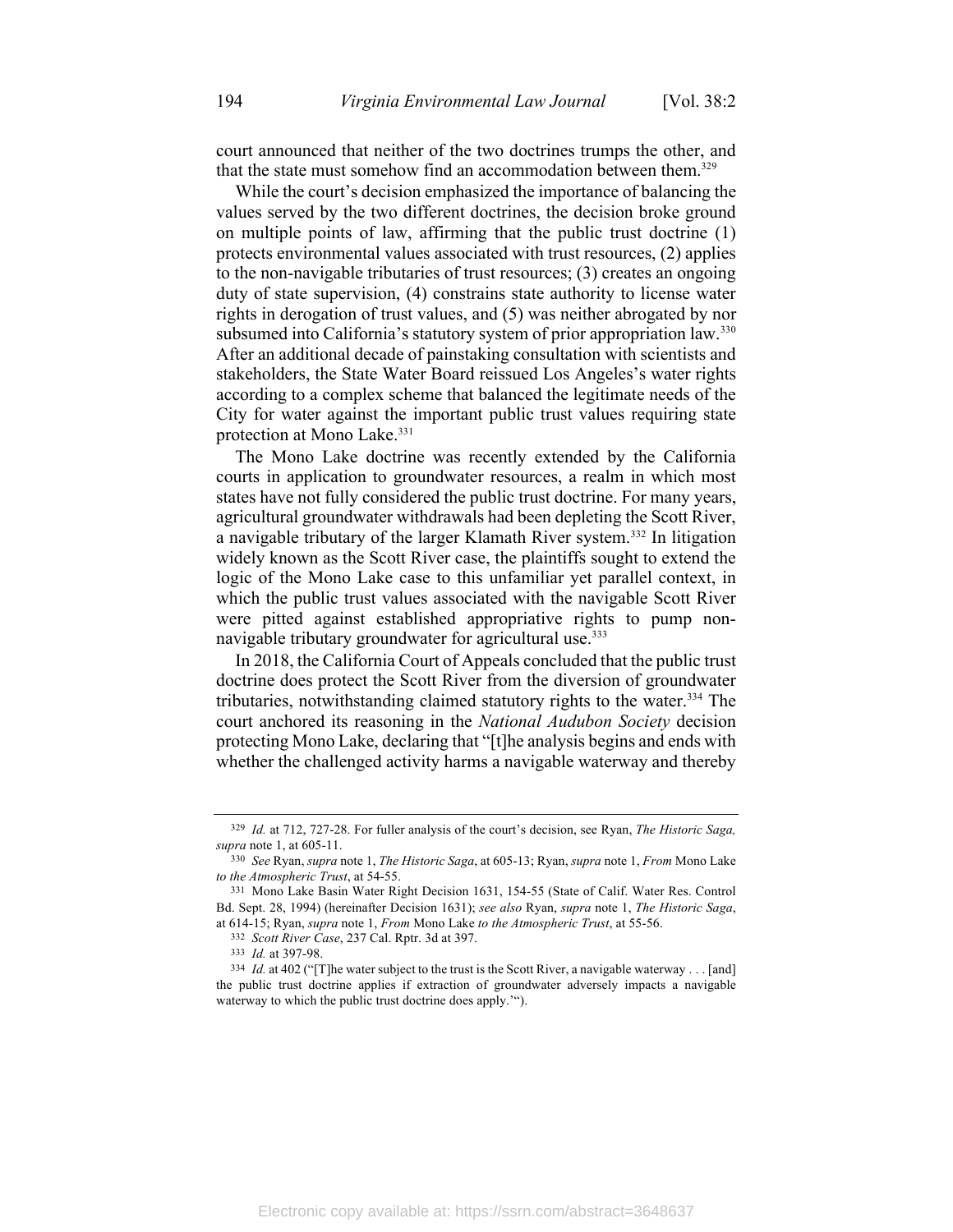court announced that neither of the two doctrines trumps the other, and that the state must somehow find an accommodation between them.[329]

While the court's decision emphasized the importance of balancing the values served by the two different doctrines, the decision broke ground on multiple points of law, affirming that the public trust doctrine (1) protects environmental values associated with trust resources, (2) applies to the non-navigable tributaries of trust resources; (3) creates an ongoing duty of state supervision, (4) constrains state authority to license water rights in derogation of trust values, and (5) was neither abrogated by nor subsumed into California's statutory system of prior appropriation law.[330] After an additional decade of painstaking consultation with scientists and stakeholders, the State Water Board reissued Los Angeles's water rights according to a complex scheme that balanced the legitimate needs of the City for water against the important public trust values requiring state protection at Mono Lake.[331]

The Mono Lake doctrine was recently extended by the California courts in application to groundwater resources, a realm in which most states have not fully considered the public trust doctrine. For many years, agricultural groundwater withdrawals had been depleting the Scott River, a navigable tributary of the larger Klamath River system.[332] In litigation widely known as the Scott River case, the plaintiffs sought to extend the logic of the Mono Lake case to this unfamiliar yet parallel context, in which the public trust values associated with the navigable Scott River were pitted against established appropriative rights to pump non-navigable tributary groundwater for agricultural use.[333]

In 2018, the California Court of Appeals concluded that the public trust doctrine does protect the Scott River from the diversion of groundwater tributaries, notwithstanding claimed statutory rights to the water.[334] The court anchored its reasoning in the *National Audubon Society* decision protecting Mono Lake, declaring that "[t]he analysis begins and ends with whether the challenged activity harms a navigable waterway and thereby

---

[329] *Id.* at 712, 727-28. For fuller analysis of the court's decision, see Ryan, *The Historic Saga, supra* note 1, at 605-11.

[330] *See* Ryan, *supra* note 1, *The Historic Saga*, at 605-13; Ryan, *supra* note 1, *From* Mono Lake *to the Atmospheric Trust*, at 54-55.

[331] Mono Lake Basin Water Right Decision 1631, 154-55 (State of Calif. Water Res. Control Bd. Sept. 28, 1994) (hereinafter Decision 1631); *see also* Ryan, *supra* note 1, *The Historic Saga*, at 614-15; Ryan, *supra* note 1, *From* Mono Lake *to the Atmospheric Trust*, at 55-56.

[332] *Scott River Case*, 237 Cal. Rptr. 3d at 397.

[333] *Id.* at 397-98.

[334] *Id.* at 402 ("[T]he water subject to the trust is the Scott River, a navigable waterway . . . [and] the public trust doctrine applies if extraction of groundwater adversely impacts a navigable waterway to which the public trust doctrine does apply.'").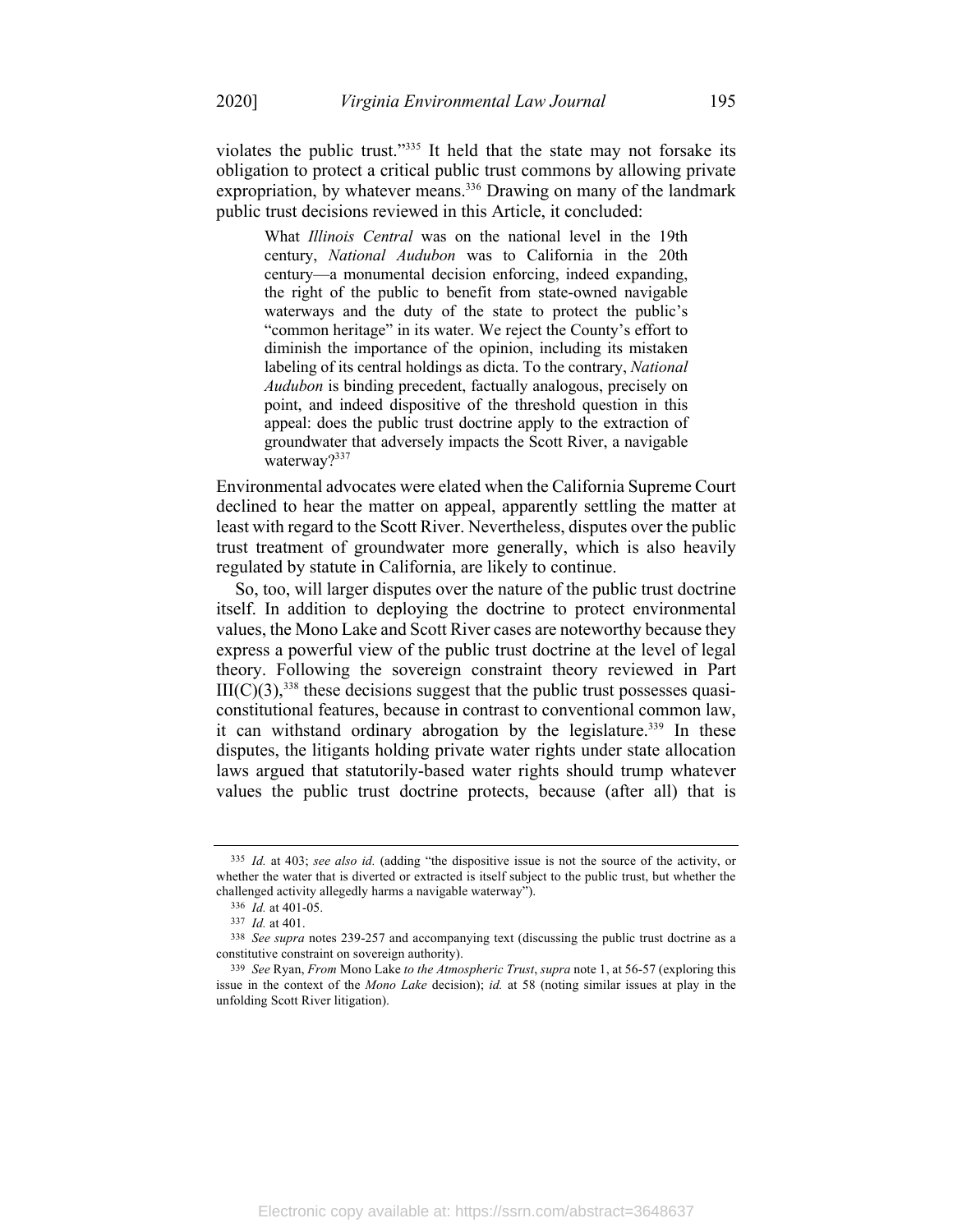violates the public trust."[335] It held that the state may not forsake its obligation to protect a critical public trust commons by allowing private expropriation, by whatever means.[336] Drawing on many of the landmark public trust decisions reviewed in this Article, it concluded:

> What *Illinois Central* was on the national level in the 19th century, *National Audubon* was to California in the 20th century—a monumental decision enforcing, indeed expanding, the right of the public to benefit from state-owned navigable waterways and the duty of the state to protect the public's "common heritage" in its water. We reject the County's effort to diminish the importance of the opinion, including its mistaken labeling of its central holdings as dicta. To the contrary, *National Audubon* is binding precedent, factually analogous, precisely on point, and indeed dispositive of the threshold question in this appeal: does the public trust doctrine apply to the extraction of groundwater that adversely impacts the Scott River, a navigable waterway?[337]

Environmental advocates were elated when the California Supreme Court declined to hear the matter on appeal, apparently settling the matter at least with regard to the Scott River. Nevertheless, disputes over the public trust treatment of groundwater more generally, which is also heavily regulated by statute in California, are likely to continue.

So, too, will larger disputes over the nature of the public trust doctrine itself. In addition to deploying the doctrine to protect environmental values, the Mono Lake and Scott River cases are noteworthy because they express a powerful view of the public trust doctrine at the level of legal theory. Following the sovereign constraint theory reviewed in Part III(C)(3),[338] these decisions suggest that the public trust possesses quasi-constitutional features, because in contrast to conventional common law, it can withstand ordinary abrogation by the legislature.[339] In these disputes, the litigants holding private water rights under state allocation laws argued that statutorily-based water rights should trump whatever values the public trust doctrine protects, because (after all) that is

---

[335] *Id.* at 403; *see also id.* (adding "the dispositive issue is not the source of the activity, or whether the water that is diverted or extracted is itself subject to the public trust, but whether the challenged activity allegedly harms a navigable waterway").

[336] *Id.* at 401-05.

[337] *Id.* at 401.

[338] *See supra* notes 239-257 and accompanying text (discussing the public trust doctrine as a constitutive constraint on sovereign authority).

[339] *See* Ryan, *From* Mono Lake *to the Atmospheric Trust*, *supra* note 1, at 56-57 (exploring this issue in the context of the *Mono Lake* decision); *id.* at 58 (noting similar issues at play in the unfolding Scott River litigation).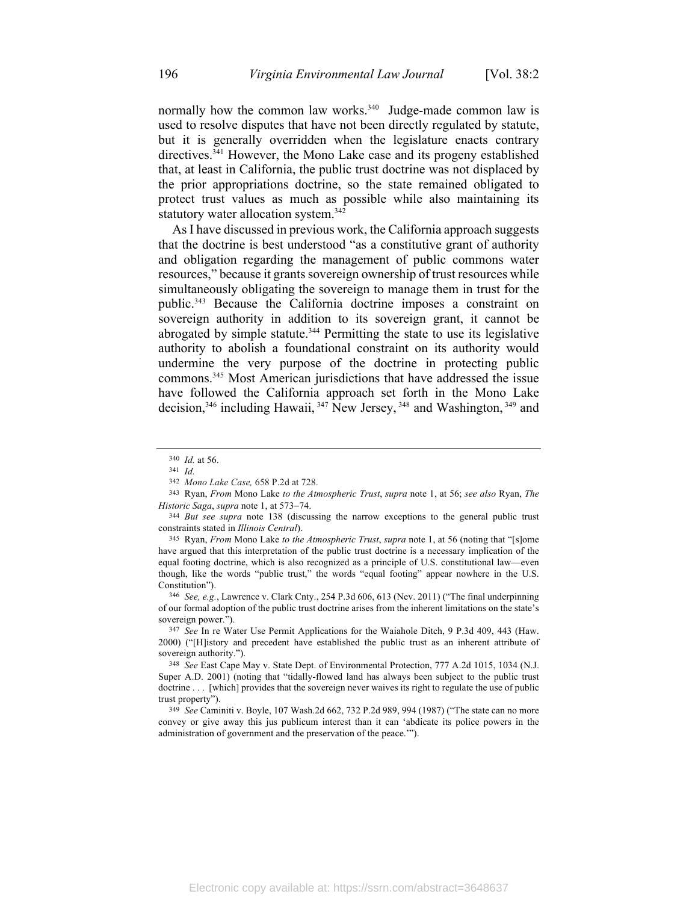normally how the common law works.[340] Judge-made common law is used to resolve disputes that have not been directly regulated by statute, but it is generally overridden when the legislature enacts contrary directives.[341] However, the Mono Lake case and its progeny established that, at least in California, the public trust doctrine was not displaced by the prior appropriations doctrine, so the state remained obligated to protect trust values as much as possible while also maintaining its statutory water allocation system.[342]

As I have discussed in previous work, the California approach suggests that the doctrine is best understood "as a constitutive grant of authority and obligation regarding the management of public commons water resources," because it grants sovereign ownership of trust resources while simultaneously obligating the sovereign to manage them in trust for the public.[343] Because the California doctrine imposes a constraint on sovereign authority in addition to its sovereign grant, it cannot be abrogated by simple statute.[344] Permitting the state to use its legislative authority to abolish a foundational constraint on its authority would undermine the very purpose of the doctrine in protecting public commons.[345] Most American jurisdictions that have addressed the issue have followed the California approach set forth in the Mono Lake decision,[346] including Hawaii,[347] New Jersey,[348] and Washington,[349] and

---

[340] *Id.* at 56.

[341] *Id.*

[342] *Mono Lake Case,* 658 P.2d at 728.

[343] Ryan, *From* Mono Lake *to the Atmospheric Trust*, *supra* note 1, at 56; *see also* Ryan, *The Historic Saga*, *supra* note 1, at 573–74.

[344] *But see supra* note 138 (discussing the narrow exceptions to the general public trust constraints stated in *Illinois Central*).

[345] Ryan, *From* Mono Lake *to the Atmospheric Trust*, *supra* note 1, at 56 (noting that "[s]ome have argued that this interpretation of the public trust doctrine is a necessary implication of the equal footing doctrine, which is also recognized as a principle of U.S. constitutional law—even though, like the words "public trust," the words "equal footing" appear nowhere in the U.S. Constitution").

[346] *See, e.g.*, Lawrence v. Clark Cnty., 254 P.3d 606, 613 (Nev. 2011) ("The final underpinning of our formal adoption of the public trust doctrine arises from the inherent limitations on the state's sovereign power.").

[347] *See* In re Water Use Permit Applications for the Waiahole Ditch, 9 P.3d 409, 443 (Haw. 2000) ("[H]istory and precedent have established the public trust as an inherent attribute of sovereign authority.").

[348] *See* East Cape May v. State Dept. of Environmental Protection, 777 A.2d 1015, 1034 (N.J. Super A.D. 2001) (noting that "tidally-flowed land has always been subject to the public trust doctrine . . . [which] provides that the sovereign never waives its right to regulate the use of public trust property").

[349] *See* Caminiti v. Boyle, 107 Wash.2d 662, 732 P.2d 989, 994 (1987) ("The state can no more convey or give away this jus publicum interest than it can 'abdicate its police powers in the administration of government and the preservation of the peace.'").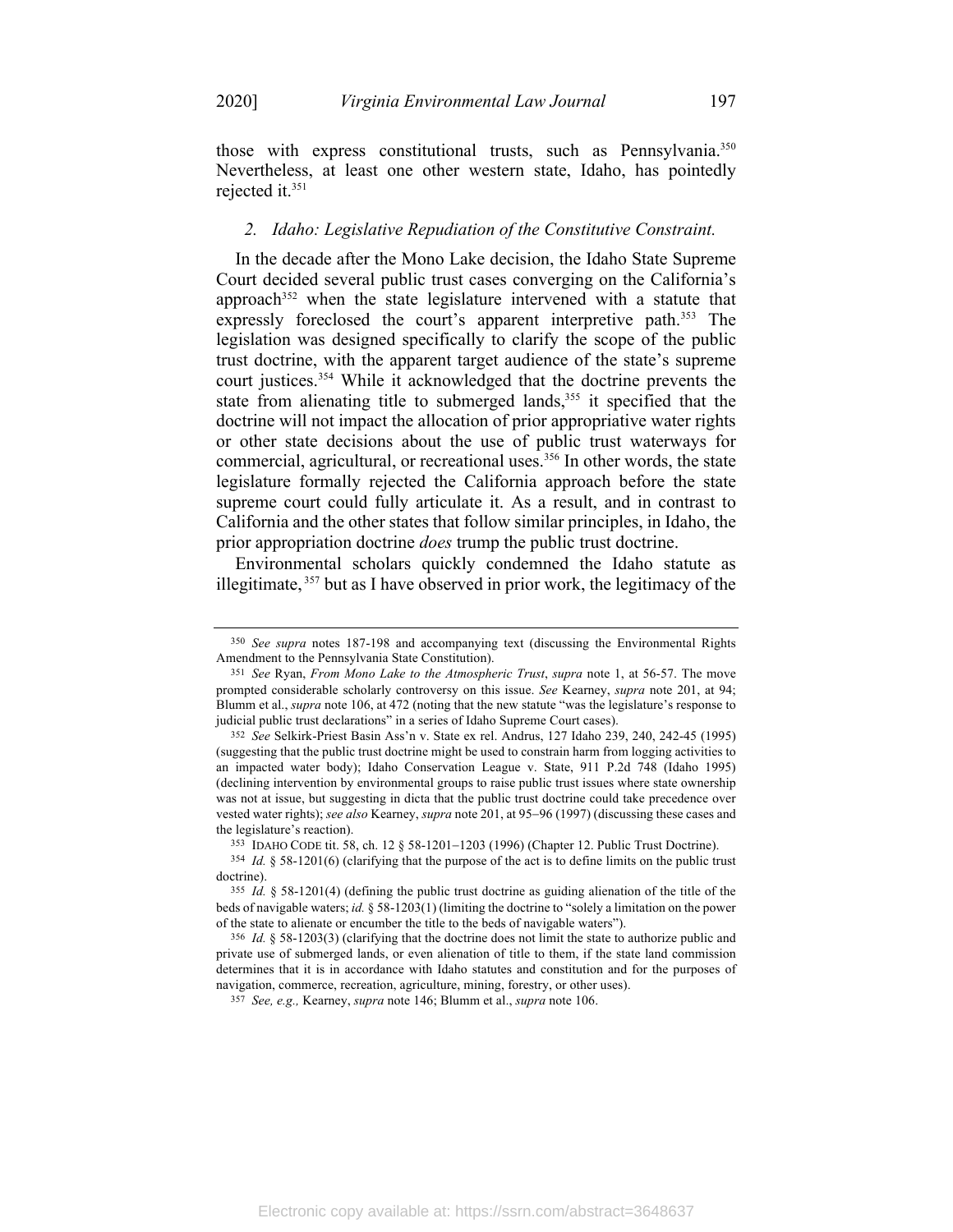those with express constitutional trusts, such as Pennsylvania.[350] Nevertheless, at least one other western state, Idaho, has pointedly rejected it.[351]

### *2. Idaho: Legislative Repudiation of the Constitutive Constraint.*

In the decade after the Mono Lake decision, the Idaho State Supreme Court decided several public trust cases converging on the California's approach[352] when the state legislature intervened with a statute that expressly foreclosed the court's apparent interpretive path.[353] The legislation was designed specifically to clarify the scope of the public trust doctrine, with the apparent target audience of the state's supreme court justices.[354] While it acknowledged that the doctrine prevents the state from alienating title to submerged lands,[355] it specified that the doctrine will not impact the allocation of prior appropriative water rights or other state decisions about the use of public trust waterways for commercial, agricultural, or recreational uses.[356] In other words, the state legislature formally rejected the California approach before the state supreme court could fully articulate it. As a result, and in contrast to California and the other states that follow similar principles, in Idaho, the prior appropriation doctrine *does* trump the public trust doctrine.

Environmental scholars quickly condemned the Idaho statute as illegitimate,[357] but as I have observed in prior work, the legitimacy of the

---

[350] *See supra* notes 187-198 and accompanying text (discussing the Environmental Rights Amendment to the Pennsylvania State Constitution).

[351] *See* Ryan, *From Mono Lake to the Atmospheric Trust*, *supra* note 1, at 56-57. The move prompted considerable scholarly controversy on this issue. *See* Kearney, *supra* note 201, at 94; Blumm et al., *supra* note 106, at 472 (noting that the new statute "was the legislature's response to judicial public trust declarations" in a series of Idaho Supreme Court cases).

[352] *See* Selkirk-Priest Basin Ass'n v. State ex rel. Andrus, 127 Idaho 239, 240, 242-45 (1995) (suggesting that the public trust doctrine might be used to constrain harm from logging activities to an impacted water body); Idaho Conservation League v. State, 911 P.2d 748 (Idaho 1995) (declining intervention by environmental groups to raise public trust issues where state ownership was not at issue, but suggesting in dicta that the public trust doctrine could take precedence over vested water rights); *see also* Kearney, *supra* note 201, at 95–96 (1997) (discussing these cases and the legislature's reaction).

[353] IDAHO CODE tit. 58, ch. 12 § 58-1201–1203 (1996) (Chapter 12. Public Trust Doctrine).

[354] *Id.* § 58-1201(6) (clarifying that the purpose of the act is to define limits on the public trust doctrine).

[355] *Id.* § 58-1201(4) (defining the public trust doctrine as guiding alienation of the title of the beds of navigable waters; *id.* § 58-1203(1) (limiting the doctrine to "solely a limitation on the power of the state to alienate or encumber the title to the beds of navigable waters").

[356] *Id.* § 58-1203(3) (clarifying that the doctrine does not limit the state to authorize public and private use of submerged lands, or even alienation of title to them, if the state land commission determines that it is in accordance with Idaho statutes and constitution and for the purposes of navigation, commerce, recreation, agriculture, mining, forestry, or other uses).

[357] *See, e.g.,* Kearney, *supra* note 146; Blumm et al., *supra* note 106.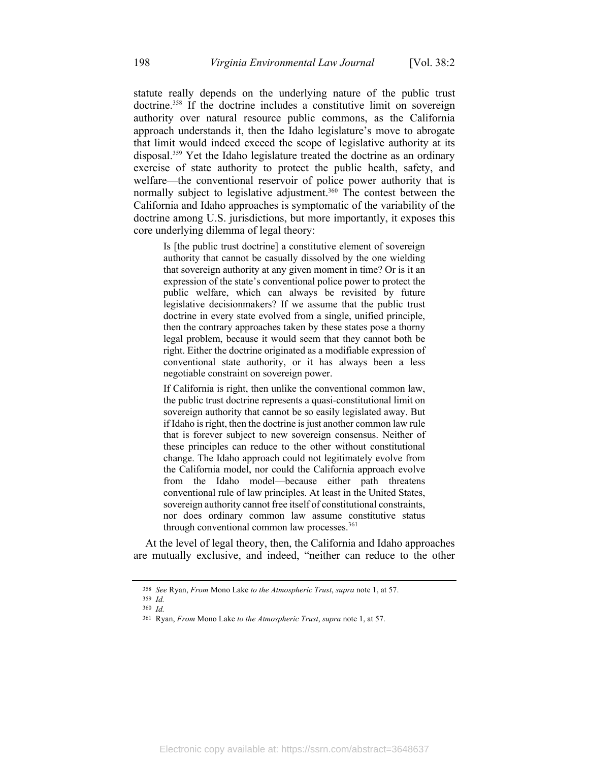statute really depends on the underlying nature of the public trust doctrine.[358] If the doctrine includes a constitutive limit on sovereign authority over natural resource public commons, as the California approach understands it, then the Idaho legislature's move to abrogate that limit would indeed exceed the scope of legislative authority at its disposal.[359] Yet the Idaho legislature treated the doctrine as an ordinary exercise of state authority to protect the public health, safety, and welfare—the conventional reservoir of police power authority that is normally subject to legislative adjustment.[360] The contest between the California and Idaho approaches is symptomatic of the variability of the doctrine among U.S. jurisdictions, but more importantly, it exposes this core underlying dilemma of legal theory:

> Is [the public trust doctrine] a constitutive element of sovereign authority that cannot be casually dissolved by the one wielding that sovereign authority at any given moment in time? Or is it an expression of the state's conventional police power to protect the public welfare, which can always be revisited by future legislative decisionmakers? If we assume that the public trust doctrine in every state evolved from a single, unified principle, then the contrary approaches taken by these states pose a thorny legal problem, because it would seem that they cannot both be right. Either the doctrine originated as a modifiable expression of conventional state authority, or it has always been a less negotiable constraint on sovereign power.
>
> If California is right, then unlike the conventional common law, the public trust doctrine represents a quasi-constitutional limit on sovereign authority that cannot be so easily legislated away. But if Idaho is right, then the doctrine is just another common law rule that is forever subject to new sovereign consensus. Neither of these principles can reduce to the other without constitutional change. The Idaho approach could not legitimately evolve from the California model, nor could the California approach evolve from the Idaho model—because either path threatens conventional rule of law principles. At least in the United States, sovereign authority cannot free itself of constitutional constraints, nor does ordinary common law assume constitutive status through conventional common law processes.[361]

At the level of legal theory, then, the California and Idaho approaches are mutually exclusive, and indeed, "neither can reduce to the other

---

[358] *See* Ryan, *From* Mono Lake *to the Atmospheric Trust*, *supra* note 1, at 57.

[359] *Id.*

[360] *Id.*

[361] Ryan, *From* Mono Lake *to the Atmospheric Trust*, *supra* note 1, at 57.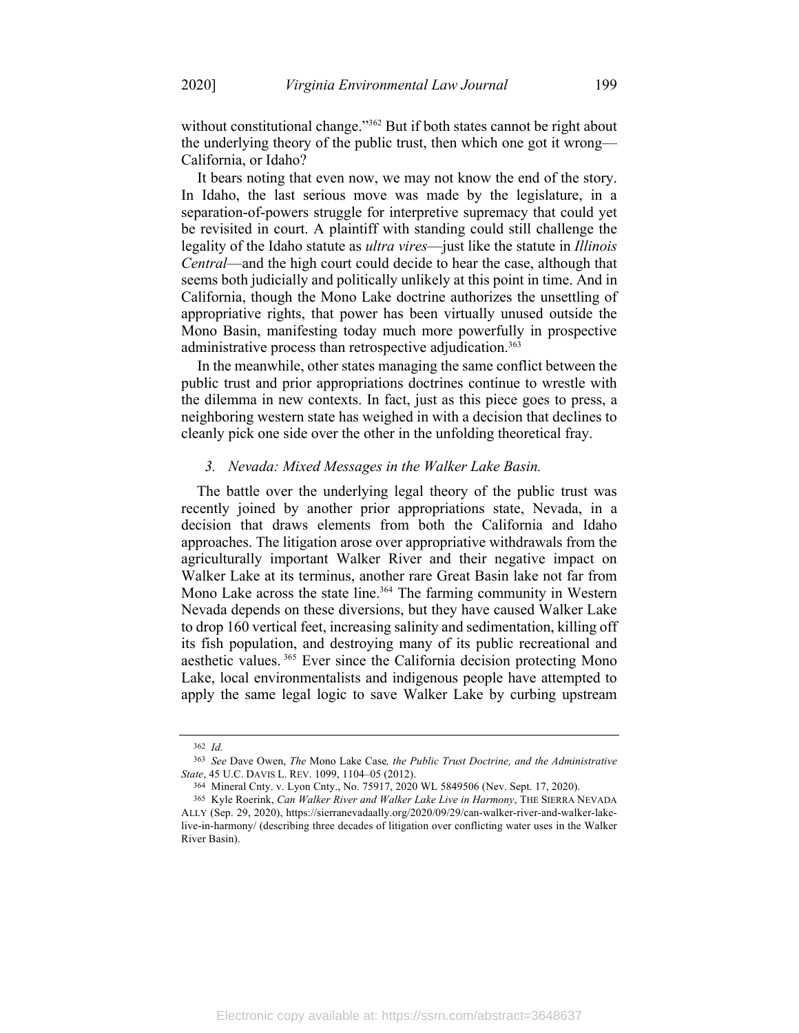without constitutional change."[362] But if both states cannot be right about the underlying theory of the public trust, then which one got it wrong—California, or Idaho?

It bears noting that even now, we may not know the end of the story. In Idaho, the last serious move was made by the legislature, in a separation-of-powers struggle for interpretive supremacy that could yet be revisited in court. A plaintiff with standing could still challenge the legality of the Idaho statute as *ultra vires*—just like the statute in *Illinois Central*—and the high court could decide to hear the case, although that seems both judicially and politically unlikely at this point in time. And in California, though the Mono Lake doctrine authorizes the unsettling of appropriative rights, that power has been virtually unused outside the Mono Basin, manifesting today much more powerfully in prospective administrative process than retrospective adjudication.[363]

In the meanwhile, other states managing the same conflict between the public trust and prior appropriations doctrines continue to wrestle with the dilemma in new contexts. In fact, just as this piece goes to press, a neighboring western state has weighed in with a decision that declines to cleanly pick one side over the other in the unfolding theoretical fray.

### 3. *Nevada: Mixed Messages in the Walker Lake Basin.*

The battle over the underlying legal theory of the public trust was recently joined by another prior appropriations state, Nevada, in a decision that draws elements from both the California and Idaho approaches. The litigation arose over appropriative withdrawals from the agriculturally important Walker River and their negative impact on Walker Lake at its terminus, another rare Great Basin lake not far from Mono Lake across the state line.[364] The farming community in Western Nevada depends on these diversions, but they have caused Walker Lake to drop 160 vertical feet, increasing salinity and sedimentation, killing off its fish population, and destroying many of its public recreational and aesthetic values.[365] Ever since the California decision protecting Mono Lake, local environmentalists and indigenous people have attempted to apply the same legal logic to save Walker Lake by curbing upstream

---

[362] *Id.*

[363] *See* Dave Owen, *The* Mono Lake Case*, the Public Trust Doctrine, and the Administrative State*, 45 U.C. DAVIS L. REV. 1099, 1104–05 (2012).

[364] Mineral Cnty. v. Lyon Cnty., No. 75917, 2020 WL 5849506 (Nev. Sept. 17, 2020).

[365] Kyle Roerink, *Can Walker River and Walker Lake Live in Harmony*, THE SIERRA NEVADA ALLY (Sep. 29, 2020), https://sierranevadaally.org/2020/09/29/can-walker-river-and-walker-lake-live-in-harmony/ (describing three decades of litigation over conflicting water uses in the Walker River Basin).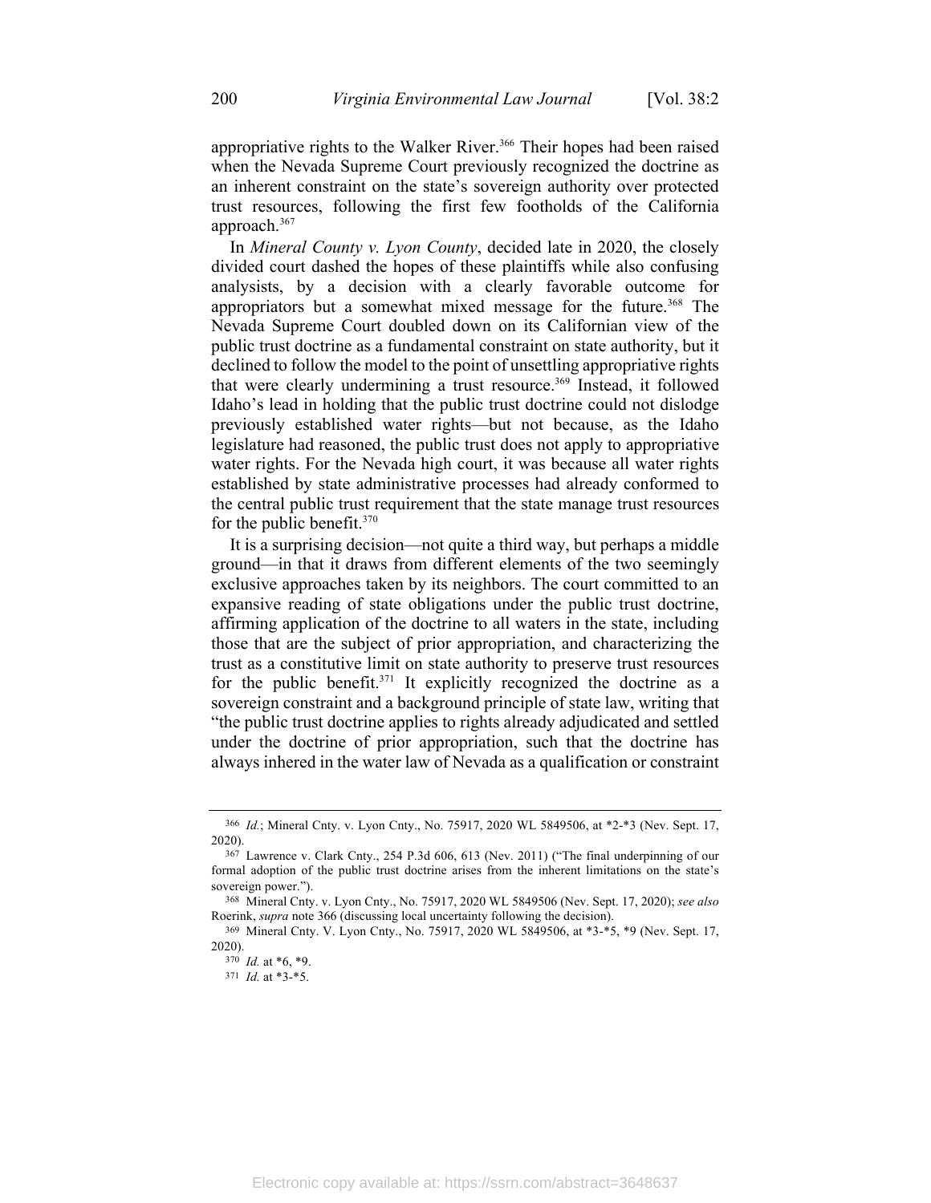appropriative rights to the Walker River.[366] Their hopes had been raised when the Nevada Supreme Court previously recognized the doctrine as an inherent constraint on the state's sovereign authority over protected trust resources, following the first few footholds of the California approach.[367]

In *Mineral County v. Lyon County*, decided late in 2020, the closely divided court dashed the hopes of these plaintiffs while also confusing analysists, by a decision with a clearly favorable outcome for appropriators but a somewhat mixed message for the future.[368] The Nevada Supreme Court doubled down on its Californian view of the public trust doctrine as a fundamental constraint on state authority, but it declined to follow the model to the point of unsettling appropriative rights that were clearly undermining a trust resource.[369] Instead, it followed Idaho's lead in holding that the public trust doctrine could not dislodge previously established water rights—but not because, as the Idaho legislature had reasoned, the public trust does not apply to appropriative water rights. For the Nevada high court, it was because all water rights established by state administrative processes had already conformed to the central public trust requirement that the state manage trust resources for the public benefit.[370]

It is a surprising decision—not quite a third way, but perhaps a middle ground—in that it draws from different elements of the two seemingly exclusive approaches taken by its neighbors. The court committed to an expansive reading of state obligations under the public trust doctrine, affirming application of the doctrine to all waters in the state, including those that are the subject of prior appropriation, and characterizing the trust as a constitutive limit on state authority to preserve trust resources for the public benefit.[371] It explicitly recognized the doctrine as a sovereign constraint and a background principle of state law, writing that "the public trust doctrine applies to rights already adjudicated and settled under the doctrine of prior appropriation, such that the doctrine has always inhered in the water law of Nevada as a qualification or constraint

---

[366] *Id.*; Mineral Cnty. v. Lyon Cnty., No. 75917, 2020 WL 5849506, at *2-*3 (Nev. Sept. 17, 2020).

[367] Lawrence v. Clark Cnty., 254 P.3d 606, 613 (Nev. 2011) ("The final underpinning of our formal adoption of the public trust doctrine arises from the inherent limitations on the state's sovereign power.").

[368] Mineral Cnty. v. Lyon Cnty., No. 75917, 2020 WL 5849506 (Nev. Sept. 17, 2020); *see also* Roerink, *supra* note 366 (discussing local uncertainty following the decision).

[369] Mineral Cnty. V. Lyon Cnty., No. 75917, 2020 WL 5849506, at *3-*5, *9 (Nev. Sept. 17, 2020).

[370] *Id.* at *6, *9.

[371] *Id.* at *3-*5.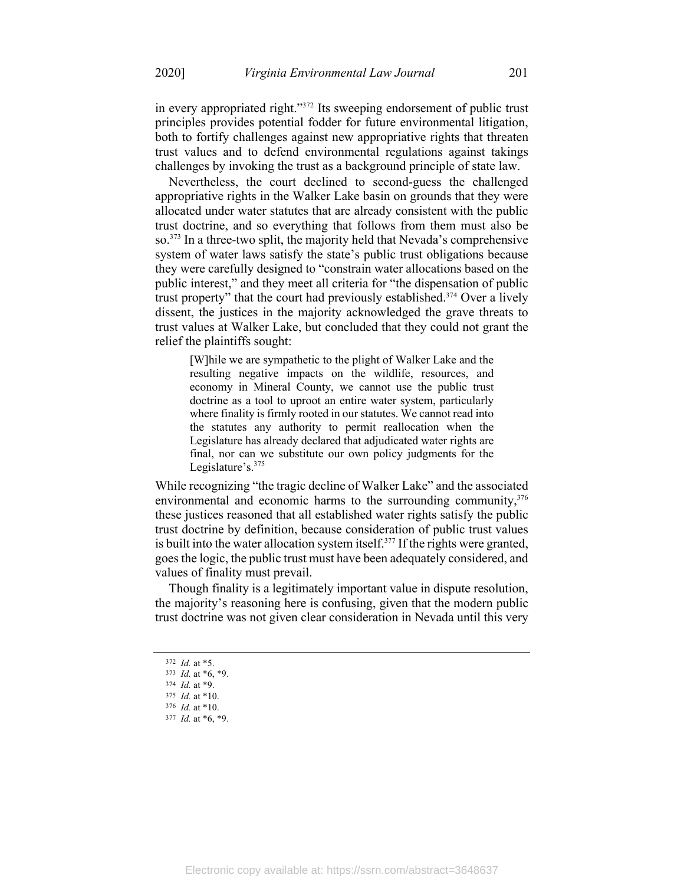in every appropriated right."[372] Its sweeping endorsement of public trust principles provides potential fodder for future environmental litigation, both to fortify challenges against new appropriative rights that threaten trust values and to defend environmental regulations against takings challenges by invoking the trust as a background principle of state law.

Nevertheless, the court declined to second-guess the challenged appropriative rights in the Walker Lake basin on grounds that they were allocated under water statutes that are already consistent with the public trust doctrine, and so everything that follows from them must also be so.[373] In a three-two split, the majority held that Nevada's comprehensive system of water laws satisfy the state's public trust obligations because they were carefully designed to "constrain water allocations based on the public interest," and they meet all criteria for "the dispensation of public trust property" that the court had previously established.[374] Over a lively dissent, the justices in the majority acknowledged the grave threats to trust values at Walker Lake, but concluded that they could not grant the relief the plaintiffs sought:

> [W]hile we are sympathetic to the plight of Walker Lake and the resulting negative impacts on the wildlife, resources, and economy in Mineral County, we cannot use the public trust doctrine as a tool to uproot an entire water system, particularly where finality is firmly rooted in our statutes. We cannot read into the statutes any authority to permit reallocation when the Legislature has already declared that adjudicated water rights are final, nor can we substitute our own policy judgments for the Legislature's.[375]

While recognizing "the tragic decline of Walker Lake" and the associated environmental and economic harms to the surrounding community,[376] these justices reasoned that all established water rights satisfy the public trust doctrine by definition, because consideration of public trust values is built into the water allocation system itself.[377] If the rights were granted, goes the logic, the public trust must have been adequately considered, and values of finality must prevail.

Though finality is a legitimately important value in dispute resolution, the majority's reasoning here is confusing, given that the modern public trust doctrine was not given clear consideration in Nevada until this very

---

[372] *Id.* at *5.
[373] *Id.* at *6, *9.
[374] *Id.* at *9.
[375] *Id.* at *10.
[376] *Id.* at *10.
[377] *Id.* at *6, *9.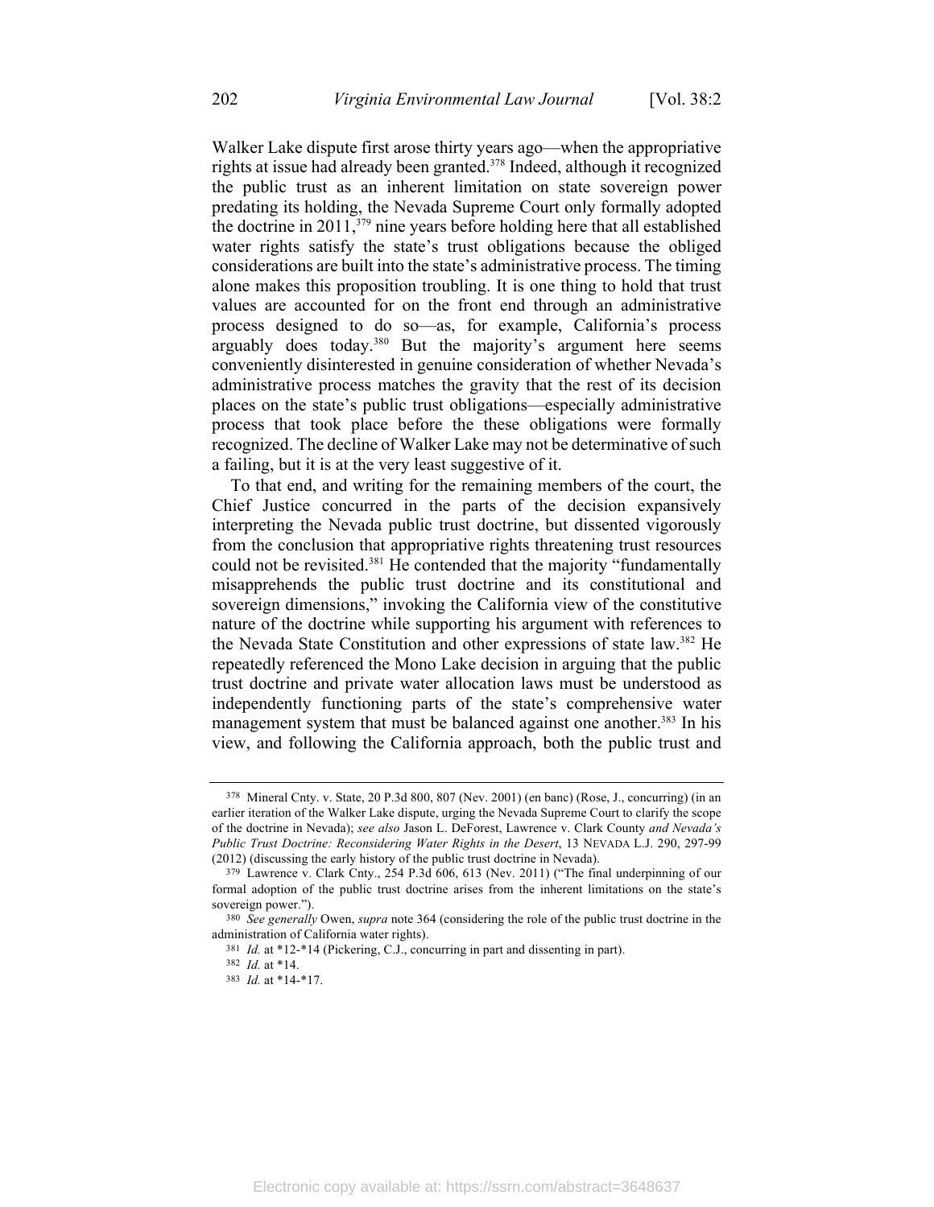Walker Lake dispute first arose thirty years ago—when the appropriative rights at issue had already been granted.[378] Indeed, although it recognized the public trust as an inherent limitation on state sovereign power predating its holding, the Nevada Supreme Court only formally adopted the doctrine in 2011,[379] nine years before holding here that all established water rights satisfy the state's trust obligations because the obliged considerations are built into the state's administrative process. The timing alone makes this proposition troubling. It is one thing to hold that trust values are accounted for on the front end through an administrative process designed to do so—as, for example, California's process arguably does today.[380] But the majority's argument here seems conveniently disinterested in genuine consideration of whether Nevada's administrative process matches the gravity that the rest of its decision places on the state's public trust obligations—especially administrative process that took place before the these obligations were formally recognized. The decline of Walker Lake may not be determinative of such a failing, but it is at the very least suggestive of it.

To that end, and writing for the remaining members of the court, the Chief Justice concurred in the parts of the decision expansively interpreting the Nevada public trust doctrine, but dissented vigorously from the conclusion that appropriative rights threatening trust resources could not be revisited.[381] He contended that the majority "fundamentally misapprehends the public trust doctrine and its constitutional and sovereign dimensions," invoking the California view of the constitutive nature of the doctrine while supporting his argument with references to the Nevada State Constitution and other expressions of state law.[382] He repeatedly referenced the Mono Lake decision in arguing that the public trust doctrine and private water allocation laws must be understood as independently functioning parts of the state's comprehensive water management system that must be balanced against one another.[383] In his view, and following the California approach, both the public trust and

---

[378] Mineral Cnty. v. State, 20 P.3d 800, 807 (Nev. 2001) (en banc) (Rose, J., concurring) (in an earlier iteration of the Walker Lake dispute, urging the Nevada Supreme Court to clarify the scope of the doctrine in Nevada); *see also* Jason L. DeForest, Lawrence v. Clark County *and Nevada's Public Trust Doctrine: Reconsidering Water Rights in the Desert*, 13 NEVADA L.J. 290, 297-99 (2012) (discussing the early history of the public trust doctrine in Nevada).

[379] Lawrence v. Clark Cnty., 254 P.3d 606, 613 (Nev. 2011) ("The final underpinning of our formal adoption of the public trust doctrine arises from the inherent limitations on the state's sovereign power.").

[380] *See generally* Owen, *supra* note 364 (considering the role of the public trust doctrine in the administration of California water rights).

[381] *Id.* at *12-*14 (Pickering, C.J., concurring in part and dissenting in part).

[382] *Id.* at *14.

[383] *Id.* at *14-*17.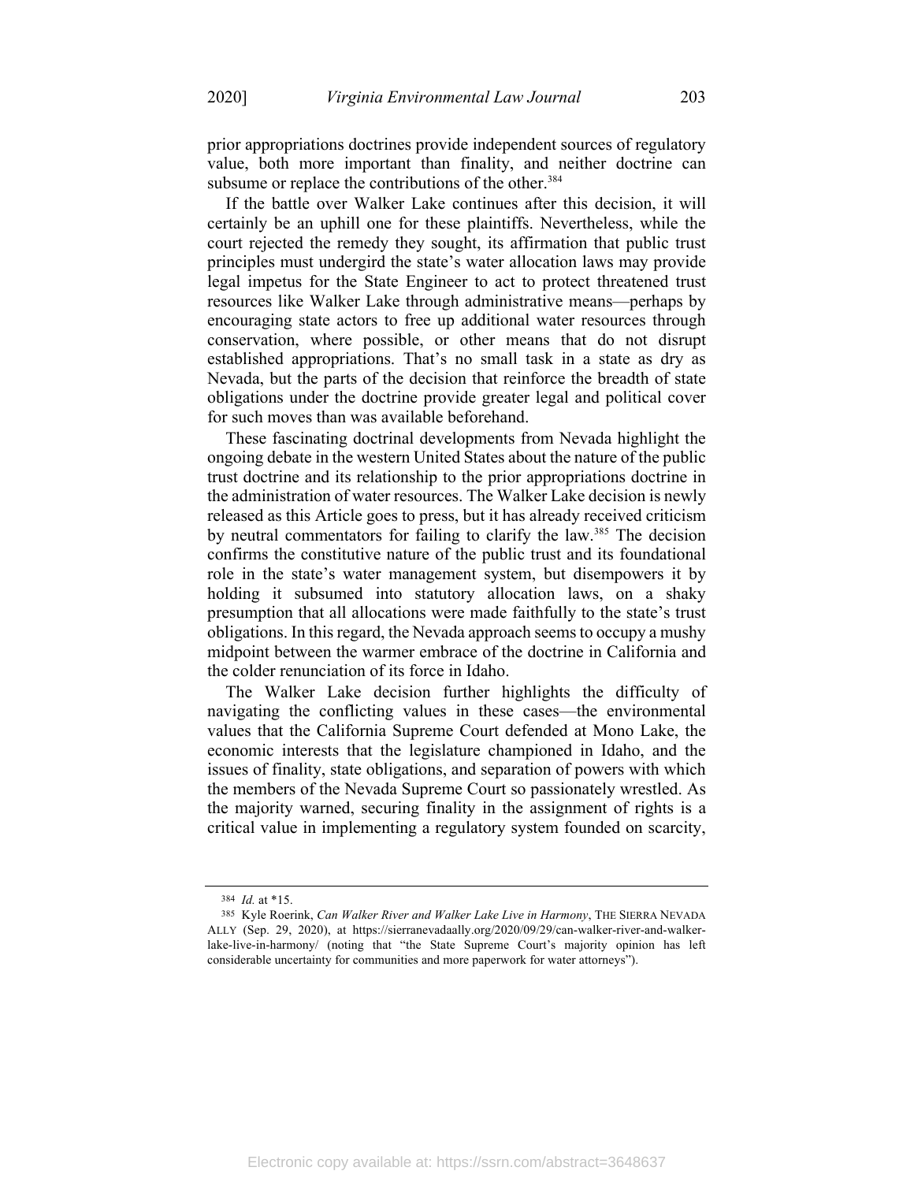prior appropriations doctrines provide independent sources of regulatory value, both more important than finality, and neither doctrine can subsume or replace the contributions of the other.[384]

If the battle over Walker Lake continues after this decision, it will certainly be an uphill one for these plaintiffs. Nevertheless, while the court rejected the remedy they sought, its affirmation that public trust principles must undergird the state's water allocation laws may provide legal impetus for the State Engineer to act to protect threatened trust resources like Walker Lake through administrative means—perhaps by encouraging state actors to free up additional water resources through conservation, where possible, or other means that do not disrupt established appropriations. That's no small task in a state as dry as Nevada, but the parts of the decision that reinforce the breadth of state obligations under the doctrine provide greater legal and political cover for such moves than was available beforehand.

These fascinating doctrinal developments from Nevada highlight the ongoing debate in the western United States about the nature of the public trust doctrine and its relationship to the prior appropriations doctrine in the administration of water resources. The Walker Lake decision is newly released as this Article goes to press, but it has already received criticism by neutral commentators for failing to clarify the law.[385] The decision confirms the constitutive nature of the public trust and its foundational role in the state's water management system, but disempowers it by holding it subsumed into statutory allocation laws, on a shaky presumption that all allocations were made faithfully to the state's trust obligations. In this regard, the Nevada approach seems to occupy a mushy midpoint between the warmer embrace of the doctrine in California and the colder renunciation of its force in Idaho.

The Walker Lake decision further highlights the difficulty of navigating the conflicting values in these cases—the environmental values that the California Supreme Court defended at Mono Lake, the economic interests that the legislature championed in Idaho, and the issues of finality, state obligations, and separation of powers with which the members of the Nevada Supreme Court so passionately wrestled. As the majority warned, securing finality in the assignment of rights is a critical value in implementing a regulatory system founded on scarcity,

---

[384] *Id.* at *15.

[385] Kyle Roerink, *Can Walker River and Walker Lake Live in Harmony*, THE SIERRA NEVADA ALLY (Sep. 29, 2020), at https://sierranevadaally.org/2020/09/29/can-walker-river-and-walker-lake-live-in-harmony/ (noting that "the State Supreme Court's majority opinion has left considerable uncertainty for communities and more paperwork for water attorneys").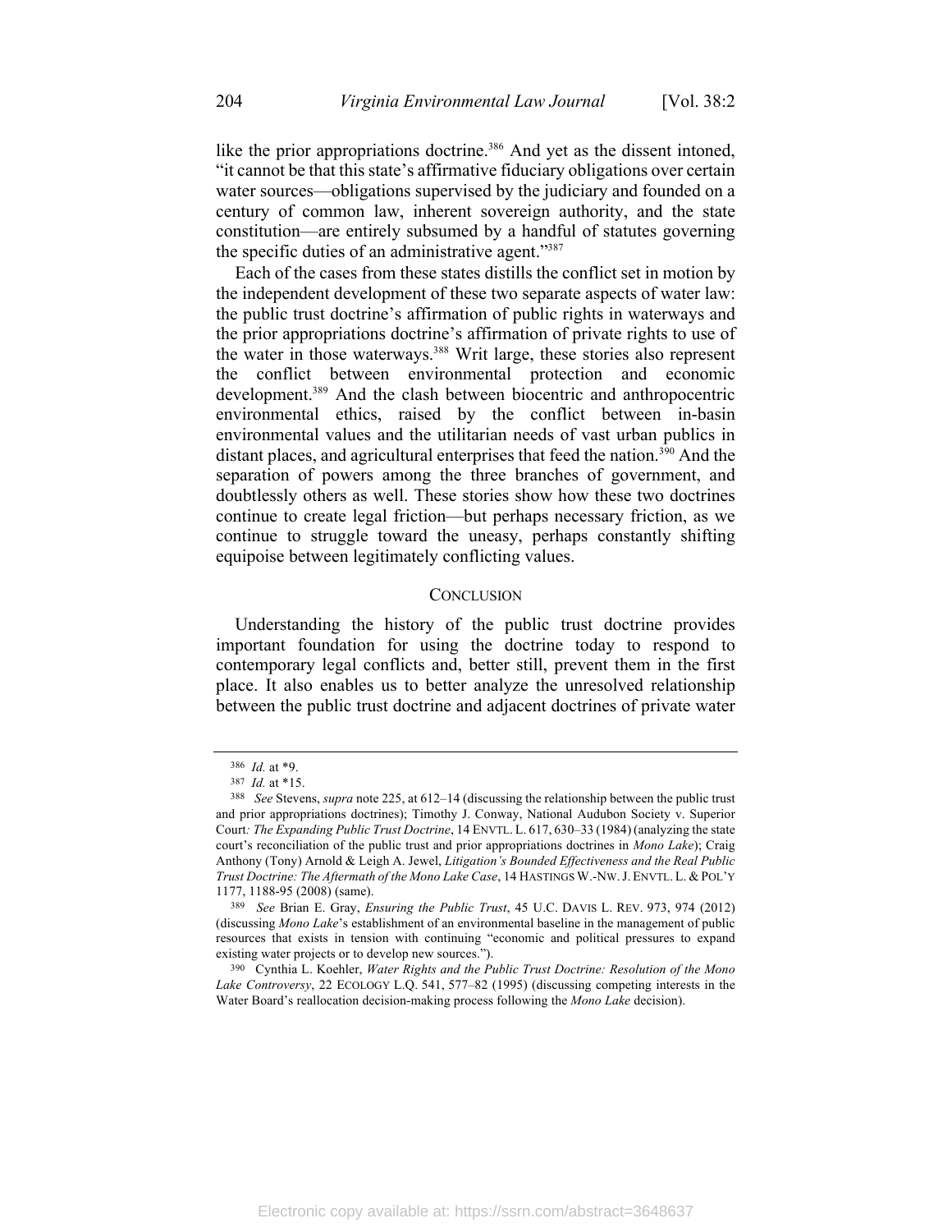like the prior appropriations doctrine.[386] And yet as the dissent intoned, "it cannot be that this state's affirmative fiduciary obligations over certain water sources—obligations supervised by the judiciary and founded on a century of common law, inherent sovereign authority, and the state constitution—are entirely subsumed by a handful of statutes governing the specific duties of an administrative agent."[387]

Each of the cases from these states distills the conflict set in motion by the independent development of these two separate aspects of water law: the public trust doctrine's affirmation of public rights in waterways and the prior appropriations doctrine's affirmation of private rights to use of the water in those waterways.[388] Writ large, these stories also represent the conflict between environmental protection and economic development.[389] And the clash between biocentric and anthropocentric environmental ethics, raised by the conflict between in-basin environmental values and the utilitarian needs of vast urban publics in distant places, and agricultural enterprises that feed the nation.[390] And the separation of powers among the three branches of government, and doubtlessly others as well. These stories show how these two doctrines continue to create legal friction—but perhaps necessary friction, as we continue to struggle toward the uneasy, perhaps constantly shifting equipoise between legitimately conflicting values.

## CONCLUSION

Understanding the history of the public trust doctrine provides important foundation for using the doctrine today to respond to contemporary legal conflicts and, better still, prevent them in the first place. It also enables us to better analyze the unresolved relationship between the public trust doctrine and adjacent doctrines of private water

---

[386] *Id.* at *9.

[387] *Id.* at *15.

[388] *See* Stevens, *supra* note 225, at 612–14 (discussing the relationship between the public trust and prior appropriations doctrines); Timothy J. Conway, National Audubon Society v. Superior Court*: The Expanding Public Trust Doctrine*, 14 ENVTL. L. 617, 630–33 (1984) (analyzing the state court's reconciliation of the public trust and prior appropriations doctrines in *Mono Lake*); Craig Anthony (Tony) Arnold & Leigh A. Jewel, *Litigation's Bounded Effectiveness and the Real Public Trust Doctrine: The Aftermath of the Mono Lake Case*, 14 HASTINGS W.-NW. J. ENVTL. L. & POL'Y 1177, 1188-95 (2008) (same).

[389] *See* Brian E. Gray, *Ensuring the Public Trust*, 45 U.C. DAVIS L. REV. 973, 974 (2012) (discussing *Mono Lake*'s establishment of an environmental baseline in the management of public resources that exists in tension with continuing "economic and political pressures to expand existing water projects or to develop new sources.").

[390] Cynthia L. Koehler, *Water Rights and the Public Trust Doctrine: Resolution of the Mono Lake Controversy*, 22 ECOLOGY L.Q. 541, 577–82 (1995) (discussing competing interests in the Water Board's reallocation decision-making process following the *Mono Lake* decision).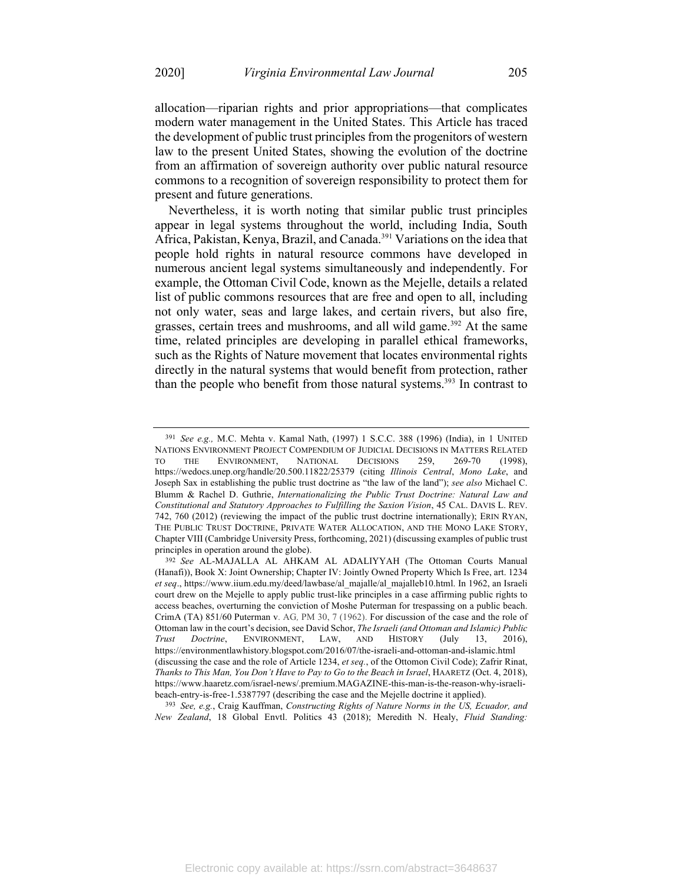allocation—riparian rights and prior appropriations—that complicates modern water management in the United States. This Article has traced the development of public trust principles from the progenitors of western law to the present United States, showing the evolution of the doctrine from an affirmation of sovereign authority over public natural resource commons to a recognition of sovereign responsibility to protect them for present and future generations.

Nevertheless, it is worth noting that similar public trust principles appear in legal systems throughout the world, including India, South Africa, Pakistan, Kenya, Brazil, and Canada.[391] Variations on the idea that people hold rights in natural resource commons have developed in numerous ancient legal systems simultaneously and independently. For example, the Ottoman Civil Code, known as the Mejelle, details a related list of public commons resources that are free and open to all, including not only water, seas and large lakes, and certain rivers, but also fire, grasses, certain trees and mushrooms, and all wild game.[392] At the same time, related principles are developing in parallel ethical frameworks, such as the Rights of Nature movement that locates environmental rights directly in the natural systems that would benefit from protection, rather than the people who benefit from those natural systems.[393] In contrast to

---

[391] *See e.g.,* M.C. Mehta v. Kamal Nath, (1997) 1 S.C.C. 388 (1996) (India), in 1 UNITED NATIONS ENVIRONMENT PROJECT COMPENDIUM OF JUDICIAL DECISIONS IN MATTERS RELATED TO THE ENVIRONMENT, NATIONAL DECISIONS 259, 269-70 (1998), https://wedocs.unep.org/handle/20.500.11822/25379 (citing *Illinois Central*, *Mono Lake*, and Joseph Sax in establishing the public trust doctrine as "the law of the land"); *see also* Michael C. Blumm & Rachel D. Guthrie, *Internationalizing the Public Trust Doctrine: Natural Law and Constitutional and Statutory Approaches to Fulfilling the Saxion Vision*, 45 CAL. DAVIS L. REV. 742, 760 (2012) (reviewing the impact of the public trust doctrine internationally); ERIN RYAN, THE PUBLIC TRUST DOCTRINE, PRIVATE WATER ALLOCATION, AND THE MONO LAKE STORY, Chapter VIII (Cambridge University Press, forthcoming, 2021) (discussing examples of public trust principles in operation around the globe).

[392] *See* AL-MAJALLA AL AHKAM AL ADALIYYAH (The Ottoman Courts Manual (Hanafi)), Book X: Joint Ownership; Chapter IV: Jointly Owned Property Which Is Free, art. 1234 *et seq*., https://www.iium.edu.my/deed/lawbase/al_majalle/al_majalleb10.html. In 1962, an Israeli court drew on the Mejelle to apply public trust-like principles in a case affirming public rights to access beaches, overturning the conviction of Moshe Puterman for trespassing on a public beach. CrimA (TA) 851/60 Puterman v. AG, PM 30, 7 (1962). For discussion of the case and the role of Ottoman law in the court's decision, see David Schor, *The Israeli (and Ottoman and Islamic) Public Trust Doctrine*, ENVIRONMENT, LAW, AND HISTORY (July 13, 2016), https://environmentlawhistory.blogspot.com/2016/07/the-israeli-and-ottoman-and-islamic.html (discussing the case and the role of Article 1234, *et seq.*, of the Ottomon Civil Code); Zafrir Rinat, *Thanks to This Man, You Don't Have to Pay to Go to the Beach in Israel*, HAARETZ (Oct. 4, 2018), https://www.haaretz.com/israel-news/.premium.MAGAZINE-this-man-is-the-reason-why-israeli-beach-entry-is-free-1.5387797 (describing the case and the Mejelle doctrine it applied).

[393] *See, e.g.*, Craig Kauffman, *Constructing Rights of Nature Norms in the US, Ecuador, and New Zealand*, 18 Global Envtl. Politics 43 (2018); Meredith N. Healy, *Fluid Standing:*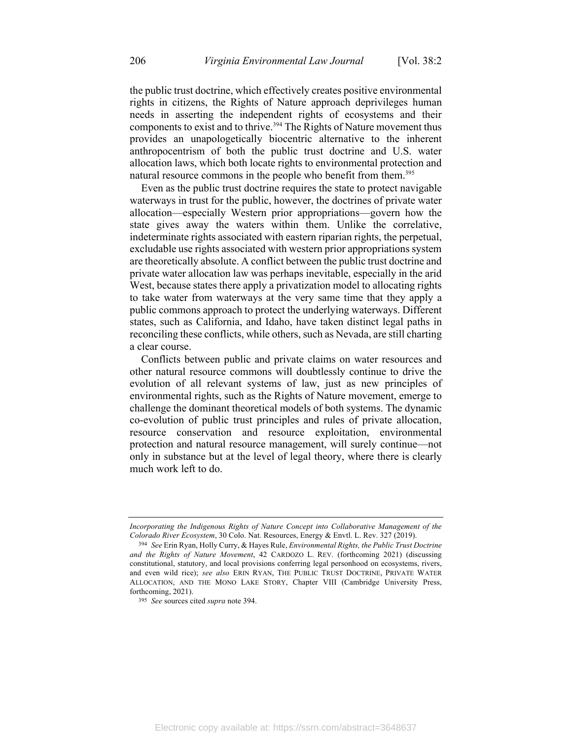the public trust doctrine, which effectively creates positive environmental rights in citizens, the Rights of Nature approach deprivileges human needs in asserting the independent rights of ecosystems and their components to exist and to thrive.[394] The Rights of Nature movement thus provides an unapologetically biocentric alternative to the inherent anthropocentrism of both the public trust doctrine and U.S. water allocation laws, which both locate rights to environmental protection and natural resource commons in the people who benefit from them.[395]

Even as the public trust doctrine requires the state to protect navigable waterways in trust for the public, however, the doctrines of private water allocation—especially Western prior appropriations—govern how the state gives away the waters within them. Unlike the correlative, indeterminate rights associated with eastern riparian rights, the perpetual, excludable use rights associated with western prior appropriations system are theoretically absolute. A conflict between the public trust doctrine and private water allocation law was perhaps inevitable, especially in the arid West, because states there apply a privatization model to allocating rights to take water from waterways at the very same time that they apply a public commons approach to protect the underlying waterways. Different states, such as California, and Idaho, have taken distinct legal paths in reconciling these conflicts, while others, such as Nevada, are still charting a clear course.

Conflicts between public and private claims on water resources and other natural resource commons will doubtlessly continue to drive the evolution of all relevant systems of law, just as new principles of environmental rights, such as the Rights of Nature movement, emerge to challenge the dominant theoretical models of both systems. The dynamic co-evolution of public trust principles and rules of private allocation, resource conservation and resource exploitation, environmental protection and natural resource management, will surely continue—not only in substance but at the level of legal theory, where there is clearly much work left to do.

---

*Incorporating the Indigenous Rights of Nature Concept into Collaborative Management of the Colorado River Ecosystem*, 30 Colo. Nat. Resources, Energy & Envtl. L. Rev. 327 (2019).

[394] *See* Erin Ryan, Holly Curry, & Hayes Rule, *Environmental Rights, the Public Trust Doctrine and the Rights of Nature Movement*, 42 CARDOZO L. REV. (forthcoming 2021) (discussing constitutional, statutory, and local provisions conferring legal personhood on ecosystems, rivers, and even wild rice); *see also* ERIN RYAN, THE PUBLIC TRUST DOCTRINE, PRIVATE WATER ALLOCATION, AND THE MONO LAKE STORY, Chapter VIII (Cambridge University Press, forthcoming, 2021).

[395] *See* sources cited *supra* note 394.